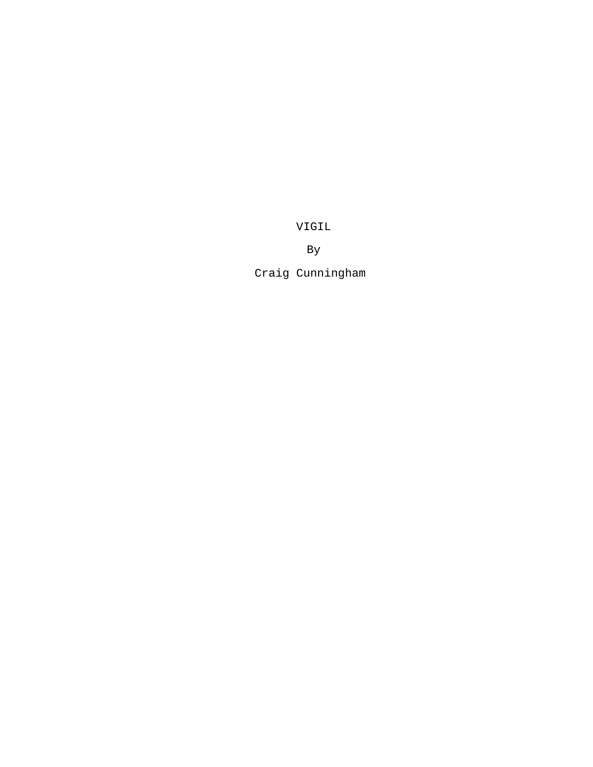# VIGIL

By

Craig Cunningham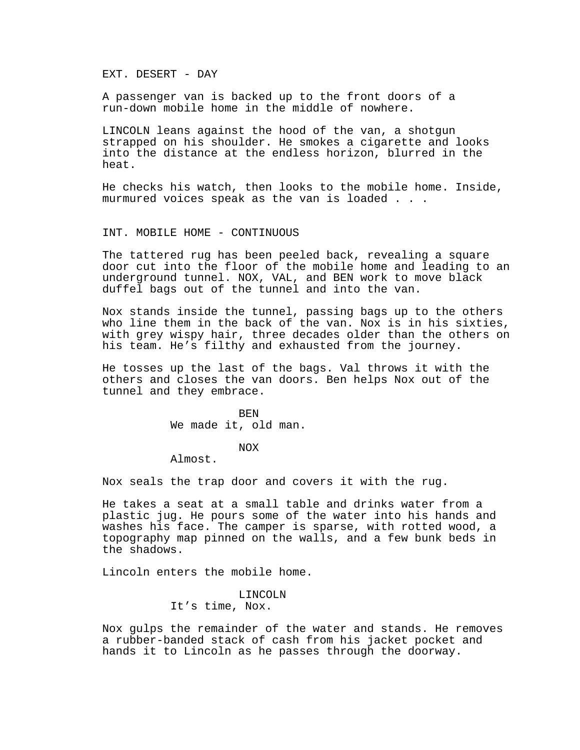EXT. DESERT - DAY

A passenger van is backed up to the front doors of a run-down mobile home in the middle of nowhere.

LINCOLN leans against the hood of the van, a shotgun strapped on his shoulder. He smokes a cigarette and looks into the distance at the endless horizon, blurred in the heat.

He checks his watch, then looks to the mobile home. Inside, murmured voices speak as the van is loaded . . .

INT. MOBILE HOME - CONTINUOUS

The tattered rug has been peeled back, revealing a square door cut into the floor of the mobile home and leading to an underground tunnel. NOX, VAL, and BEN work to move black duffel bags out of the tunnel and into the van.

Nox stands inside the tunnel, passing bags up to the others who line them in the back of the van. Nox is in his sixties, with grey wispy hair, three decades older than the others on his team. He’s filthy and exhausted from the journey.

He tosses up the last of the bags. Val throws it with the others and closes the van doors. Ben helps Nox out of the tunnel and they embrace.

BEN
We made it, old man.

NOX
Almost.

Nox seals the trap door and covers it with the rug.

He takes a seat at a small table and drinks water from a plastic jug. He pours some of the water into his hands and washes his face. The camper is sparse, with rotted wood, a topography map pinned on the walls, and a few bunk beds in the shadows.

Lincoln enters the mobile home.

LINCOLN
It’s time, Nox.

Nox gulps the remainder of the water and stands. He removes a rubber-banded stack of cash from his jacket pocket and hands it to Lincoln as he passes through the doorway.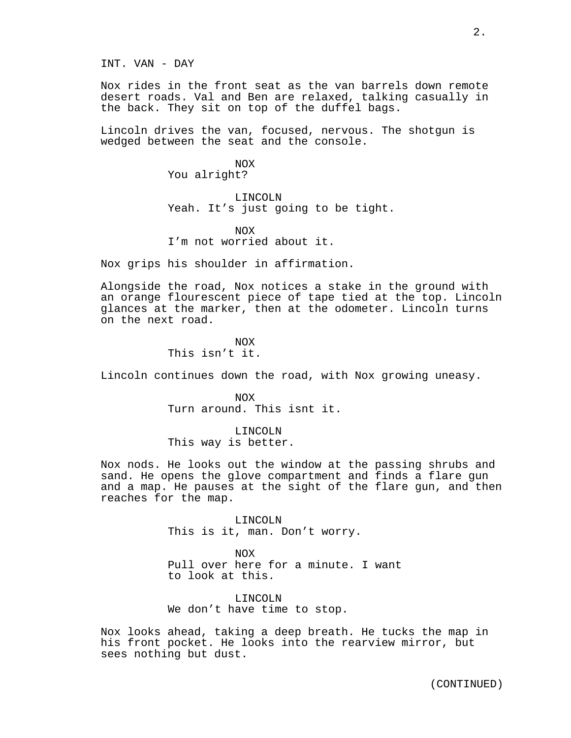INT. VAN - DAY

Nox rides in the front seat as the van barrels down remote desert roads. Val and Ben are relaxed, talking casually in the back. They sit on top of the duffel bags.

Lincoln drives the van, focused, nervous. The shotgun is wedged between the seat and the console.

NOX
You alright?

LINCOLN
Yeah. It's just going to be tight.

NOX
I'm not worried about it.

Nox grips his shoulder in affirmation.

Alongside the road, Nox notices a stake in the ground with an orange flourescent piece of tape tied at the top. Lincoln glances at the marker, then at the odometer. Lincoln turns on the next road.

NOX
This isn't it.

Lincoln continues down the road, with Nox growing uneasy.

NOX
Turn around. This isnt it.

LINCOLN
This way is better.

Nox nods. He looks out the window at the passing shrubs and sand. He opens the glove compartment and finds a flare gun and a map. He pauses at the sight of the flare gun, and then reaches for the map.

LINCOLN
This is it, man. Don't worry.

NOX
Pull over here for a minute. I want to look at this.

LINCOLN
We don't have time to stop.

Nox looks ahead, taking a deep breath. He tucks the map in his front pocket. He looks into the rearview mirror, but sees nothing but dust.

(CONTINUED)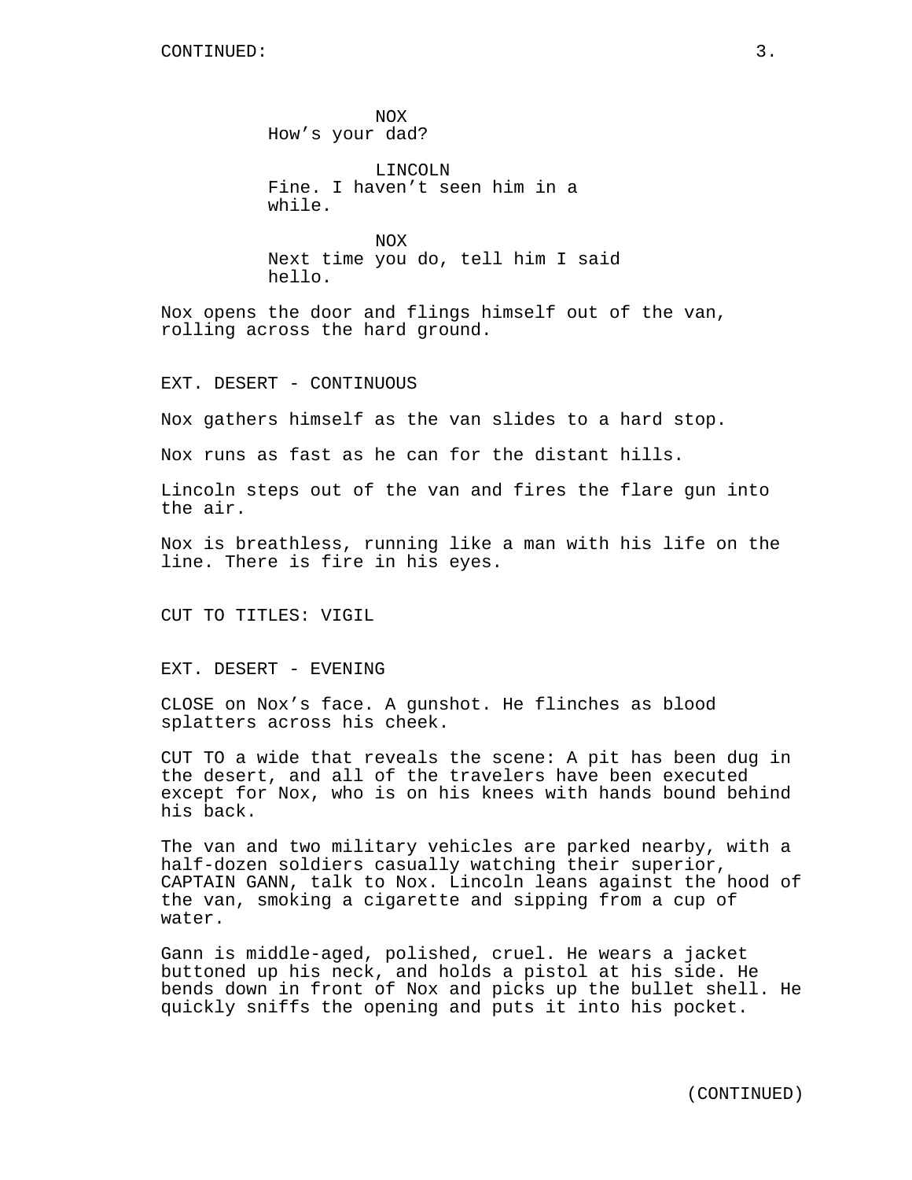NOX
How's your dad?

LINCOLN
Fine. I haven't seen him in a while.

NOX
Next time you do, tell him I said hello.

Nox opens the door and flings himself out of the van, rolling across the hard ground.

EXT. DESERT - CONTINUOUS

Nox gathers himself as the van slides to a hard stop.

Nox runs as fast as he can for the distant hills.

Lincoln steps out of the van and fires the flare gun into the air.

Nox is breathless, running like a man with his life on the line. There is fire in his eyes.

CUT TO TITLES: VIGIL

EXT. DESERT - EVENING

CLOSE on Nox's face. A gunshot. He flinches as blood splatters across his cheek.

CUT TO a wide that reveals the scene: A pit has been dug in the desert, and all of the travelers have been executed except for Nox, who is on his knees with hands bound behind his back.

The van and two military vehicles are parked nearby, with a half-dozen soldiers casually watching their superior, CAPTAIN GANN, talk to Nox. Lincoln leans against the hood of the van, smoking a cigarette and sipping from a cup of water.

Gann is middle-aged, polished, cruel. He wears a jacket buttoned up his neck, and holds a pistol at his side. He bends down in front of Nox and picks up the bullet shell. He quickly sniffs the opening and puts it into his pocket.

(CONTINUED)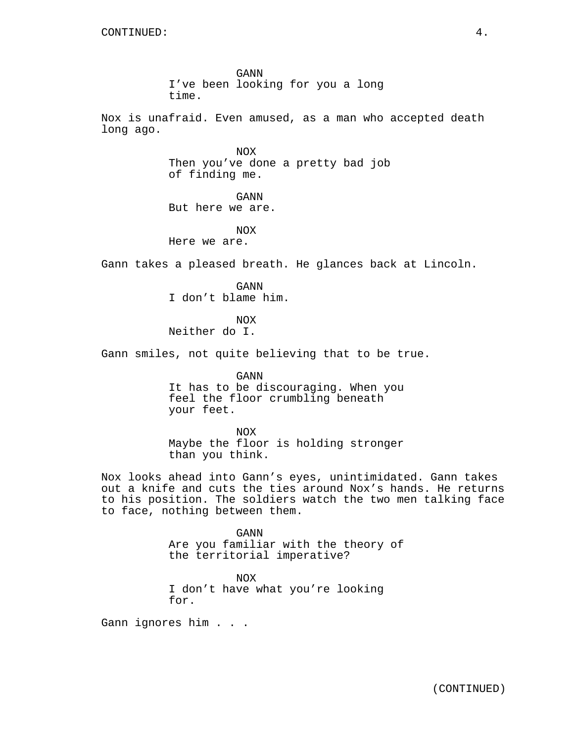GANN
I've been looking for you a long time.

Nox is unafraid. Even amused, as a man who accepted death long ago.

NOX
Then you've done a pretty bad job of finding me.

GANN
But here we are.

NOX
Here we are.

Gann takes a pleased breath. He glances back at Lincoln.

GANN
I don't blame him.

NOX
Neither do I.

Gann smiles, not quite believing that to be true.

GANN
It has to be discouraging. When you feel the floor crumbling beneath your feet.

NOX
Maybe the floor is holding stronger than you think.

Nox looks ahead into Gann's eyes, unintimidated. Gann takes out a knife and cuts the ties around Nox's hands. He returns to his position. The soldiers watch the two men talking face to face, nothing between them.

GANN
Are you familiar with the theory of the territorial imperative?

NOX
I don't have what you're looking for.

Gann ignores him . . .

(CONTINUED)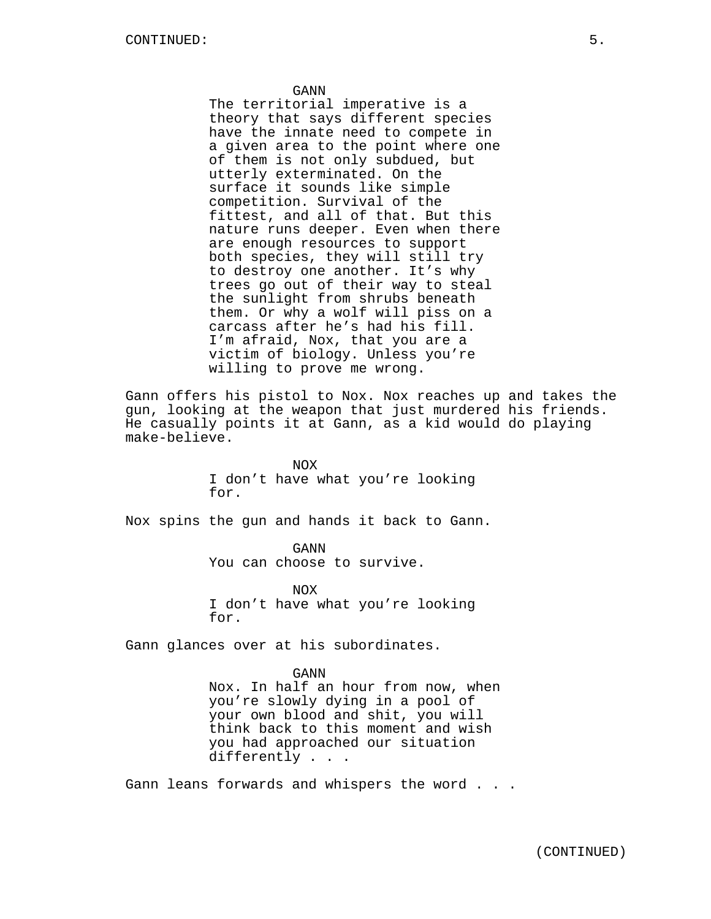GANN

The territorial imperative is a theory that says different species have the innate need to compete in a given area to the point where one of them is not only subdued, but utterly exterminated. On the surface it sounds like simple competition. Survival of the fittest, and all of that. But this nature runs deeper. Even when there are enough resources to support both species, they will still try to destroy one another. It's why trees go out of their way to steal the sunlight from shrubs beneath them. Or why a wolf will piss on a carcass after he's had his fill. I'm afraid, Nox, that you are a victim of biology. Unless you're willing to prove me wrong.

Gann offers his pistol to Nox. Nox reaches up and takes the gun, looking at the weapon that just murdered his friends. He casually points it at Gann, as a kid would do playing make-believe.

NOX

I don't have what you're looking for.

Nox spins the gun and hands it back to Gann.

GANN

You can choose to survive.

NOX

I don't have what you're looking for.

Gann glances over at his subordinates.

GANN

Nox. In half an hour from now, when you're slowly dying in a pool of your own blood and shit, you will think back to this moment and wish you had approached our situation differently . . .

Gann leans forwards and whispers the word . . .

(CONTINUED)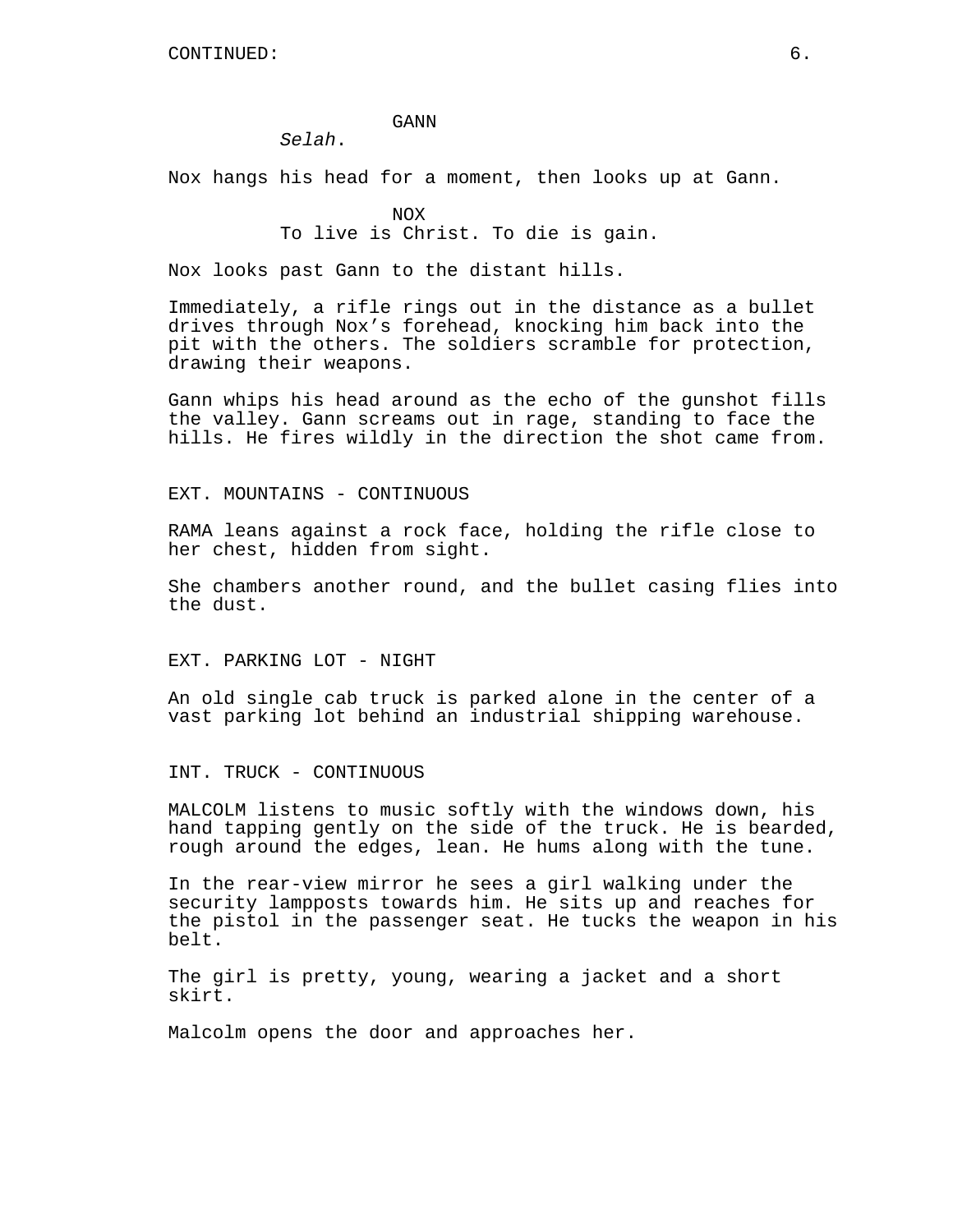GANN

*Selah*.

Nox hangs his head for a moment, then looks up at Gann.

NOX

To live is Christ. To die is gain.

Nox looks past Gann to the distant hills.

Immediately, a rifle rings out in the distance as a bullet drives through Nox's forehead, knocking him back into the pit with the others. The soldiers scramble for protection, drawing their weapons.

Gann whips his head around as the echo of the gunshot fills the valley. Gann screams out in rage, standing to face the hills. He fires wildly in the direction the shot came from.

EXT. MOUNTAINS - CONTINUOUS

RAMA leans against a rock face, holding the rifle close to her chest, hidden from sight.

She chambers another round, and the bullet casing flies into the dust.

EXT. PARKING LOT - NIGHT

An old single cab truck is parked alone in the center of a vast parking lot behind an industrial shipping warehouse.

INT. TRUCK - CONTINUOUS

MALCOLM listens to music softly with the windows down, his hand tapping gently on the side of the truck. He is bearded, rough around the edges, lean. He hums along with the tune.

In the rear-view mirror he sees a girl walking under the security lampposts towards him. He sits up and reaches for the pistol in the passenger seat. He tucks the weapon in his belt.

The girl is pretty, young, wearing a jacket and a short skirt.

Malcolm opens the door and approaches her.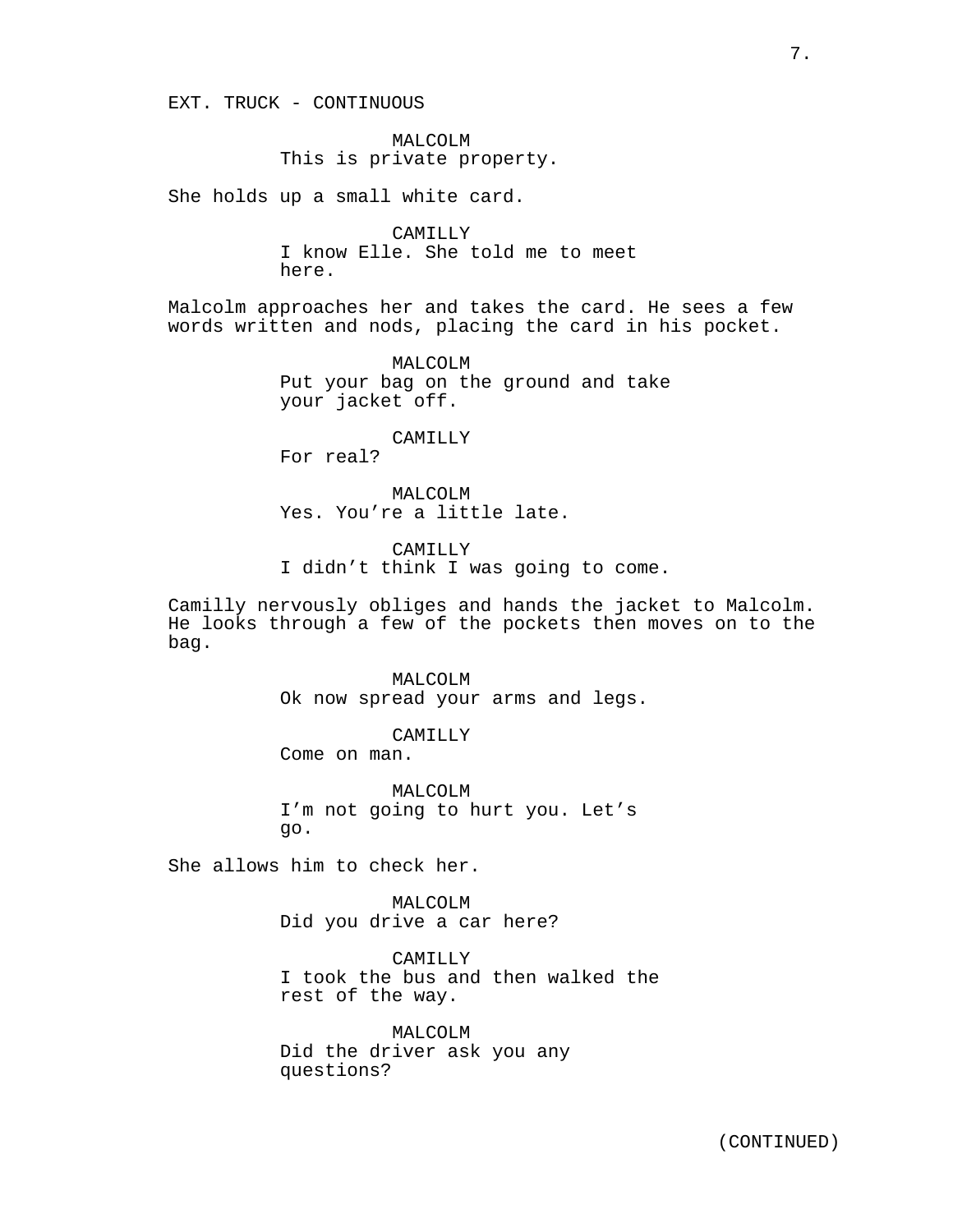EXT. TRUCK - CONTINUOUS

MALCOLM
This is private property.

She holds up a small white card.

CAMILLY
I know Elle. She told me to meet here.

Malcolm approaches her and takes the card. He sees a few words written and nods, placing the card in his pocket.

MALCOLM
Put your bag on the ground and take your jacket off.

CAMILLY
For real?

MALCOLM
Yes. You're a little late.

CAMILLY
I didn't think I was going to come.

Camilly nervously obliges and hands the jacket to Malcolm. He looks through a few of the pockets then moves on to the bag.

MALCOLM
Ok now spread your arms and legs.

CAMILLY
Come on man.

MALCOLM
I'm not going to hurt you. Let's go.

She allows him to check her.

MALCOLM
Did you drive a car here?

CAMILLY
I took the bus and then walked the rest of the way.

MALCOLM
Did the driver ask you any questions?

(CONTINUED)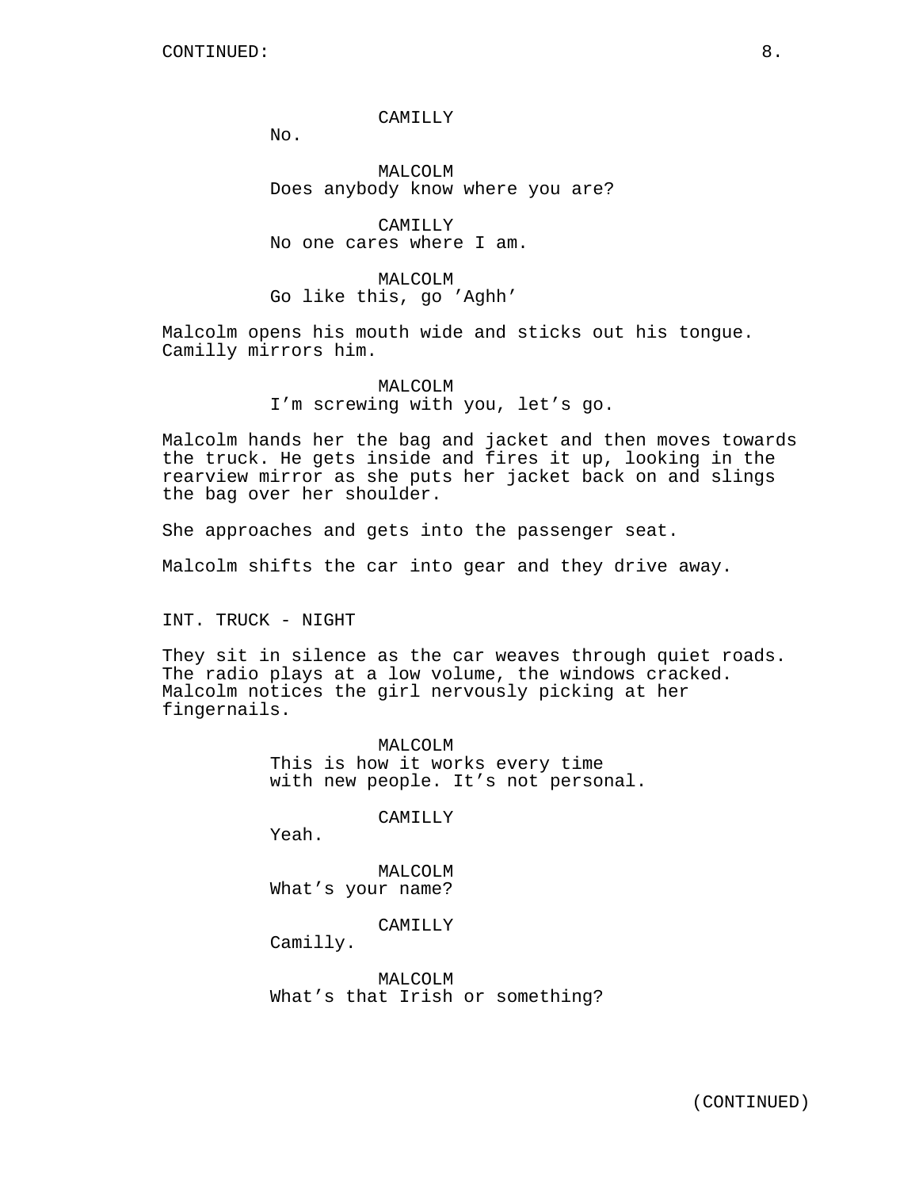CAMILLY
No.

MALCOLM
Does anybody know where you are?

CAMILLY
No one cares where I am.

MALCOLM
Go like this, go 'Aghh'

Malcolm opens his mouth wide and sticks out his tongue. Camilly mirrors him.

MALCOLM
I'm screwing with you, let's go.

Malcolm hands her the bag and jacket and then moves towards the truck. He gets inside and fires it up, looking in the rearview mirror as she puts her jacket back on and slings the bag over her shoulder.

She approaches and gets into the passenger seat.

Malcolm shifts the car into gear and they drive away.

INT. TRUCK - NIGHT

They sit in silence as the car weaves through quiet roads. The radio plays at a low volume, the windows cracked. Malcolm notices the girl nervously picking at her fingernails.

MALCOLM
This is how it works every time with new people. It's not personal.

CAMILLY
Yeah.

MALCOLM
What's your name?

CAMILLY
Camilly.

MALCOLM
What's that Irish or something?

(CONTINUED)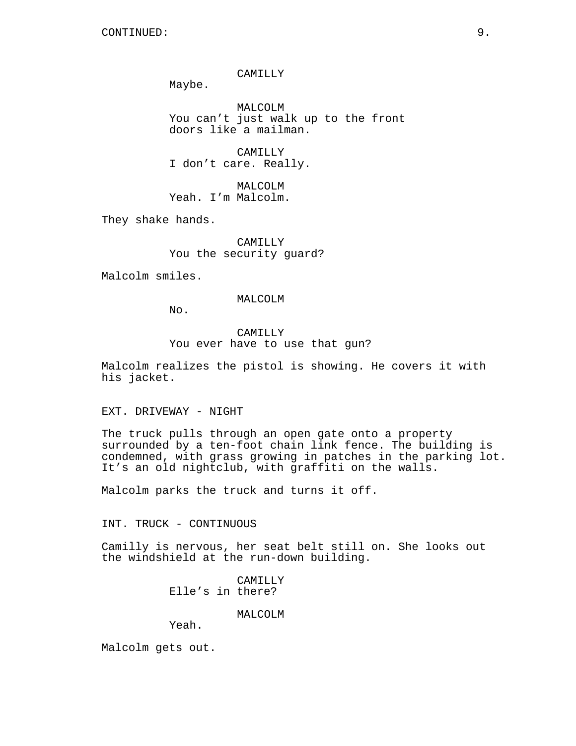CAMILLY
Maybe.

MALCOLM
You can't just walk up to the front doors like a mailman.

CAMILLY
I don't care. Really.

MALCOLM
Yeah. I'm Malcolm.

They shake hands.

CAMILLY
You the security guard?

Malcolm smiles.

MALCOLM
No.

CAMILLY
You ever have to use that gun?

Malcolm realizes the pistol is showing. He covers it with his jacket.

EXT. DRIVEWAY - NIGHT

The truck pulls through an open gate onto a property surrounded by a ten-foot chain link fence. The building is condemned, with grass growing in patches in the parking lot. It's an old nightclub, with graffiti on the walls.

Malcolm parks the truck and turns it off.

INT. TRUCK - CONTINUOUS

Camilly is nervous, her seat belt still on. She looks out the windshield at the run-down building.

CAMILLY
Elle's in there?

MALCOLM
Yeah.

Malcolm gets out.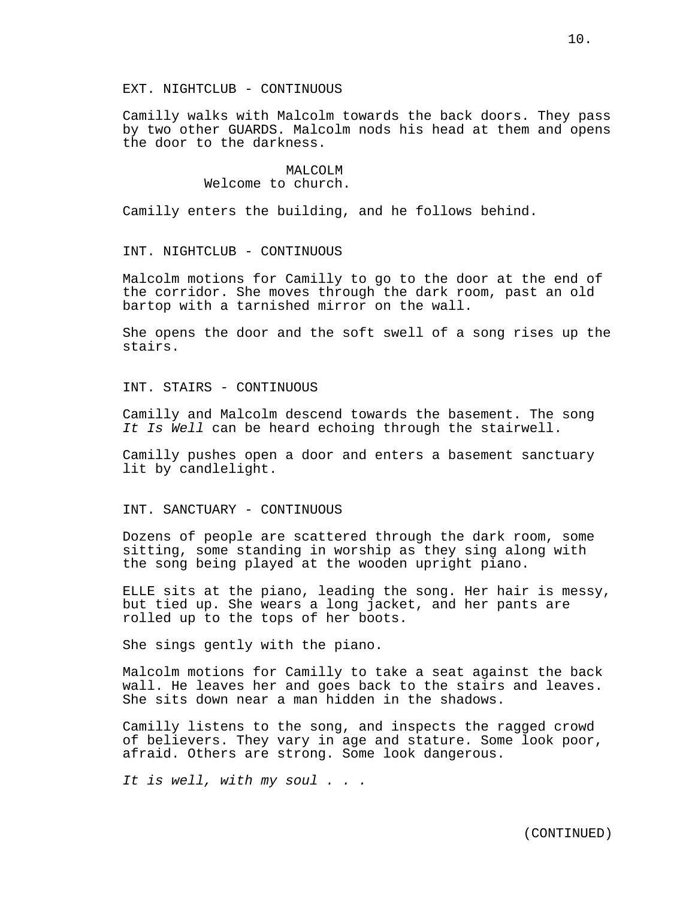EXT. NIGHTCLUB - CONTINUOUS

Camilly walks with Malcolm towards the back doors. They pass by two other GUARDS. Malcolm nods his head at them and opens the door to the darkness.

MALCOLM
Welcome to church.

Camilly enters the building, and he follows behind.

INT. NIGHTCLUB - CONTINUOUS

Malcolm motions for Camilly to go to the door at the end of the corridor. She moves through the dark room, past an old bartop with a tarnished mirror on the wall.

She opens the door and the soft swell of a song rises up the stairs.

INT. STAIRS - CONTINUOUS

Camilly and Malcolm descend towards the basement. The song *It Is Well* can be heard echoing through the stairwell.

Camilly pushes open a door and enters a basement sanctuary lit by candlelight.

INT. SANCTUARY - CONTINUOUS

Dozens of people are scattered through the dark room, some sitting, some standing in worship as they sing along with the song being played at the wooden upright piano.

ELLE sits at the piano, leading the song. Her hair is messy, but tied up. She wears a long jacket, and her pants are rolled up to the tops of her boots.

She sings gently with the piano.

Malcolm motions for Camilly to take a seat against the back wall. He leaves her and goes back to the stairs and leaves. She sits down near a man hidden in the shadows.

Camilly listens to the song, and inspects the ragged crowd of believers. They vary in age and stature. Some look poor, afraid. Others are strong. Some look dangerous.

*It is well, with my soul . . .*

(CONTINUED)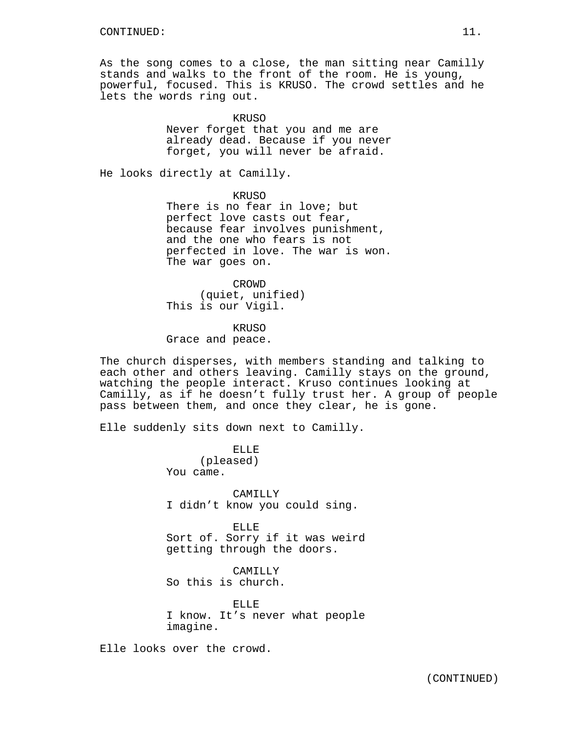As the song comes to a close, the man sitting near Camilly stands and walks to the front of the room. He is young, powerful, focused. This is KRUSO. The crowd settles and he lets the words ring out.

KRUSO
Never forget that you and me are already dead. Because if you never forget, you will never be afraid.

He looks directly at Camilly.

KRUSO
There is no fear in love; but perfect love casts out fear, because fear involves punishment, and the one who fears is not perfected in love. The war is won. The war goes on.

CROWD
(quiet, unified)
This is our Vigil.

KRUSO
Grace and peace.

The church disperses, with members standing and talking to each other and others leaving. Camilly stays on the ground, watching the people interact. Kruso continues looking at Camilly, as if he doesn't fully trust her. A group of people pass between them, and once they clear, he is gone.

Elle suddenly sits down next to Camilly.

ELLE
(pleased)
You came.

CAMILLY
I didn't know you could sing.

ELLE
Sort of. Sorry if it was weird getting through the doors.

CAMILLY
So this is church.

ELLE
I know. It's never what people imagine.

Elle looks over the crowd.

(CONTINUED)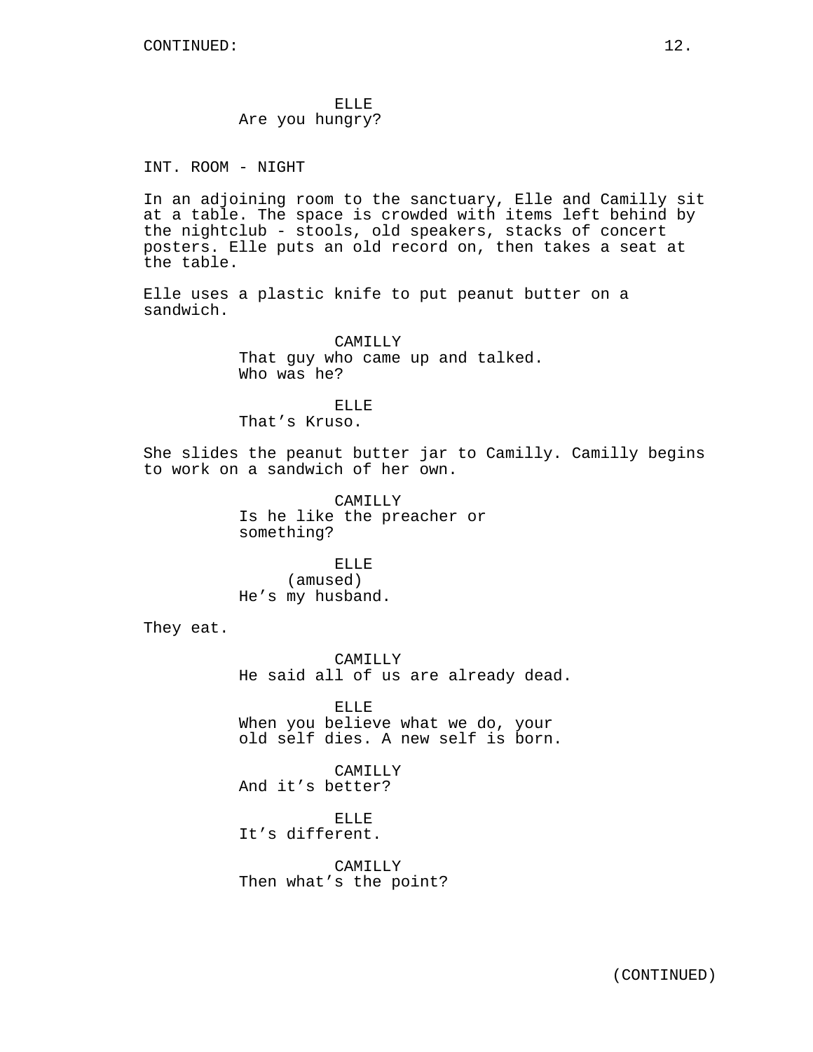ELLE
Are you hungry?

INT. ROOM - NIGHT

In an adjoining room to the sanctuary, Elle and Camilly sit at a table. The space is crowded with items left behind by the nightclub - stools, old speakers, stacks of concert posters. Elle puts an old record on, then takes a seat at the table.

Elle uses a plastic knife to put peanut butter on a sandwich.

CAMILLY
That guy who came up and talked. Who was he?

ELLE
That's Kruso.

She slides the peanut butter jar to Camilly. Camilly begins to work on a sandwich of her own.

CAMILLY
Is he like the preacher or something?

ELLE
(amused)
He's my husband.

They eat.

CAMILLY
He said all of us are already dead.

ELLE
When you believe what we do, your old self dies. A new self is born.

CAMILLY
And it's better?

ELLE
It's different.

CAMILLY
Then what's the point?

(CONTINUED)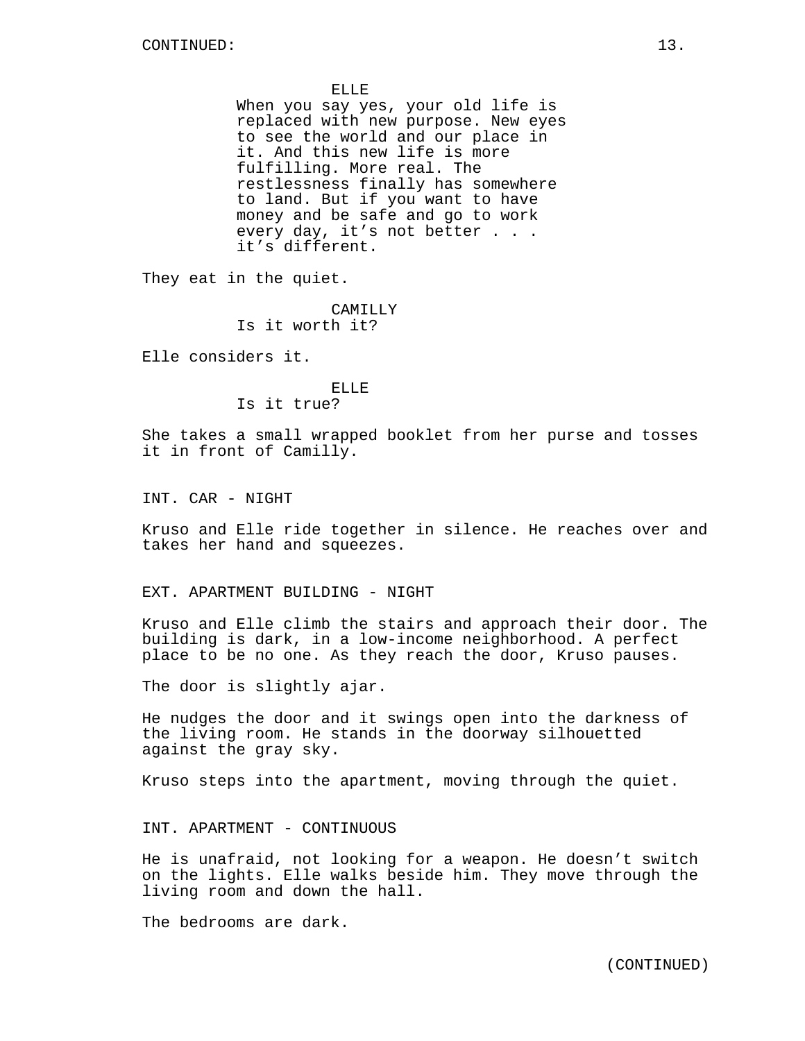ELLE
When you say yes, your old life is replaced with new purpose. New eyes to see the world and our place in it. And this new life is more fulfilling. More real. The restlessness finally has somewhere to land. But if you want to have money and be safe and go to work every day, it’s not better . . . it’s different.

They eat in the quiet.

CAMILLY
Is it worth it?

Elle considers it.

ELLE
Is it true?

She takes a small wrapped booklet from her purse and tosses it in front of Camilly.

INT. CAR - NIGHT

Kruso and Elle ride together in silence. He reaches over and takes her hand and squeezes.

EXT. APARTMENT BUILDING - NIGHT

Kruso and Elle climb the stairs and approach their door. The building is dark, in a low-income neighborhood. A perfect place to be no one. As they reach the door, Kruso pauses.

The door is slightly ajar.

He nudges the door and it swings open into the darkness of the living room. He stands in the doorway silhouetted against the gray sky.

Kruso steps into the apartment, moving through the quiet.

INT. APARTMENT - CONTINUOUS

He is unafraid, not looking for a weapon. He doesn’t switch on the lights. Elle walks beside him. They move through the living room and down the hall.

The bedrooms are dark.

(CONTINUED)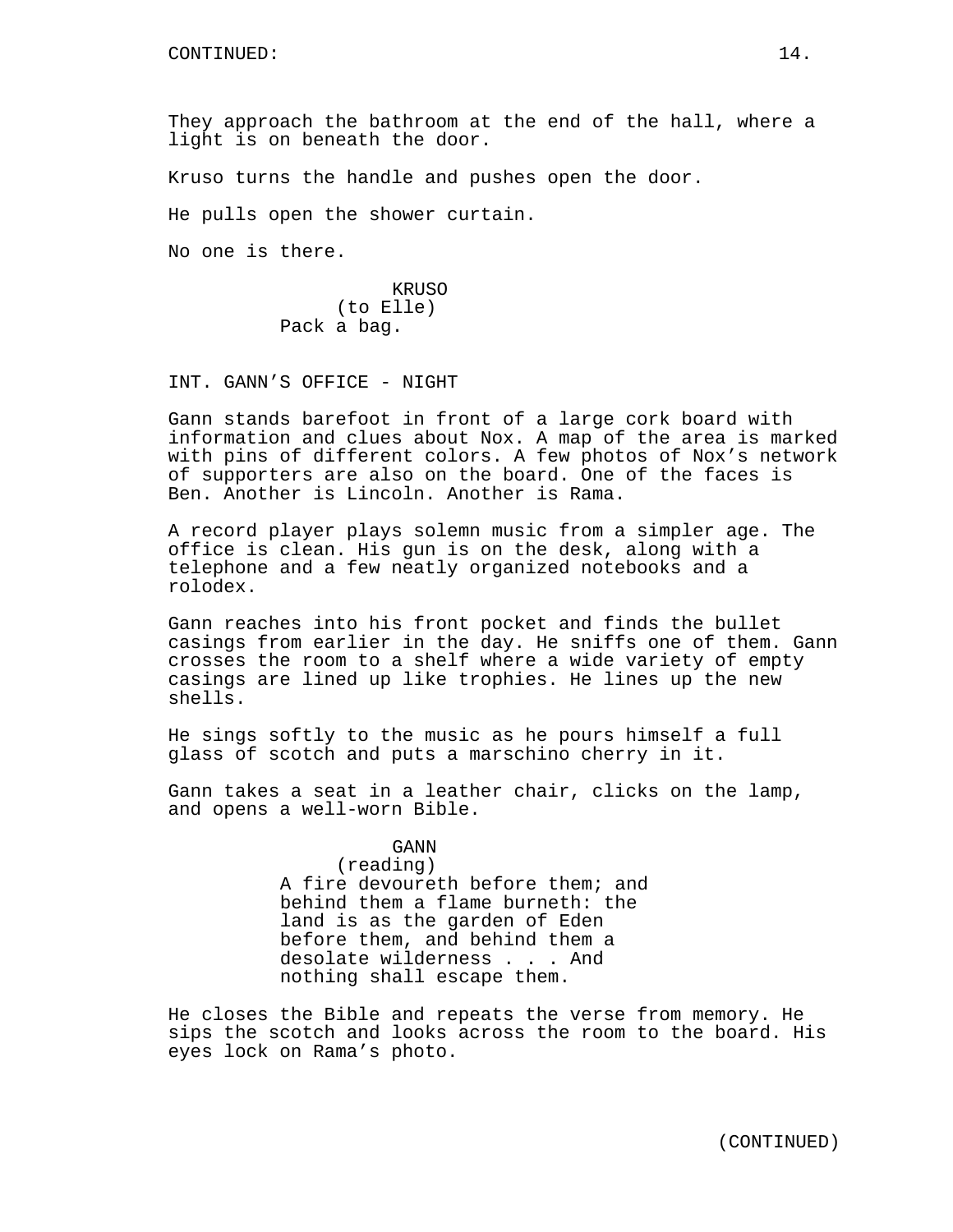They approach the bathroom at the end of the hall, where a light is on beneath the door.

Kruso turns the handle and pushes open the door.

He pulls open the shower curtain.

No one is there.

KRUSO
(to Elle)
Pack a bag.

INT. GANN'S OFFICE - NIGHT

Gann stands barefoot in front of a large cork board with information and clues about Nox. A map of the area is marked with pins of different colors. A few photos of Nox's network of supporters are also on the board. One of the faces is Ben. Another is Lincoln. Another is Rama.

A record player plays solemn music from a simpler age. The office is clean. His gun is on the desk, along with a telephone and a few neatly organized notebooks and a rolodex.

Gann reaches into his front pocket and finds the bullet casings from earlier in the day. He sniffs one of them. Gann crosses the room to a shelf where a wide variety of empty casings are lined up like trophies. He lines up the new shells.

He sings softly to the music as he pours himself a full glass of scotch and puts a marschino cherry in it.

Gann takes a seat in a leather chair, clicks on the lamp, and opens a well-worn Bible.

GANN
(reading)
A fire devoureth before them; and behind them a flame burneth: the land is as the garden of Eden before them, and behind them a desolate wilderness . . . And nothing shall escape them.

He closes the Bible and repeats the verse from memory. He sips the scotch and looks across the room to the board. His eyes lock on Rama's photo.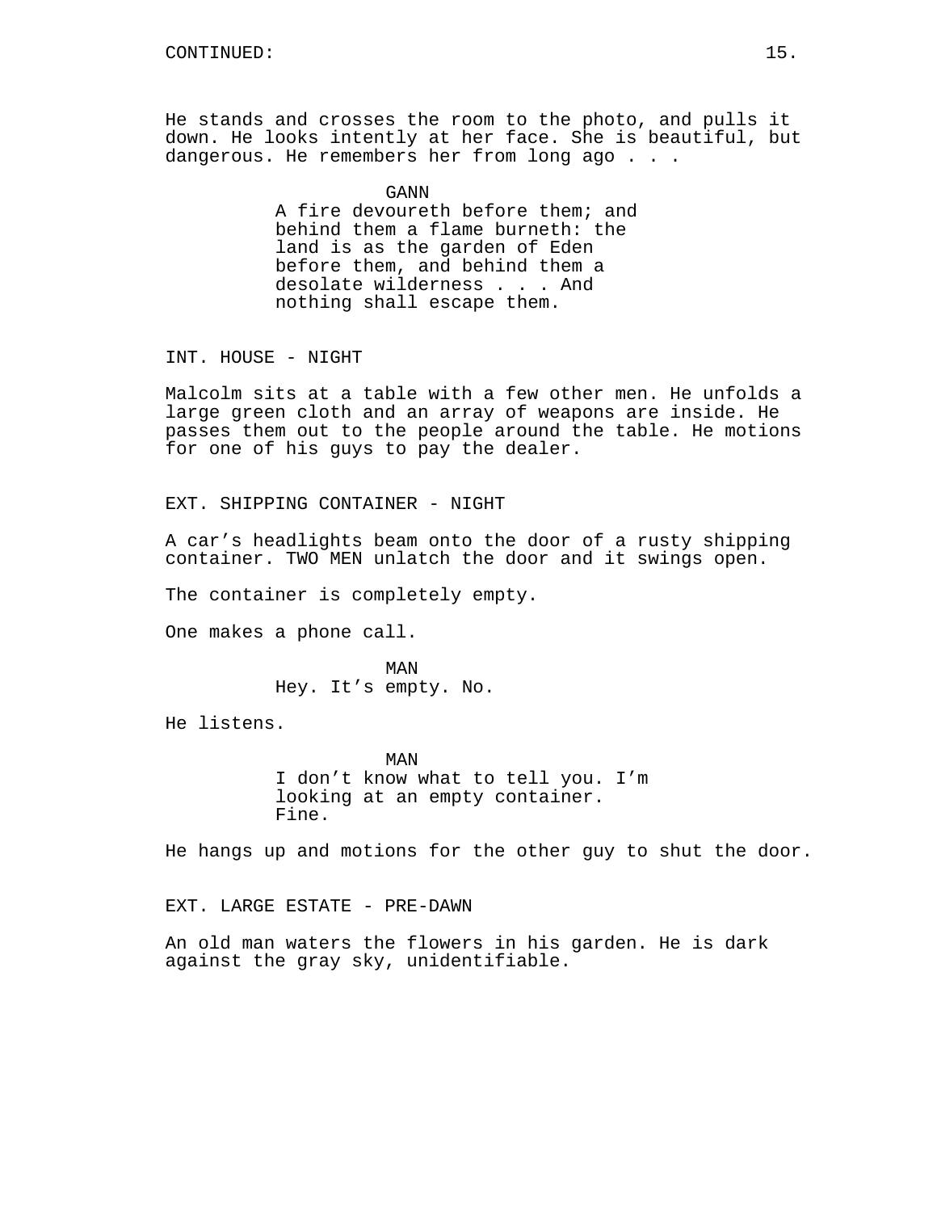He stands and crosses the room to the photo, and pulls it down. He looks intently at her face. She is beautiful, but dangerous. He remembers her from long ago . . .

GANN
A fire devoureth before them; and behind them a flame burneth: the land is as the garden of Eden before them, and behind them a desolate wilderness . . . And nothing shall escape them.

INT. HOUSE - NIGHT

Malcolm sits at a table with a few other men. He unfolds a large green cloth and an array of weapons are inside. He passes them out to the people around the table. He motions for one of his guys to pay the dealer.

EXT. SHIPPING CONTAINER - NIGHT

A car's headlights beam onto the door of a rusty shipping container. TWO MEN unlatch the door and it swings open.

The container is completely empty.

One makes a phone call.

MAN
Hey. It's empty. No.

He listens.

MAN
I don't know what to tell you. I'm looking at an empty container. Fine.

He hangs up and motions for the other guy to shut the door.

EXT. LARGE ESTATE - PRE-DAWN

An old man waters the flowers in his garden. He is dark against the gray sky, unidentifiable.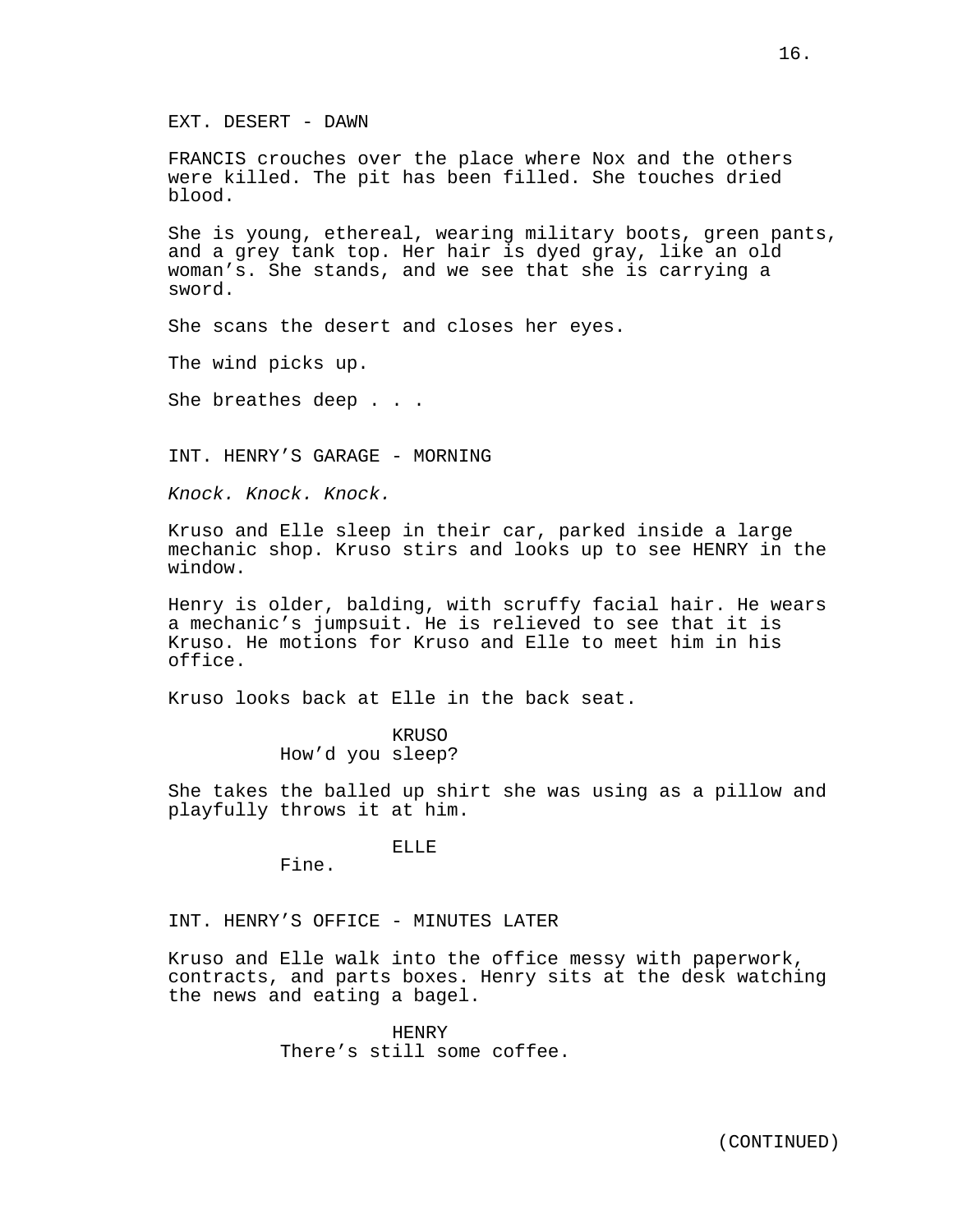EXT. DESERT - DAWN

FRANCIS crouches over the place where Nox and the others were killed. The pit has been filled. She touches dried blood.

She is young, ethereal, wearing military boots, green pants, and a grey tank top. Her hair is dyed gray, like an old woman's. She stands, and we see that she is carrying a sword.

She scans the desert and closes her eyes.

The wind picks up.

She breathes deep . . .

INT. HENRY'S GARAGE - MORNING

*Knock. Knock. Knock.*

Kruso and Elle sleep in their car, parked inside a large mechanic shop. Kruso stirs and looks up to see HENRY in the window.

Henry is older, balding, with scruffy facial hair. He wears a mechanic's jumpsuit. He is relieved to see that it is Kruso. He motions for Kruso and Elle to meet him in his office.

Kruso looks back at Elle in the back seat.

KRUSO
How'd you sleep?

She takes the balled up shirt she was using as a pillow and playfully throws it at him.

ELLE
Fine.

INT. HENRY'S OFFICE - MINUTES LATER

Kruso and Elle walk into the office messy with paperwork, contracts, and parts boxes. Henry sits at the desk watching the news and eating a bagel.

HENRY
There's still some coffee.

(CONTINUED)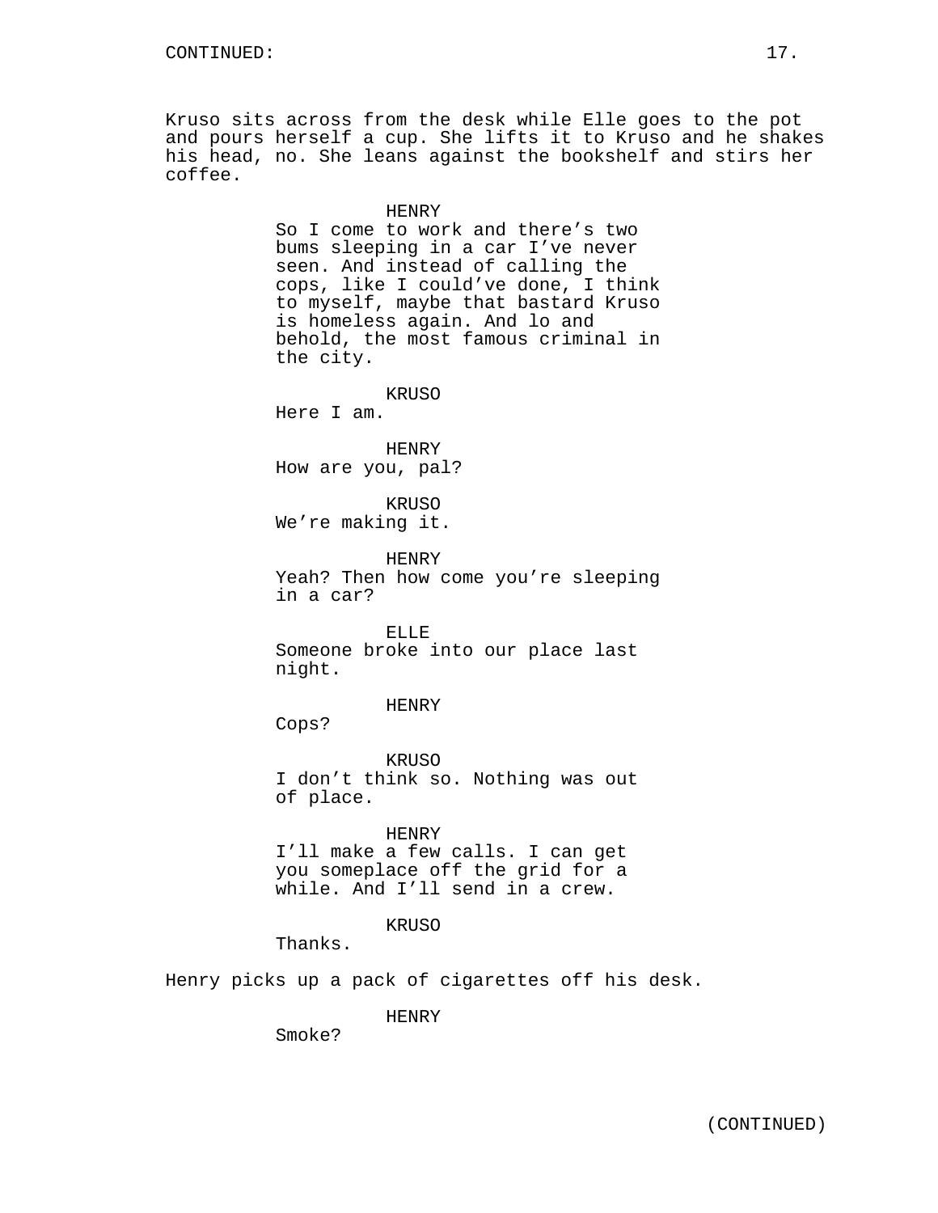CONTINUED:

Kruso sits across from the desk while Elle goes to the pot and pours herself a cup. She lifts it to Kruso and he shakes his head, no. She leans against the bookshelf and stirs her coffee.

HENRY
So I come to work and there's two bums sleeping in a car I've never seen. And instead of calling the cops, like I could've done, I think to myself, maybe that bastard Kruso is homeless again. And lo and behold, the most famous criminal in the city.

KRUSO
Here I am.

HENRY
How are you, pal?

KRUSO
We're making it.

HENRY
Yeah? Then how come you're sleeping in a car?

ELLE
Someone broke into our place last night.

HENRY
Cops?

KRUSO
I don't think so. Nothing was out of place.

HENRY
I'll make a few calls. I can get you someplace off the grid for a while. And I'll send in a crew.

KRUSO
Thanks.

Henry picks up a pack of cigarettes off his desk.

HENRY
Smoke?

(CONTINUED)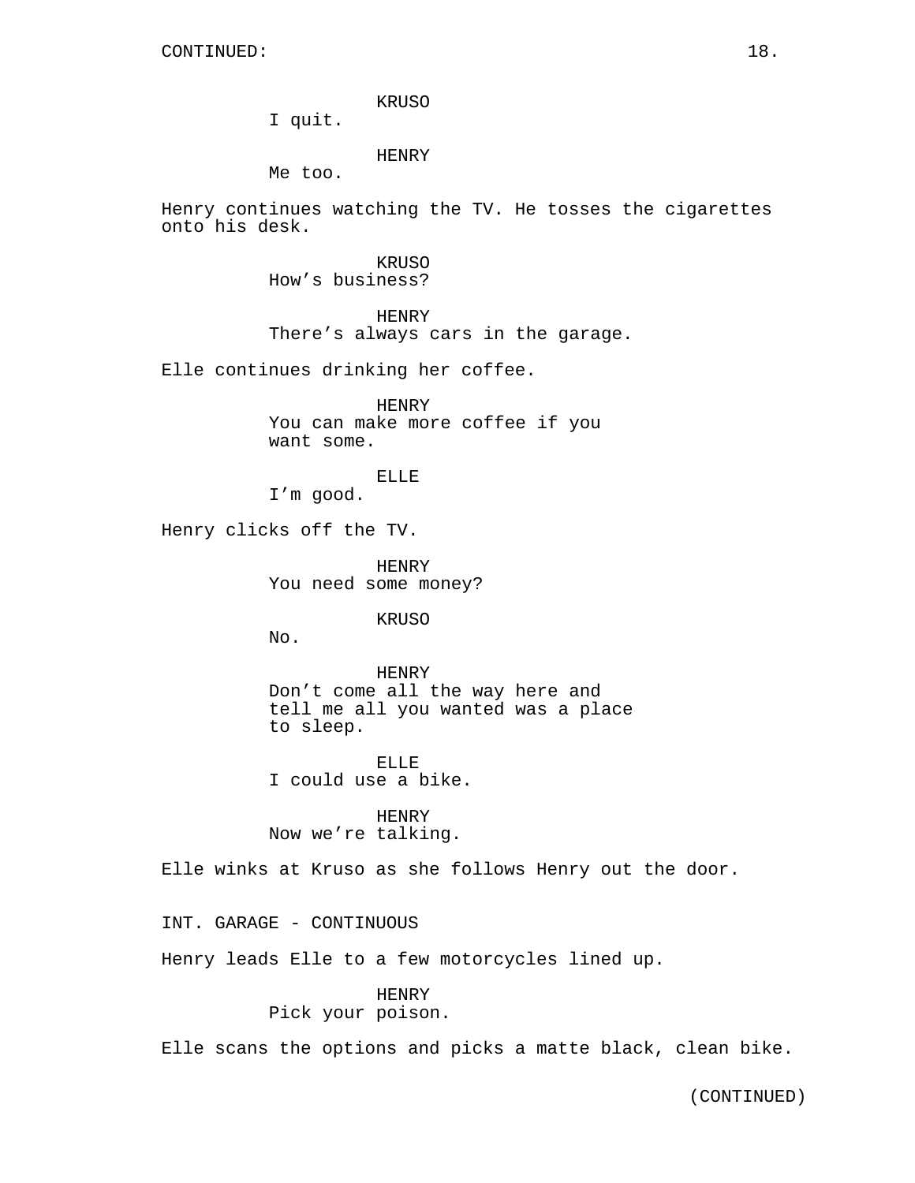CONTINUED:

KRUSO
I quit.

HENRY
Me too.

Henry continues watching the TV. He tosses the cigarettes onto his desk.

KRUSO
How's business?

HENRY
There's always cars in the garage.

Elle continues drinking her coffee.

HENRY
You can make more coffee if you want some.

ELLE
I'm good.

Henry clicks off the TV.

HENRY
You need some money?

KRUSO
No.

HENRY
Don't come all the way here and tell me all you wanted was a place to sleep.

ELLE
I could use a bike.

HENRY
Now we're talking.

Elle winks at Kruso as she follows Henry out the door.

INT. GARAGE - CONTINUOUS

Henry leads Elle to a few motorcycles lined up.

HENRY
Pick your poison.

Elle scans the options and picks a matte black, clean bike.

(CONTINUED)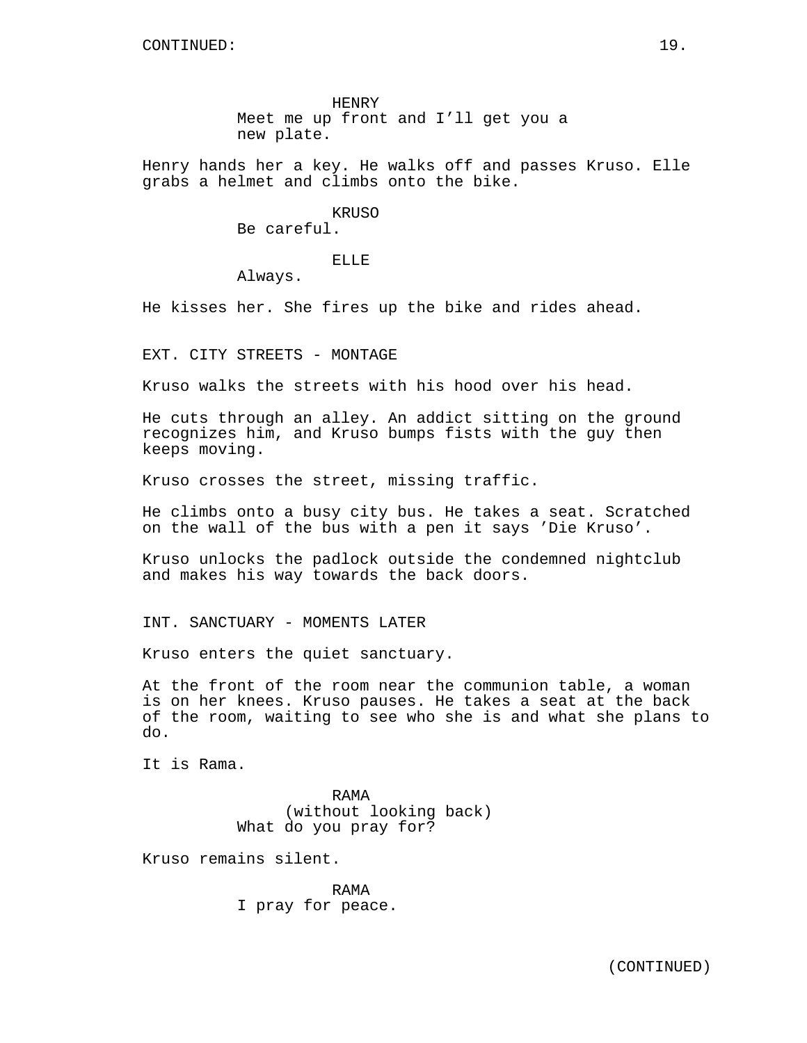HENRY
Meet me up front and I'll get you a new plate.

Henry hands her a key. He walks off and passes Kruso. Elle grabs a helmet and climbs onto the bike.

KRUSO
Be careful.

ELLE
Always.

He kisses her. She fires up the bike and rides ahead.

EXT. CITY STREETS - MONTAGE

Kruso walks the streets with his hood over his head.

He cuts through an alley. An addict sitting on the ground recognizes him, and Kruso bumps fists with the guy then keeps moving.

Kruso crosses the street, missing traffic.

He climbs onto a busy city bus. He takes a seat. Scratched on the wall of the bus with a pen it says 'Die Kruso'.

Kruso unlocks the padlock outside the condemned nightclub and makes his way towards the back doors.

INT. SANCTUARY - MOMENTS LATER

Kruso enters the quiet sanctuary.

At the front of the room near the communion table, a woman is on her knees. Kruso pauses. He takes a seat at the back of the room, waiting to see who she is and what she plans to do.

It is Rama.

RAMA
(without looking back)
What do you pray for?

Kruso remains silent.

RAMA
I pray for peace.

(CONTINUED)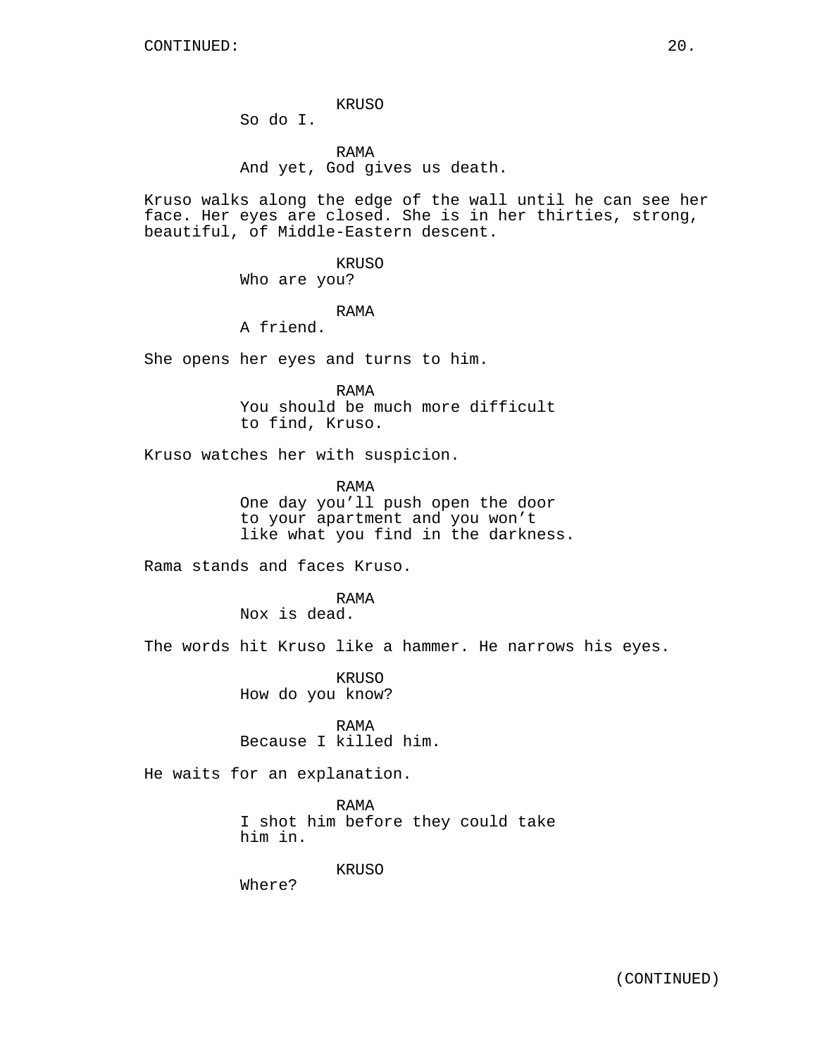CONTINUED:

KRUSO
So do I.

RAMA
And yet, God gives us death.

Kruso walks along the edge of the wall until he can see her face. Her eyes are closed. She is in her thirties, strong, beautiful, of Middle-Eastern descent.

KRUSO
Who are you?

RAMA
A friend.

She opens her eyes and turns to him.

RAMA
You should be much more difficult to find, Kruso.

Kruso watches her with suspicion.

RAMA
One day you'll push open the door to your apartment and you won't like what you find in the darkness.

Rama stands and faces Kruso.

RAMA
Nox is dead.

The words hit Kruso like a hammer. He narrows his eyes.

KRUSO
How do you know?

RAMA
Because I killed him.

He waits for an explanation.

RAMA
I shot him before they could take him in.

KRUSO
Where?

(CONTINUED)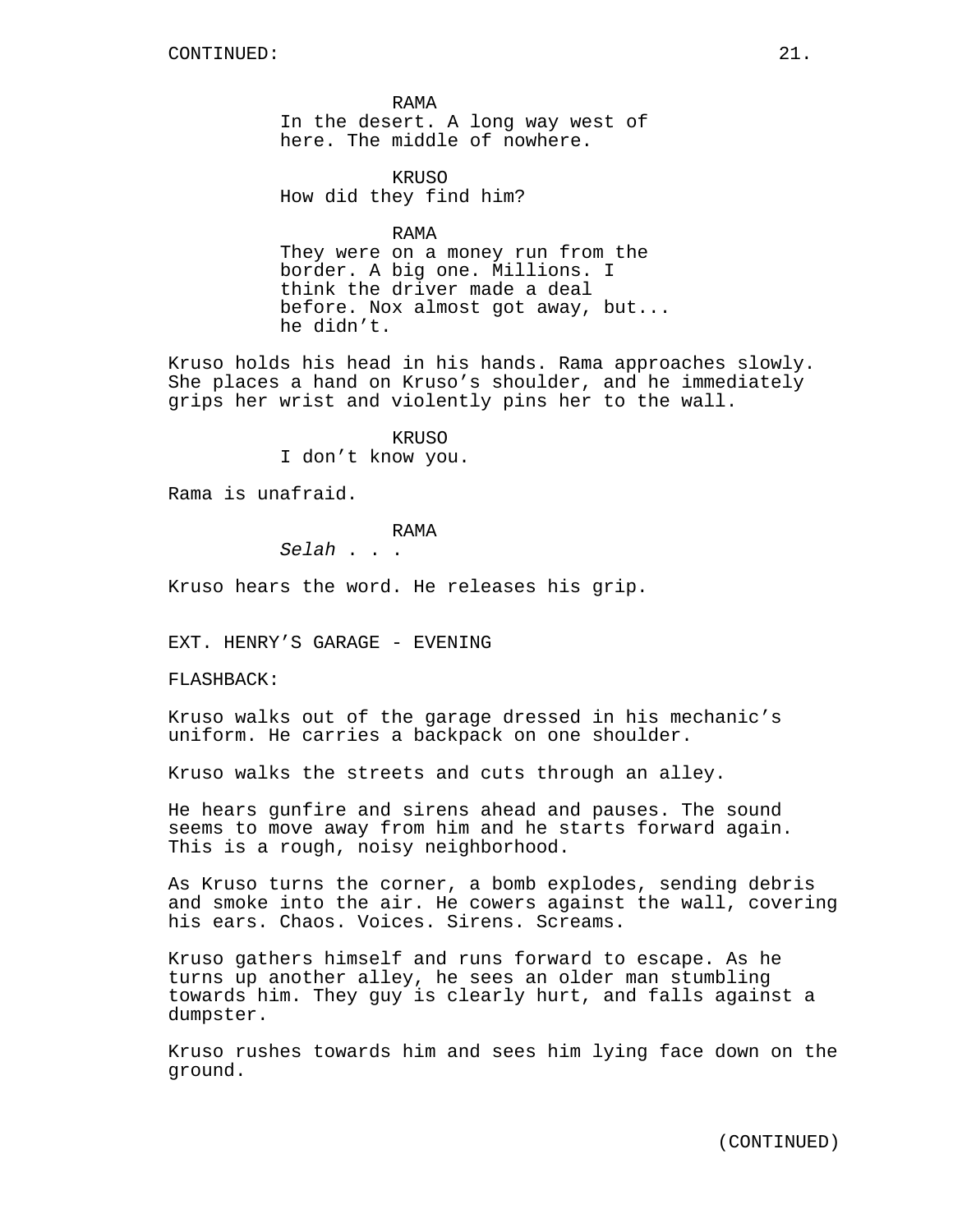CONTINUED:

RAMA
In the desert. A long way west of here. The middle of nowhere.

KRUSO
How did they find him?

RAMA
They were on a money run from the border. A big one. Millions. I think the driver made a deal before. Nox almost got away, but... he didn't.

Kruso holds his head in his hands. Rama approaches slowly. She places a hand on Kruso's shoulder, and he immediately grips her wrist and violently pins her to the wall.

KRUSO
I don't know you.

Rama is unafraid.

RAMA
*Selah* . . .

Kruso hears the word. He releases his grip.

EXT. HENRY'S GARAGE - EVENING

FLASHBACK:

Kruso walks out of the garage dressed in his mechanic's uniform. He carries a backpack on one shoulder.

Kruso walks the streets and cuts through an alley.

He hears gunfire and sirens ahead and pauses. The sound seems to move away from him and he starts forward again. This is a rough, noisy neighborhood.

As Kruso turns the corner, a bomb explodes, sending debris and smoke into the air. He cowers against the wall, covering his ears. Chaos. Voices. Sirens. Screams.

Kruso gathers himself and runs forward to escape. As he turns up another alley, he sees an older man stumbling towards him. They guy is clearly hurt, and falls against a dumpster.

Kruso rushes towards him and sees him lying face down on the ground.

(CONTINUED)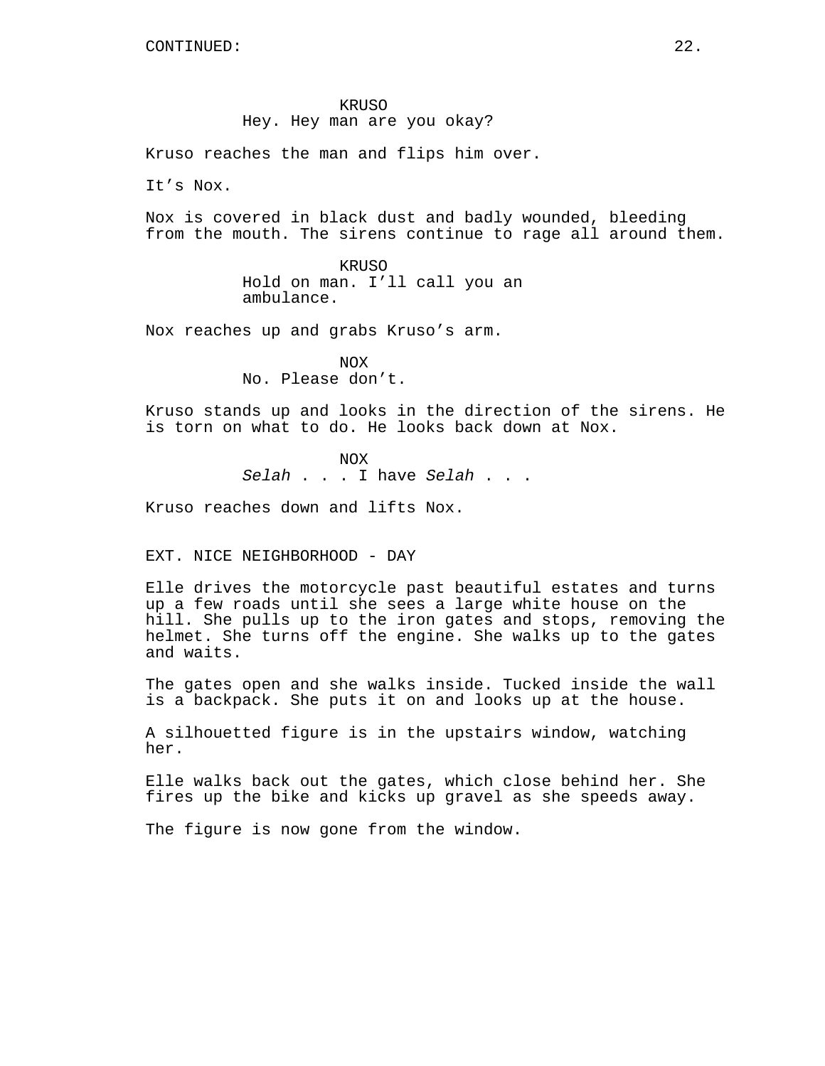KRUSO
Hey. Hey man are you okay?

Kruso reaches the man and flips him over.

It's Nox.

Nox is covered in black dust and badly wounded, bleeding from the mouth. The sirens continue to rage all around them.

KRUSO
Hold on man. I'll call you an ambulance.

Nox reaches up and grabs Kruso's arm.

NOX
No. Please don't.

Kruso stands up and looks in the direction of the sirens. He is torn on what to do. He looks back down at Nox.

NOX
*Selah* . . . I have *Selah* . . .

Kruso reaches down and lifts Nox.

EXT. NICE NEIGHBORHOOD - DAY

Elle drives the motorcycle past beautiful estates and turns up a few roads until she sees a large white house on the hill. She pulls up to the iron gates and stops, removing the helmet. She turns off the engine. She walks up to the gates and waits.

The gates open and she walks inside. Tucked inside the wall is a backpack. She puts it on and looks up at the house.

A silhouetted figure is in the upstairs window, watching her.

Elle walks back out the gates, which close behind her. She fires up the bike and kicks up gravel as she speeds away.

The figure is now gone from the window.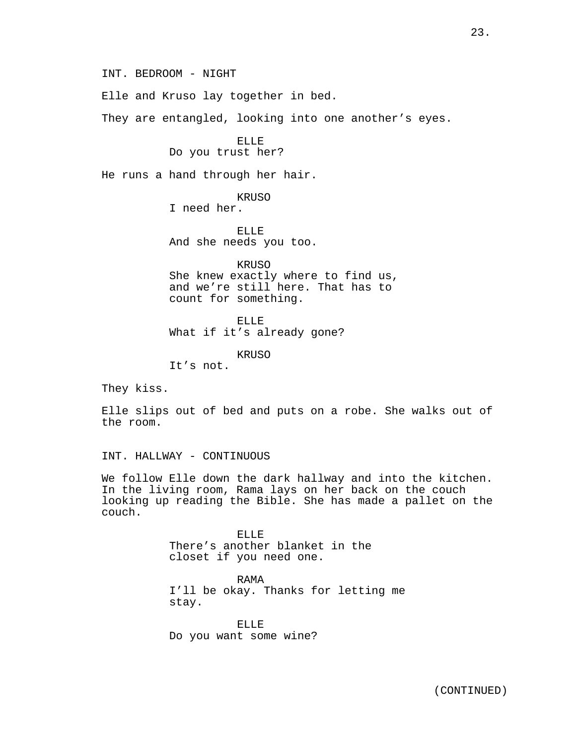INT. BEDROOM - NIGHT

Elle and Kruso lay together in bed.

They are entangled, looking into one another's eyes.

ELLE
Do you trust her?

He runs a hand through her hair.

KRUSO
I need her.

ELLE
And she needs you too.

KRUSO
She knew exactly where to find us, and we're still here. That has to count for something.

ELLE
What if it's already gone?

KRUSO
It's not.

They kiss.

Elle slips out of bed and puts on a robe. She walks out of the room.

INT. HALLWAY - CONTINUOUS

We follow Elle down the dark hallway and into the kitchen. In the living room, Rama lays on her back on the couch looking up reading the Bible. She has made a pallet on the couch.

ELLE
There's another blanket in the closet if you need one.

RAMA
I'll be okay. Thanks for letting me stay.

ELLE
Do you want some wine?

(CONTINUED)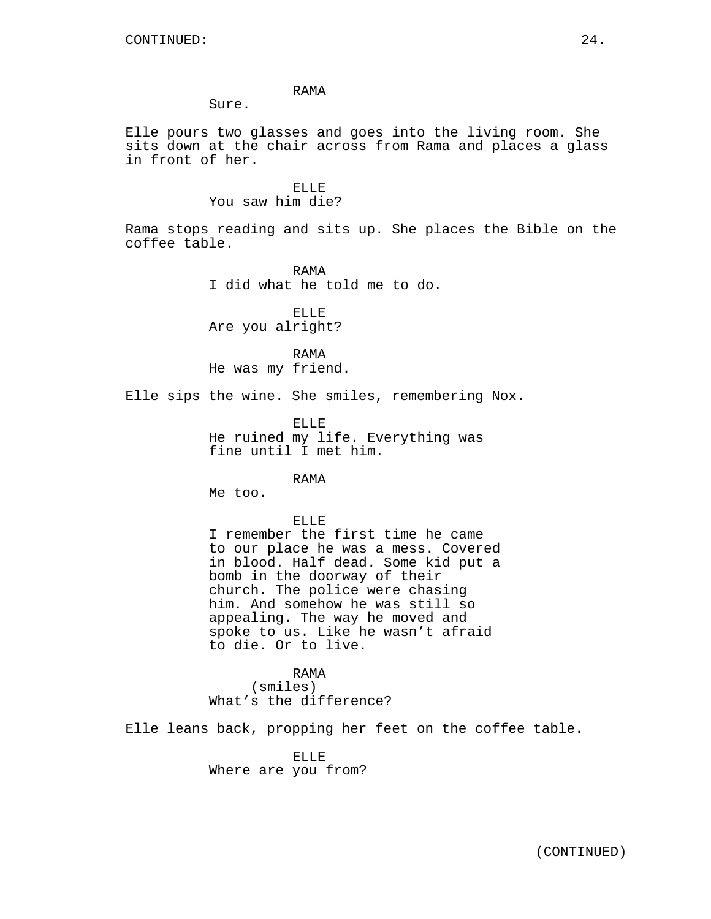RAMA
Sure.

Elle pours two glasses and goes into the living room. She sits down at the chair across from Rama and places a glass in front of her.

ELLE
You saw him die?

Rama stops reading and sits up. She places the Bible on the coffee table.

RAMA
I did what he told me to do.

ELLE
Are you alright?

RAMA
He was my friend.

Elle sips the wine. She smiles, remembering Nox.

ELLE
He ruined my life. Everything was fine until I met him.

RAMA
Me too.

ELLE
I remember the first time he came to our place he was a mess. Covered in blood. Half dead. Some kid put a bomb in the doorway of their church. The police were chasing him. And somehow he was still so appealing. The way he moved and spoke to us. Like he wasn't afraid to die. Or to live.

RAMA
(smiles)
What's the difference?

Elle leans back, propping her feet on the coffee table.

ELLE
Where are you from?

(CONTINUED)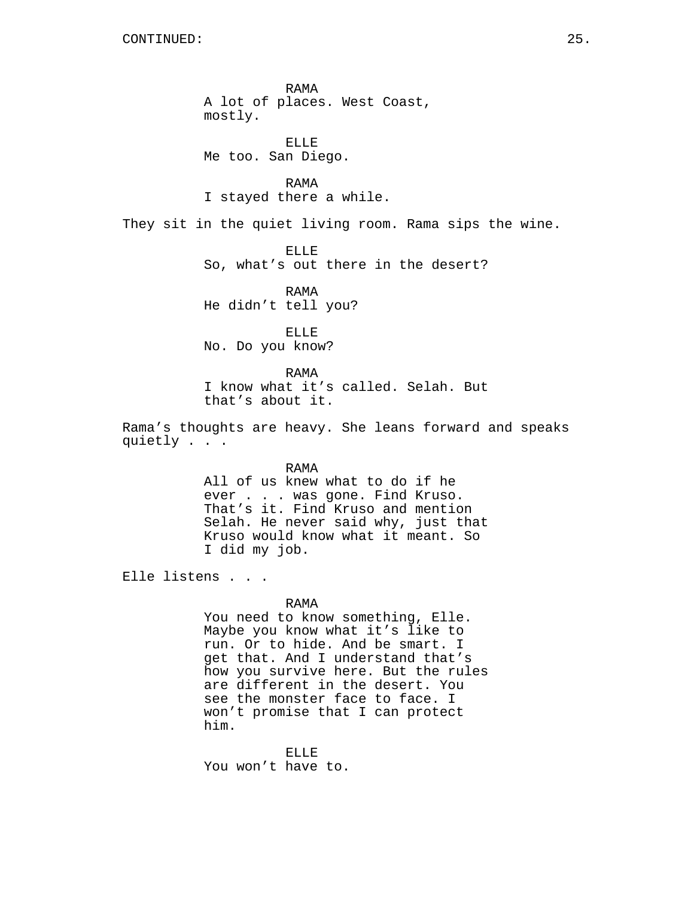CONTINUED:

RAMA
A lot of places. West Coast, mostly.

ELLE
Me too. San Diego.

RAMA
I stayed there a while.

They sit in the quiet living room. Rama sips the wine.

ELLE
So, what's out there in the desert?

RAMA
He didn't tell you?

ELLE
No. Do you know?

RAMA
I know what it's called. Selah. But that's about it.

Rama's thoughts are heavy. She leans forward and speaks quietly . . .

RAMA
All of us knew what to do if he ever . . . was gone. Find Kruso. That's it. Find Kruso and mention Selah. He never said why, just that Kruso would know what it meant. So I did my job.

Elle listens . . .

RAMA
You need to know something, Elle. Maybe you know what it's like to run. Or to hide. And be smart. I get that. And I understand that's how you survive here. But the rules are different in the desert. You see the monster face to face. I won't promise that I can protect him.

ELLE
You won't have to.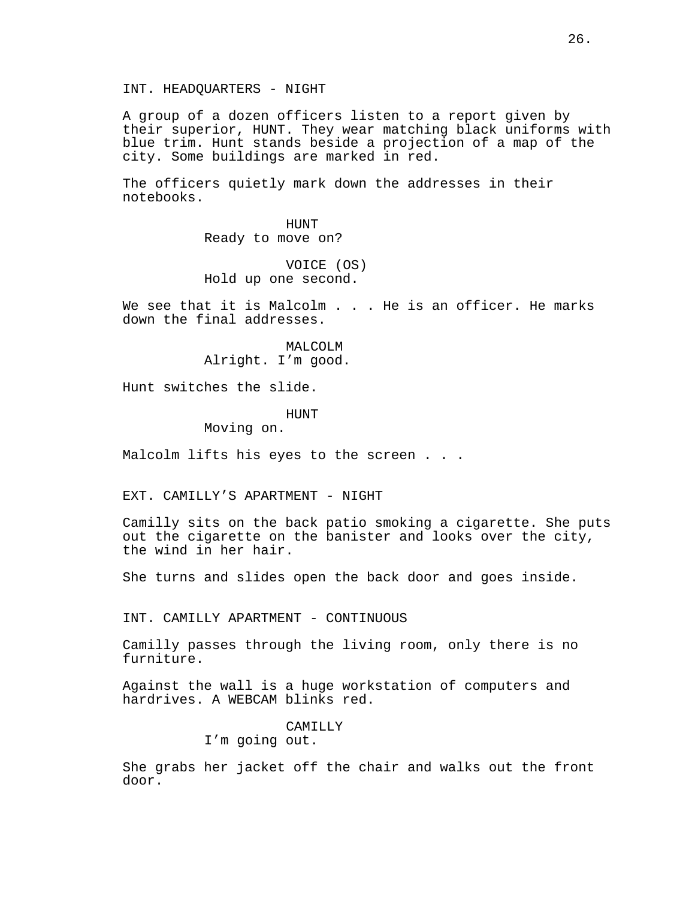INT. HEADQUARTERS - NIGHT

A group of a dozen officers listen to a report given by their superior, HUNT. They wear matching black uniforms with blue trim. Hunt stands beside a projection of a map of the city. Some buildings are marked in red.

The officers quietly mark down the addresses in their notebooks.

HUNT
Ready to move on?

VOICE (OS)
Hold up one second.

We see that it is Malcolm . . . He is an officer. He marks down the final addresses.

MALCOLM
Alright. I'm good.

Hunt switches the slide.

HUNT
Moving on.

Malcolm lifts his eyes to the screen . . .

EXT. CAMILLY'S APARTMENT - NIGHT

Camilly sits on the back patio smoking a cigarette. She puts out the cigarette on the banister and looks over the city, the wind in her hair.

She turns and slides open the back door and goes inside.

INT. CAMILLY APARTMENT - CONTINUOUS

Camilly passes through the living room, only there is no furniture.

Against the wall is a huge workstation of computers and hardrives. A WEBCAM blinks red.

CAMILLY
I'm going out.

She grabs her jacket off the chair and walks out the front door.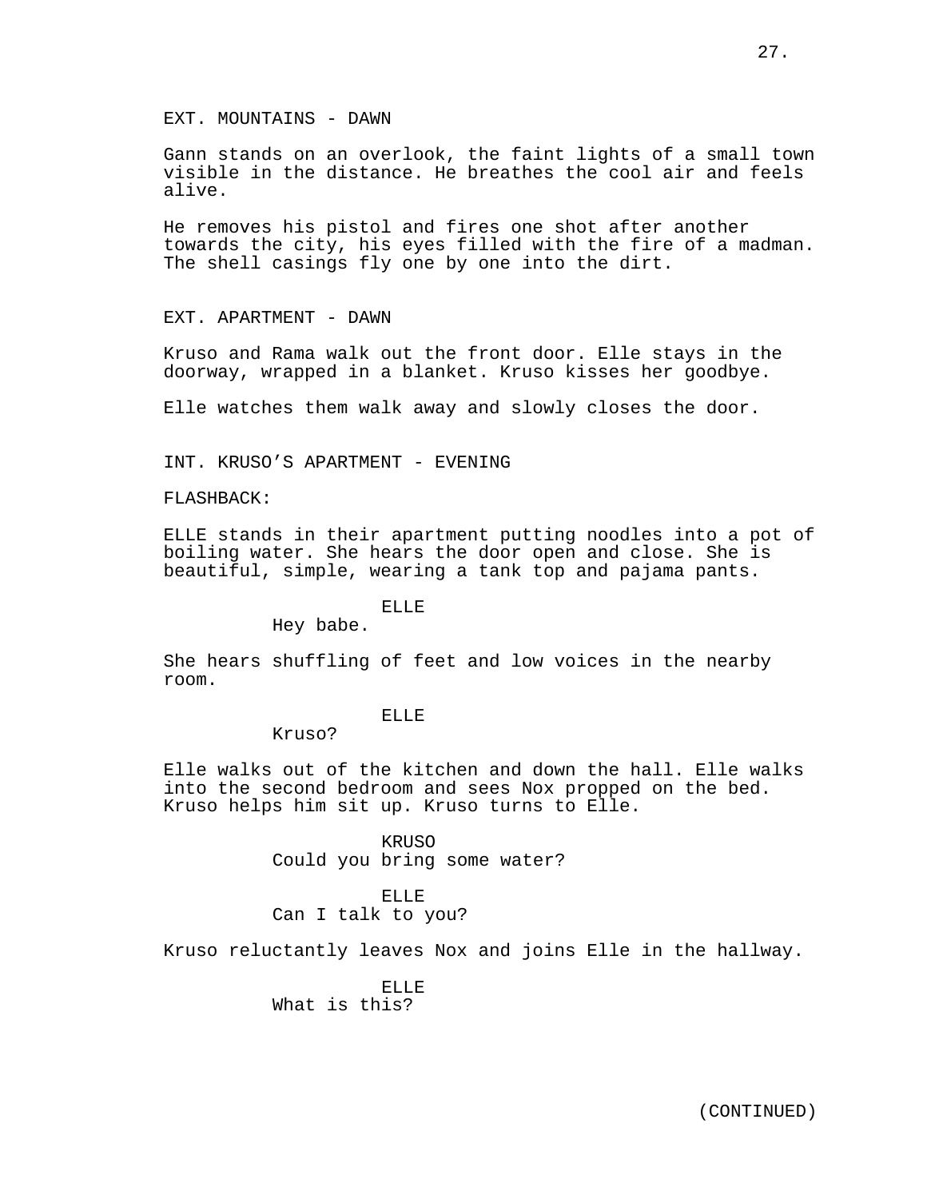EXT. MOUNTAINS - DAWN

Gann stands on an overlook, the faint lights of a small town visible in the distance. He breathes the cool air and feels alive.

He removes his pistol and fires one shot after another towards the city, his eyes filled with the fire of a madman. The shell casings fly one by one into the dirt.

EXT. APARTMENT - DAWN

Kruso and Rama walk out the front door. Elle stays in the doorway, wrapped in a blanket. Kruso kisses her goodbye.

Elle watches them walk away and slowly closes the door.

INT. KRUSO'S APARTMENT - EVENING

FLASHBACK:

ELLE stands in their apartment putting noodles into a pot of boiling water. She hears the door open and close. She is beautiful, simple, wearing a tank top and pajama pants.

ELLE
Hey babe.

She hears shuffling of feet and low voices in the nearby room.

ELLE
Kruso?

Elle walks out of the kitchen and down the hall. Elle walks into the second bedroom and sees Nox propped on the bed. Kruso helps him sit up. Kruso turns to Elle.

KRUSO
Could you bring some water?

ELLE
Can I talk to you?

Kruso reluctantly leaves Nox and joins Elle in the hallway.

ELLE
What is this?

(CONTINUED)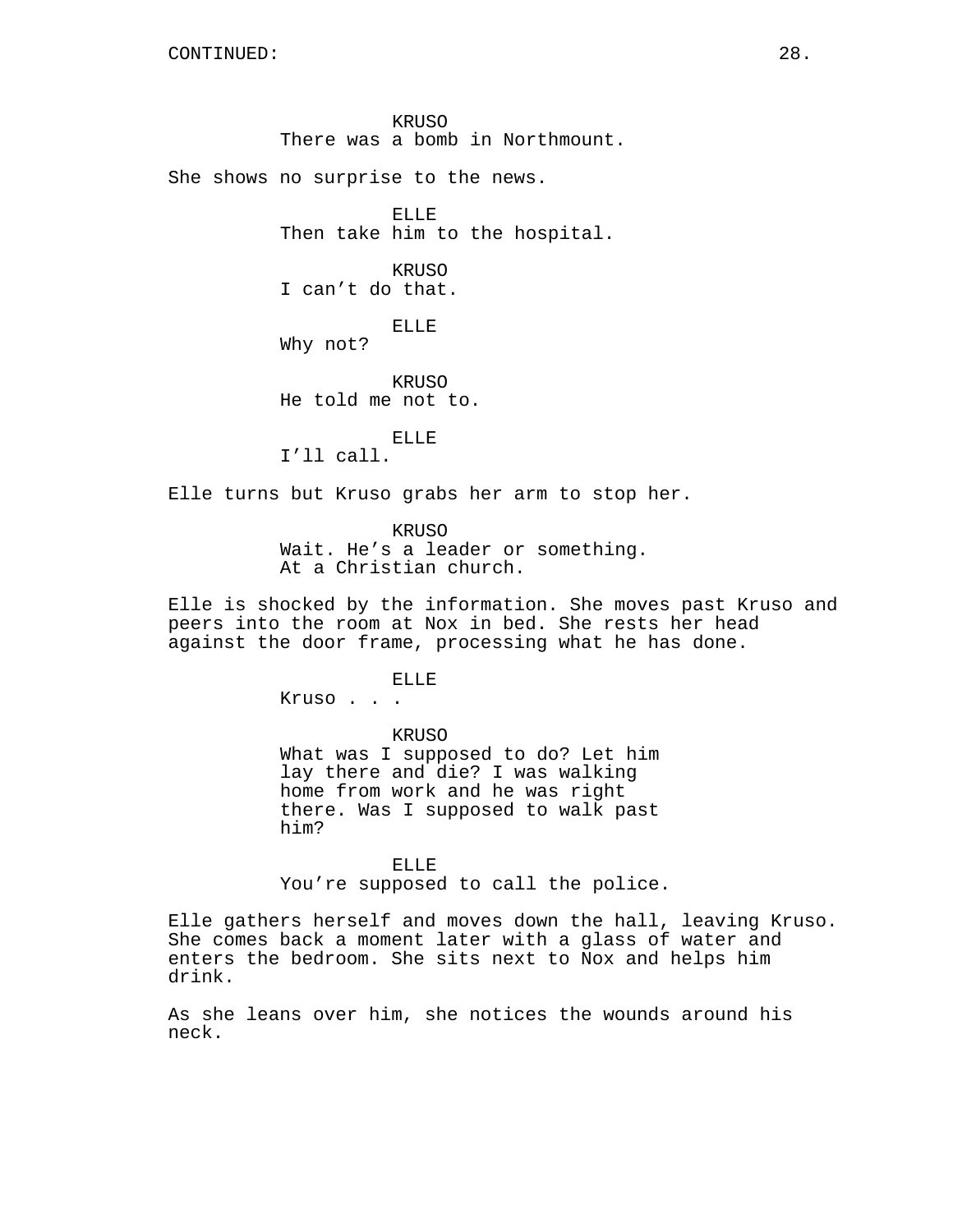CONTINUED:

KRUSO
There was a bomb in Northmount.

She shows no surprise to the news.

ELLE
Then take him to the hospital.

KRUSO
I can't do that.

ELLE
Why not?

KRUSO
He told me not to.

ELLE
I'll call.

Elle turns but Kruso grabs her arm to stop her.

KRUSO
Wait. He's a leader or something.
At a Christian church.

Elle is shocked by the information. She moves past Kruso and peers into the room at Nox in bed. She rests her head against the door frame, processing what he has done.

ELLE
Kruso . . .

KRUSO
What was I supposed to do? Let him lay there and die? I was walking home from work and he was right there. Was I supposed to walk past him?

ELLE
You're supposed to call the police.

Elle gathers herself and moves down the hall, leaving Kruso. She comes back a moment later with a glass of water and enters the bedroom. She sits next to Nox and helps him drink.

As she leans over him, she notices the wounds around his neck.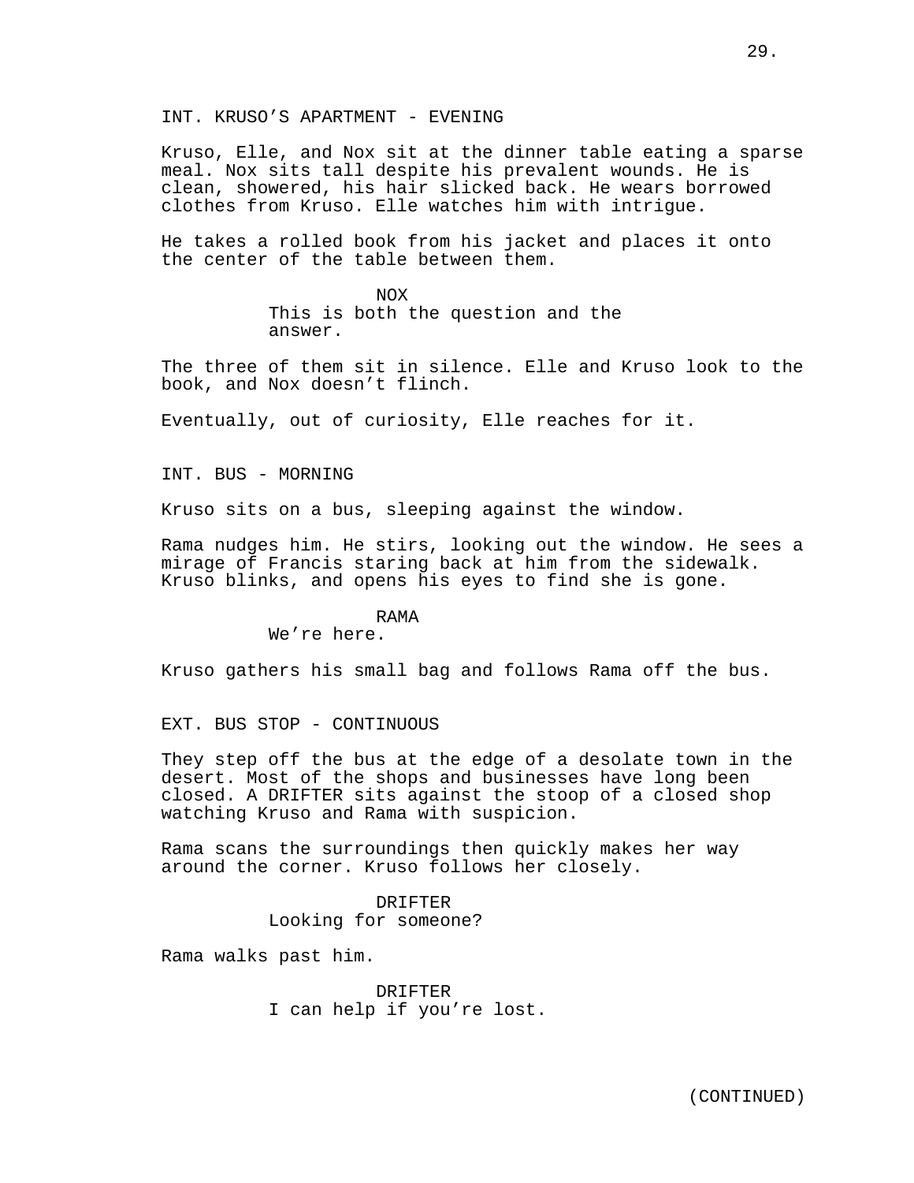INT. KRUSO'S APARTMENT - EVENING

Kruso, Elle, and Nox sit at the dinner table eating a sparse meal. Nox sits tall despite his prevalent wounds. He is clean, showered, his hair slicked back. He wears borrowed clothes from Kruso. Elle watches him with intrigue.

He takes a rolled book from his jacket and places it onto the center of the table between them.

NOX
This is both the question and the answer.

The three of them sit in silence. Elle and Kruso look to the book, and Nox doesn't flinch.

Eventually, out of curiosity, Elle reaches for it.

INT. BUS - MORNING

Kruso sits on a bus, sleeping against the window.

Rama nudges him. He stirs, looking out the window. He sees a mirage of Francis staring back at him from the sidewalk. Kruso blinks, and opens his eyes to find she is gone.

RAMA
We're here.

Kruso gathers his small bag and follows Rama off the bus.

EXT. BUS STOP - CONTINUOUS

They step off the bus at the edge of a desolate town in the desert. Most of the shops and businesses have long been closed. A DRIFTER sits against the stoop of a closed shop watching Kruso and Rama with suspicion.

Rama scans the surroundings then quickly makes her way around the corner. Kruso follows her closely.

DRIFTER
Looking for someone?

Rama walks past him.

DRIFTER
I can help if you're lost.

(CONTINUED)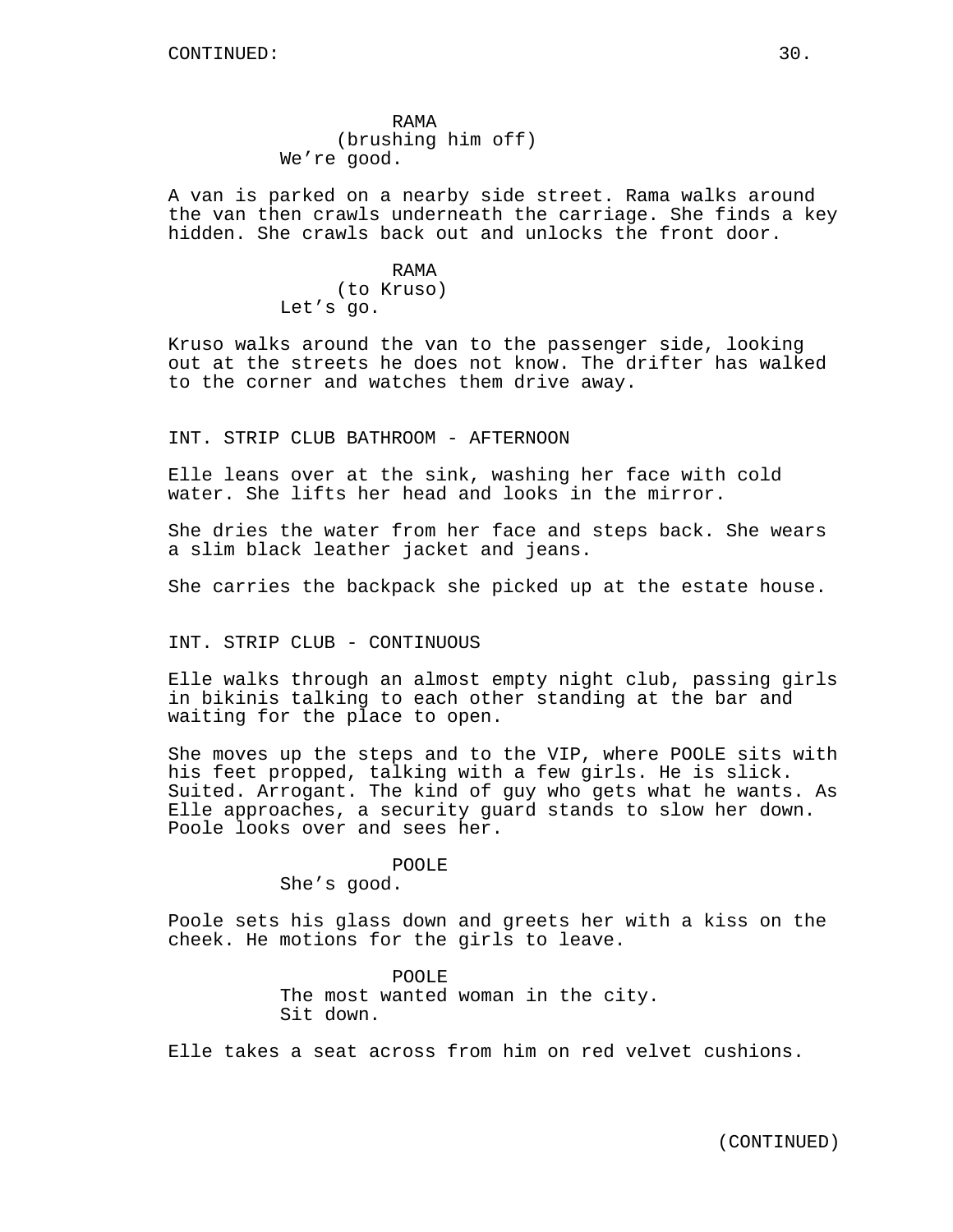RAMA
(brushing him off)
We're good.

A van is parked on a nearby side street. Rama walks around the van then crawls underneath the carriage. She finds a key hidden. She crawls back out and unlocks the front door.

RAMA
(to Kruso)
Let's go.

Kruso walks around the van to the passenger side, looking out at the streets he does not know. The drifter has walked to the corner and watches them drive away.

INT. STRIP CLUB BATHROOM - AFTERNOON

Elle leans over at the sink, washing her face with cold water. She lifts her head and looks in the mirror.

She dries the water from her face and steps back. She wears a slim black leather jacket and jeans.

She carries the backpack she picked up at the estate house.

INT. STRIP CLUB - CONTINUOUS

Elle walks through an almost empty night club, passing girls in bikinis talking to each other standing at the bar and waiting for the place to open.

She moves up the steps and to the VIP, where POOLE sits with his feet propped, talking with a few girls. He is slick. Suited. Arrogant. The kind of guy who gets what he wants. As Elle approaches, a security guard stands to slow her down. Poole looks over and sees her.

POOLE
She's good.

Poole sets his glass down and greets her with a kiss on the cheek. He motions for the girls to leave.

POOLE
The most wanted woman in the city.
Sit down.

Elle takes a seat across from him on red velvet cushions.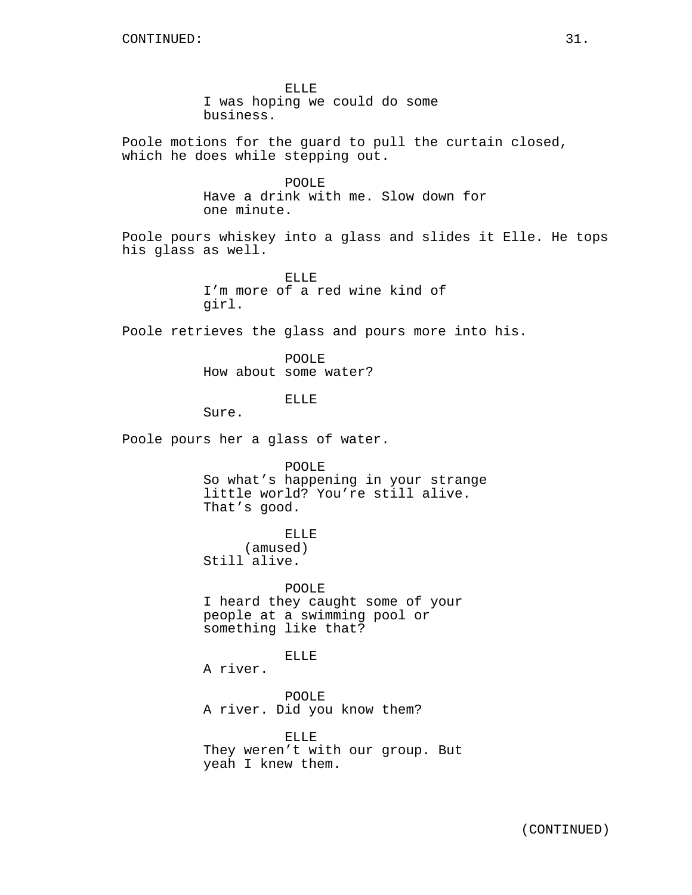ELLE
I was hoping we could do some business.

Poole motions for the guard to pull the curtain closed, which he does while stepping out.

POOLE
Have a drink with me. Slow down for one minute.

Poole pours whiskey into a glass and slides it Elle. He tops his glass as well.

ELLE
I'm more of a red wine kind of girl.

Poole retrieves the glass and pours more into his.

POOLE
How about some water?

ELLE
Sure.

Poole pours her a glass of water.

POOLE
So what's happening in your strange little world? You're still alive. That's good.

ELLE
(amused)
Still alive.

POOLE
I heard they caught some of your people at a swimming pool or something like that?

ELLE
A river.

POOLE
A river. Did you know them?

ELLE
They weren't with our group. But yeah I knew them.

(CONTINUED)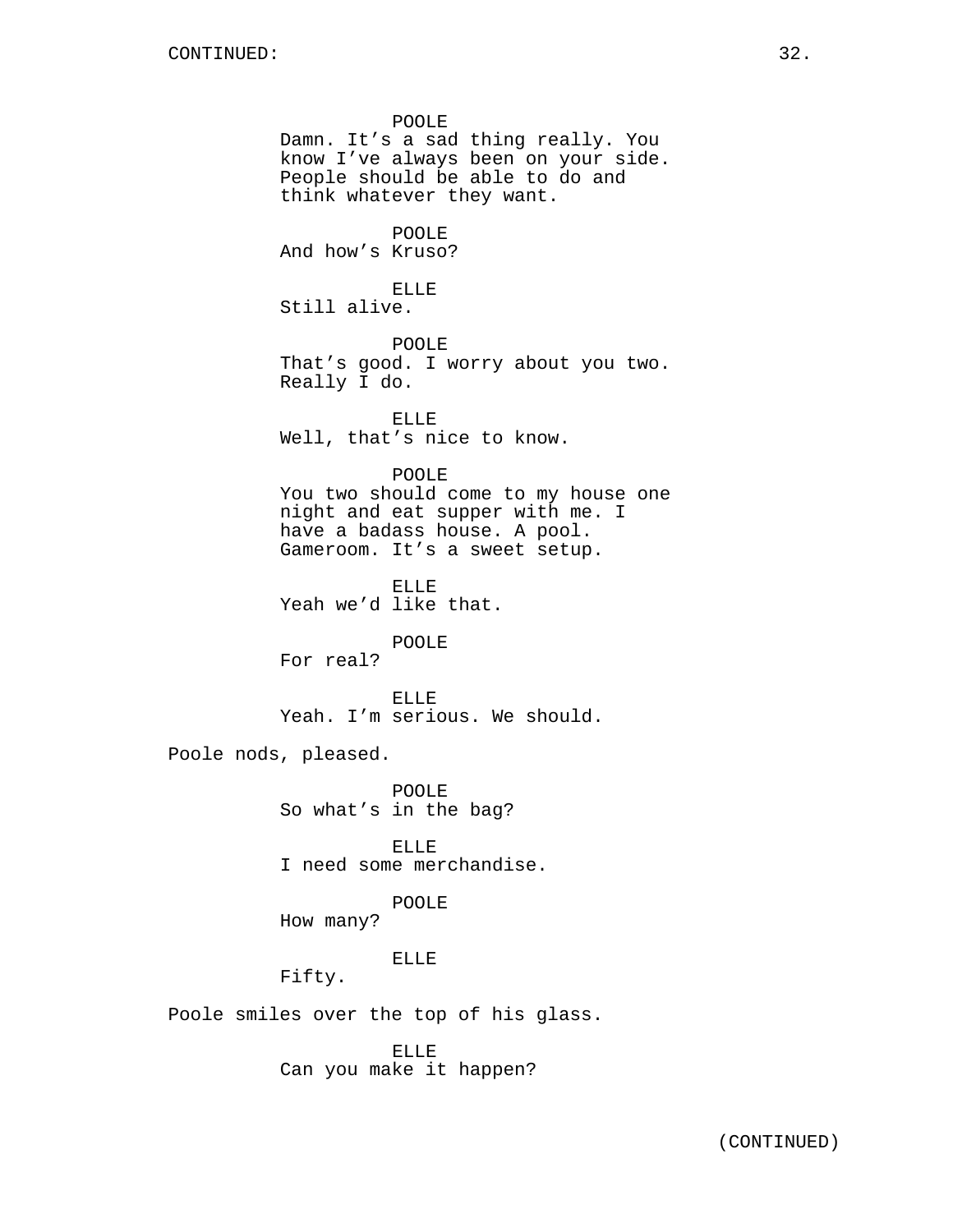POOLE
Damn. It’s a sad thing really. You know I’ve always been on your side. People should be able to do and think whatever they want.

POOLE
And how’s Kruso?

ELLE
Still alive.

POOLE
That’s good. I worry about you two. Really I do.

ELLE
Well, that’s nice to know.

POOLE
You two should come to my house one night and eat supper with me. I have a badass house. A pool. Gameroom. It’s a sweet setup.

ELLE
Yeah we’d like that.

POOLE
For real?

ELLE
Yeah. I’m serious. We should.

Poole nods, pleased.

POOLE
So what’s in the bag?

ELLE
I need some merchandise.

POOLE
How many?

ELLE
Fifty.

Poole smiles over the top of his glass.

ELLE
Can you make it happen?

(CONTINUED)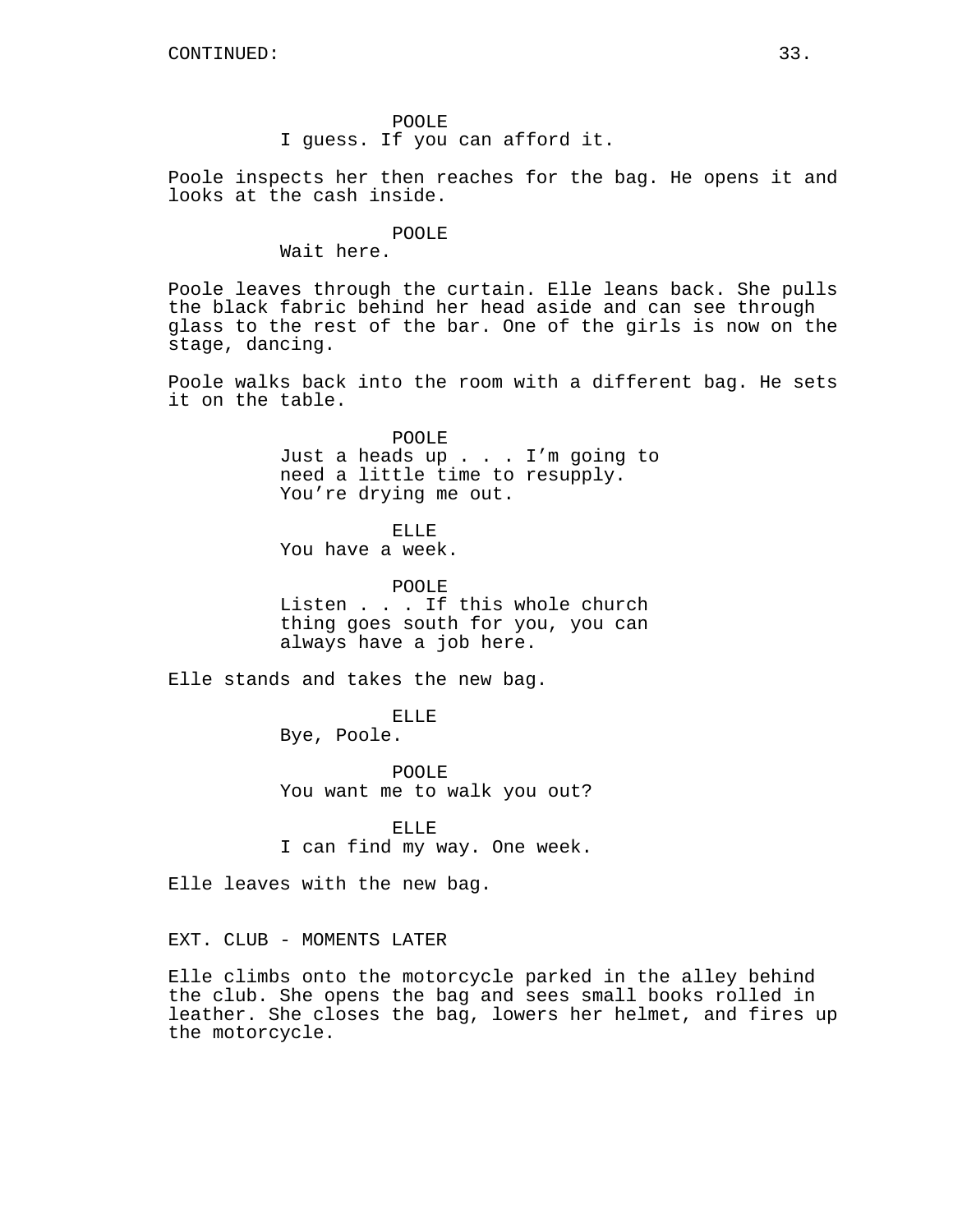POOLE
I guess. If you can afford it.

Poole inspects her then reaches for the bag. He opens it and looks at the cash inside.

POOLE
Wait here.

Poole leaves through the curtain. Elle leans back. She pulls the black fabric behind her head aside and can see through glass to the rest of the bar. One of the girls is now on the stage, dancing.

Poole walks back into the room with a different bag. He sets it on the table.

POOLE
Just a heads up . . . I'm going to need a little time to resupply. You're drying me out.

ELLE
You have a week.

POOLE
Listen . . . If this whole church thing goes south for you, you can always have a job here.

Elle stands and takes the new bag.

ELLE
Bye, Poole.

POOLE
You want me to walk you out?

ELLE
I can find my way. One week.

Elle leaves with the new bag.

EXT. CLUB - MOMENTS LATER

Elle climbs onto the motorcycle parked in the alley behind the club. She opens the bag and sees small books rolled in leather. She closes the bag, lowers her helmet, and fires up the motorcycle.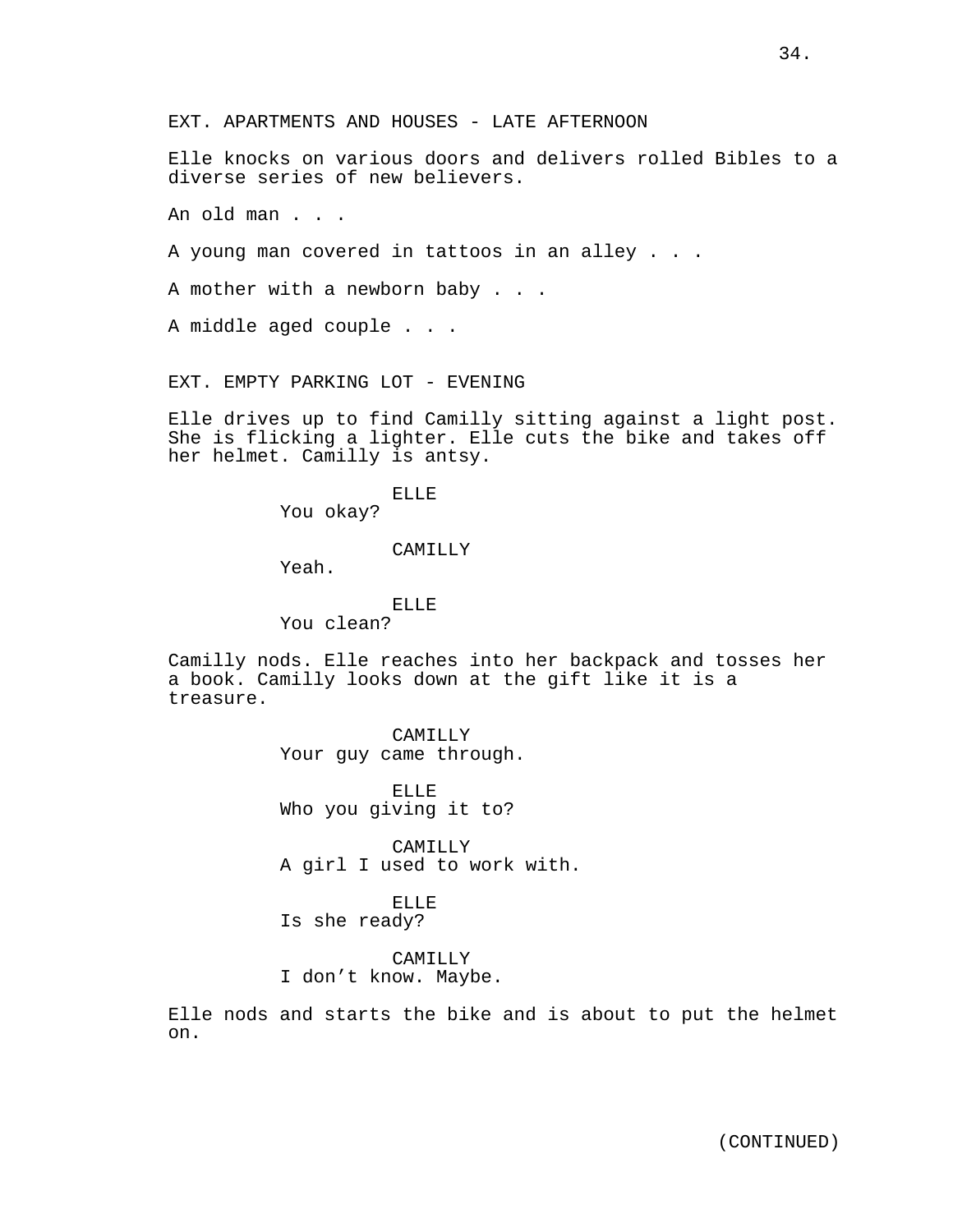EXT. APARTMENTS AND HOUSES - LATE AFTERNOON

Elle knocks on various doors and delivers rolled Bibles to a diverse series of new believers.

An old man . . .

A young man covered in tattoos in an alley . . .

A mother with a newborn baby . . .

A middle aged couple . . .

EXT. EMPTY PARKING LOT - EVENING

Elle drives up to find Camilly sitting against a light post. She is flicking a lighter. Elle cuts the bike and takes off her helmet. Camilly is antsy.

ELLE
You okay?

CAMILLY
Yeah.

ELLE
You clean?

Camilly nods. Elle reaches into her backpack and tosses her a book. Camilly looks down at the gift like it is a treasure.

CAMILLY
Your guy came through.

ELLE
Who you giving it to?

CAMILLY
A girl I used to work with.

ELLE
Is she ready?

CAMILLY
I don't know. Maybe.

Elle nods and starts the bike and is about to put the helmet on.

(CONTINUED)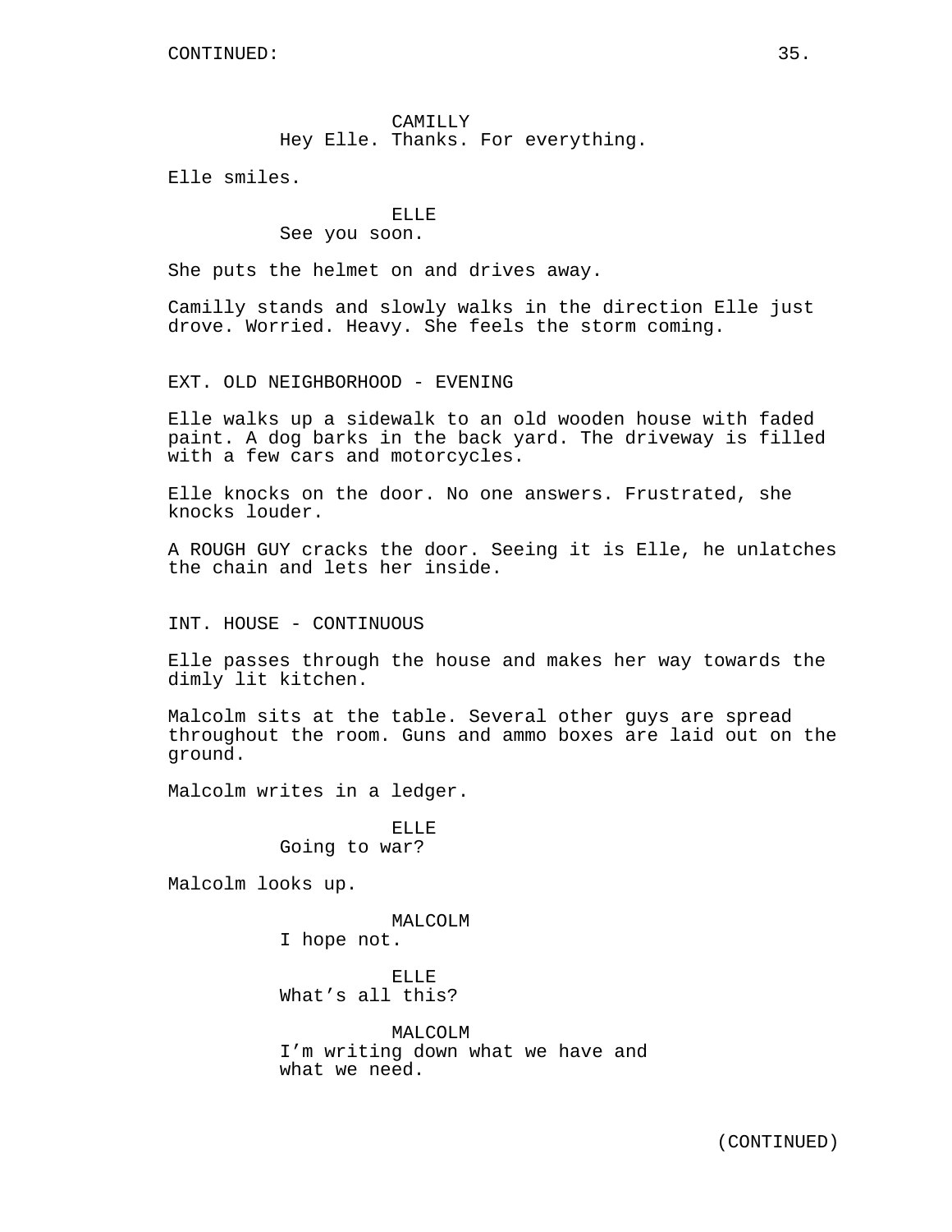CAMILLY
Hey Elle. Thanks. For everything.

Elle smiles.

ELLE
See you soon.

She puts the helmet on and drives away.

Camilly stands and slowly walks in the direction Elle just drove. Worried. Heavy. She feels the storm coming.

EXT. OLD NEIGHBORHOOD - EVENING

Elle walks up a sidewalk to an old wooden house with faded paint. A dog barks in the back yard. The driveway is filled with a few cars and motorcycles.

Elle knocks on the door. No one answers. Frustrated, she knocks louder.

A ROUGH GUY cracks the door. Seeing it is Elle, he unlatches the chain and lets her inside.

INT. HOUSE - CONTINUOUS

Elle passes through the house and makes her way towards the dimly lit kitchen.

Malcolm sits at the table. Several other guys are spread throughout the room. Guns and ammo boxes are laid out on the ground.

Malcolm writes in a ledger.

ELLE
Going to war?

Malcolm looks up.

MALCOLM
I hope not.

ELLE
What’s all this?

MALCOLM
I’m writing down what we have and what we need.

(CONTINUED)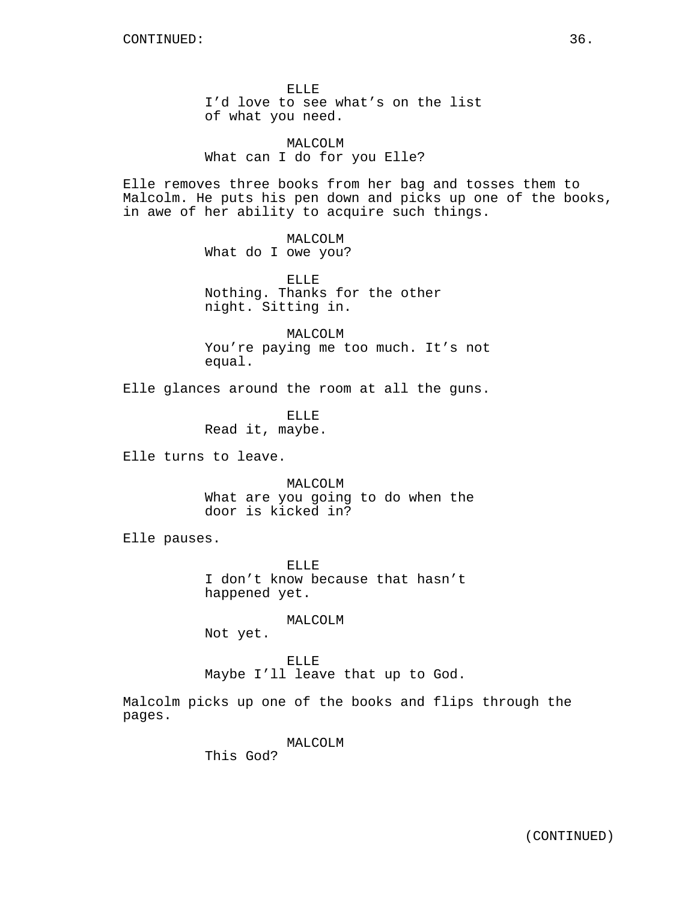ELLE
I'd love to see what's on the list of what you need.

MALCOLM
What can I do for you Elle?

Elle removes three books from her bag and tosses them to Malcolm. He puts his pen down and picks up one of the books, in awe of her ability to acquire such things.

MALCOLM
What do I owe you?

ELLE
Nothing. Thanks for the other night. Sitting in.

MALCOLM
You're paying me too much. It's not equal.

Elle glances around the room at all the guns.

ELLE
Read it, maybe.

Elle turns to leave.

MALCOLM
What are you going to do when the door is kicked in?

Elle pauses.

ELLE
I don't know because that hasn't happened yet.

MALCOLM
Not yet.

ELLE
Maybe I'll leave that up to God.

Malcolm picks up one of the books and flips through the pages.

MALCOLM
This God?

(CONTINUED)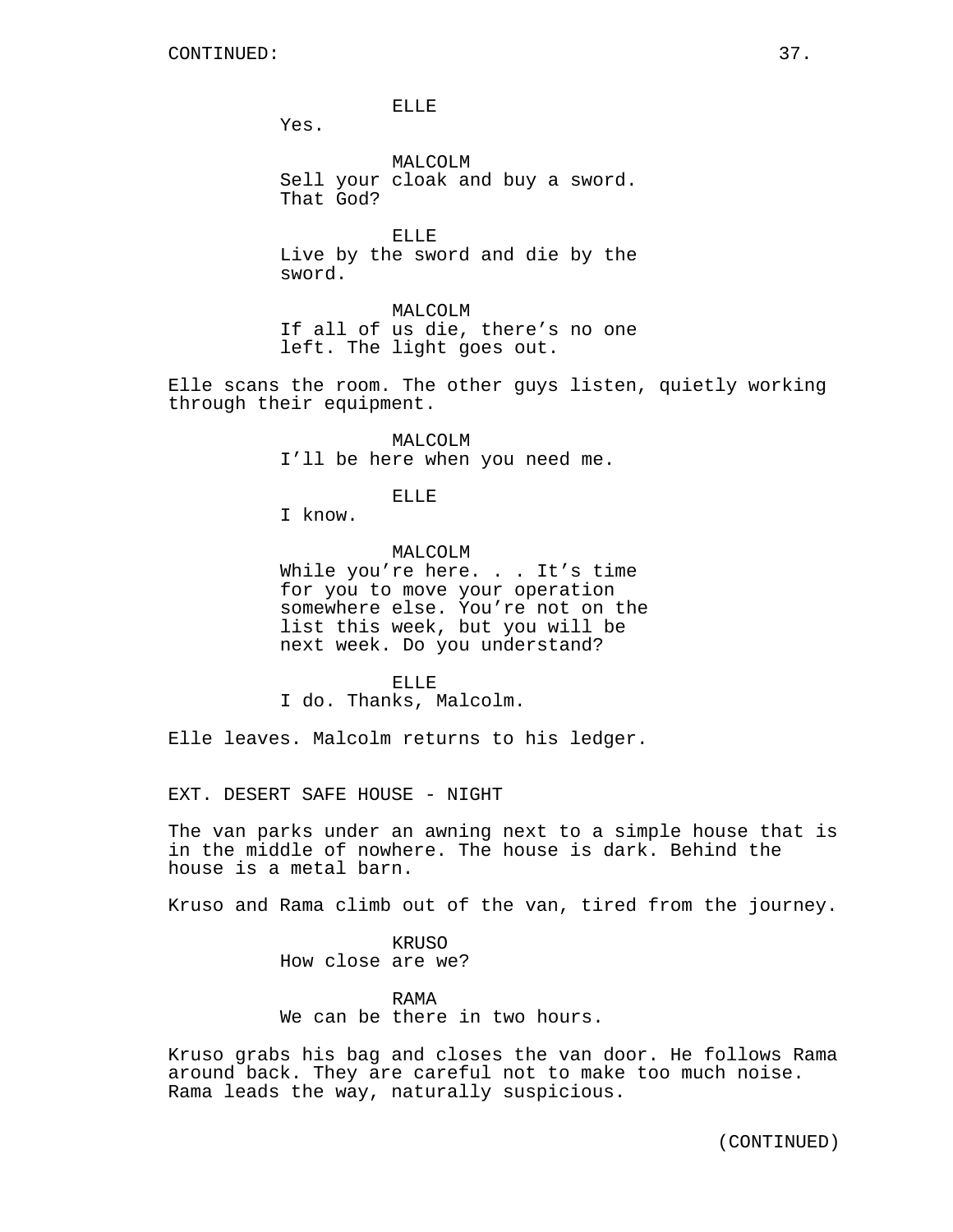CONTINUED:

ELLE
Yes.

MALCOLM
Sell your cloak and buy a sword.
That God?

ELLE
Live by the sword and die by the
sword.

MALCOLM
If all of us die, there's no one
left. The light goes out.

Elle scans the room. The other guys listen, quietly working through their equipment.

MALCOLM
I'll be here when you need me.

ELLE
I know.

MALCOLM
While you're here. . . It's time
for you to move your operation
somewhere else. You're not on the
list this week, but you will be
next week. Do you understand?

ELLE
I do. Thanks, Malcolm.

Elle leaves. Malcolm returns to his ledger.

EXT. DESERT SAFE HOUSE - NIGHT

The van parks under an awning next to a simple house that is in the middle of nowhere. The house is dark. Behind the house is a metal barn.

Kruso and Rama climb out of the van, tired from the journey.

KRUSO
How close are we?

RAMA
We can be there in two hours.

Kruso grabs his bag and closes the van door. He follows Rama around back. They are careful not to make too much noise. Rama leads the way, naturally suspicious.

(CONTINUED)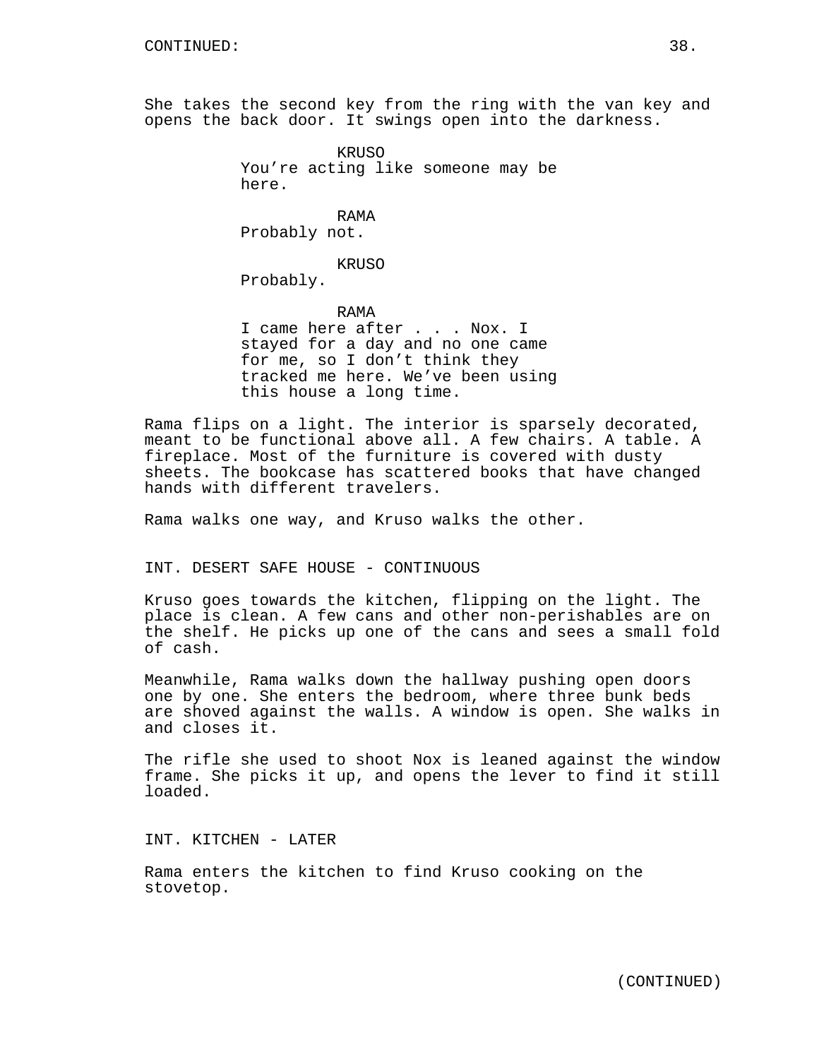She takes the second key from the ring with the van key and opens the back door. It swings open into the darkness.

KRUSO
You're acting like someone may be here.

RAMA
Probably not.

KRUSO
Probably.

RAMA
I came here after . . . Nox. I stayed for a day and no one came for me, so I don't think they tracked me here. We've been using this house a long time.

Rama flips on a light. The interior is sparsely decorated, meant to be functional above all. A few chairs. A table. A fireplace. Most of the furniture is covered with dusty sheets. The bookcase has scattered books that have changed hands with different travelers.

Rama walks one way, and Kruso walks the other.

INT. DESERT SAFE HOUSE - CONTINUOUS

Kruso goes towards the kitchen, flipping on the light. The place is clean. A few cans and other non-perishables are on the shelf. He picks up one of the cans and sees a small fold of cash.

Meanwhile, Rama walks down the hallway pushing open doors one by one. She enters the bedroom, where three bunk beds are shoved against the walls. A window is open. She walks in and closes it.

The rifle she used to shoot Nox is leaned against the window frame. She picks it up, and opens the lever to find it still loaded.

INT. KITCHEN - LATER

Rama enters the kitchen to find Kruso cooking on the stovetop.

(CONTINUED)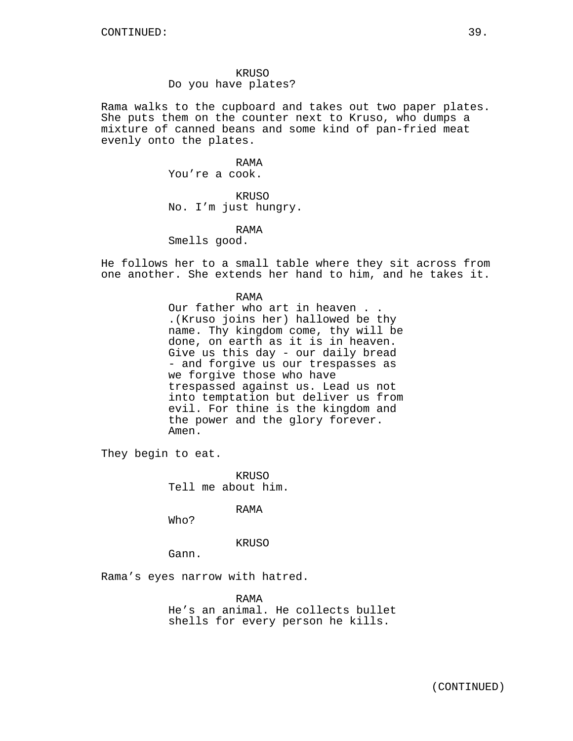CONTINUED:

KRUSO
Do you have plates?

Rama walks to the cupboard and takes out two paper plates. She puts them on the counter next to Kruso, who dumps a mixture of canned beans and some kind of pan-fried meat evenly onto the plates.

RAMA
You're a cook.

KRUSO
No. I'm just hungry.

RAMA
Smells good.

He follows her to a small table where they sit across from one another. She extends her hand to him, and he takes it.

RAMA
Our father who art in heaven . . .(Kruso joins her) hallowed be thy name. Thy kingdom come, thy will be done, on earth as it is in heaven. Give us this day - our daily bread - and forgive us our trespasses as we forgive those who have trespassed against us. Lead us not into temptation but deliver us from evil. For thine is the kingdom and the power and the glory forever. Amen.

They begin to eat.

KRUSO
Tell me about him.

RAMA
Who?

KRUSO
Gann.

Rama's eyes narrow with hatred.

RAMA
He's an animal. He collects bullet shells for every person he kills.

(CONTINUED)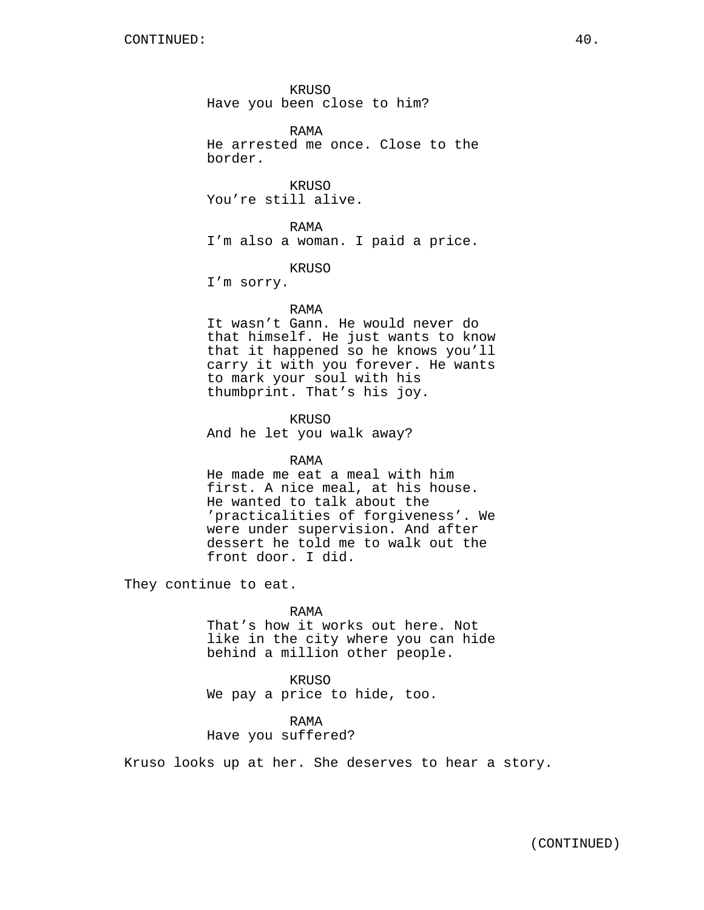CONTINUED:

KRUSO
Have you been close to him?

RAMA
He arrested me once. Close to the border.

KRUSO
You’re still alive.

RAMA
I’m also a woman. I paid a price.

KRUSO
I’m sorry.

RAMA
It wasn’t Gann. He would never do that himself. He just wants to know that it happened so he knows you’ll carry it with you forever. He wants to mark your soul with his thumbprint. That’s his joy.

KRUSO
And he let you walk away?

RAMA
He made me eat a meal with him first. A nice meal, at his house. He wanted to talk about the ’practicalities of forgiveness’. We were under supervision. And after dessert he told me to walk out the front door. I did.

They continue to eat.

RAMA
That’s how it works out here. Not like in the city where you can hide behind a million other people.

KRUSO
We pay a price to hide, too.

RAMA
Have you suffered?

Kruso looks up at her. She deserves to hear a story.

(CONTINUED)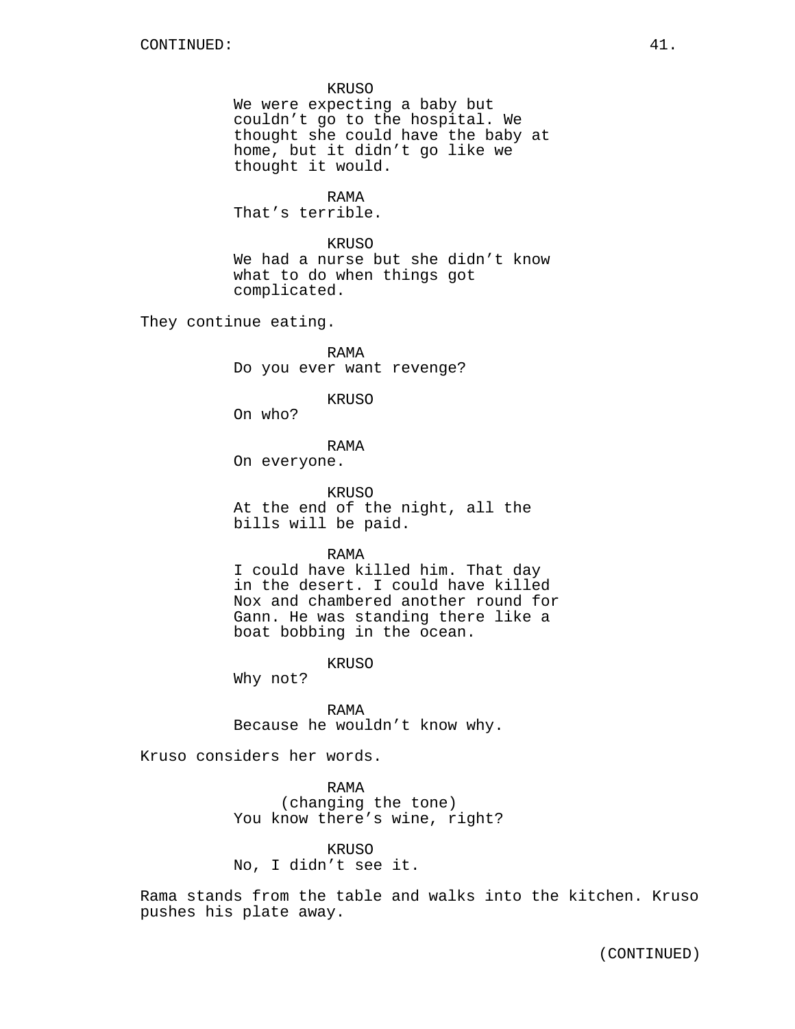CONTINUED:

KRUSO
We were expecting a baby but couldn’t go to the hospital. We thought she could have the baby at home, but it didn’t go like we thought it would.

RAMA
That’s terrible.

KRUSO
We had a nurse but she didn’t know what to do when things got complicated.

They continue eating.

RAMA
Do you ever want revenge?

KRUSO
On who?

RAMA
On everyone.

KRUSO
At the end of the night, all the bills will be paid.

RAMA
I could have killed him. That day in the desert. I could have killed Nox and chambered another round for Gann. He was standing there like a boat bobbing in the ocean.

KRUSO
Why not?

RAMA
Because he wouldn’t know why.

Kruso considers her words.

RAMA
(changing the tone)
You know there’s wine, right?

KRUSO
No, I didn’t see it.

Rama stands from the table and walks into the kitchen. Kruso pushes his plate away.

(CONTINUED)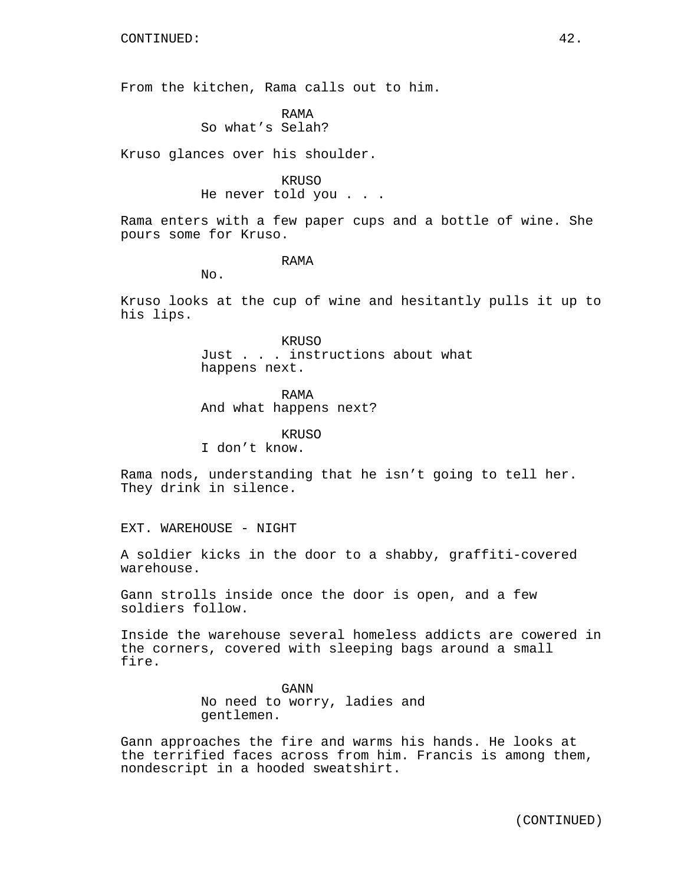CONTINUED:

From the kitchen, Rama calls out to him.

RAMA
So what's Selah?

Kruso glances over his shoulder.

KRUSO
He never told you . . .

Rama enters with a few paper cups and a bottle of wine. She pours some for Kruso.

RAMA
No.

Kruso looks at the cup of wine and hesitantly pulls it up to his lips.

KRUSO
Just . . . . instructions about what happens next.

RAMA
And what happens next?

KRUSO
I don't know.

Rama nods, understanding that he isn't going to tell her. They drink in silence.

EXT. WAREHOUSE - NIGHT

A soldier kicks in the door to a shabby, graffiti-covered warehouse.

Gann strolls inside once the door is open, and a few soldiers follow.

Inside the warehouse several homeless addicts are cowered in the corners, covered with sleeping bags around a small fire.

GANN
No need to worry, ladies and gentlemen.

Gann approaches the fire and warms his hands. He looks at the terrified faces across from him. Francis is among them, nondescript in a hooded sweatshirt.

(CONTINUED)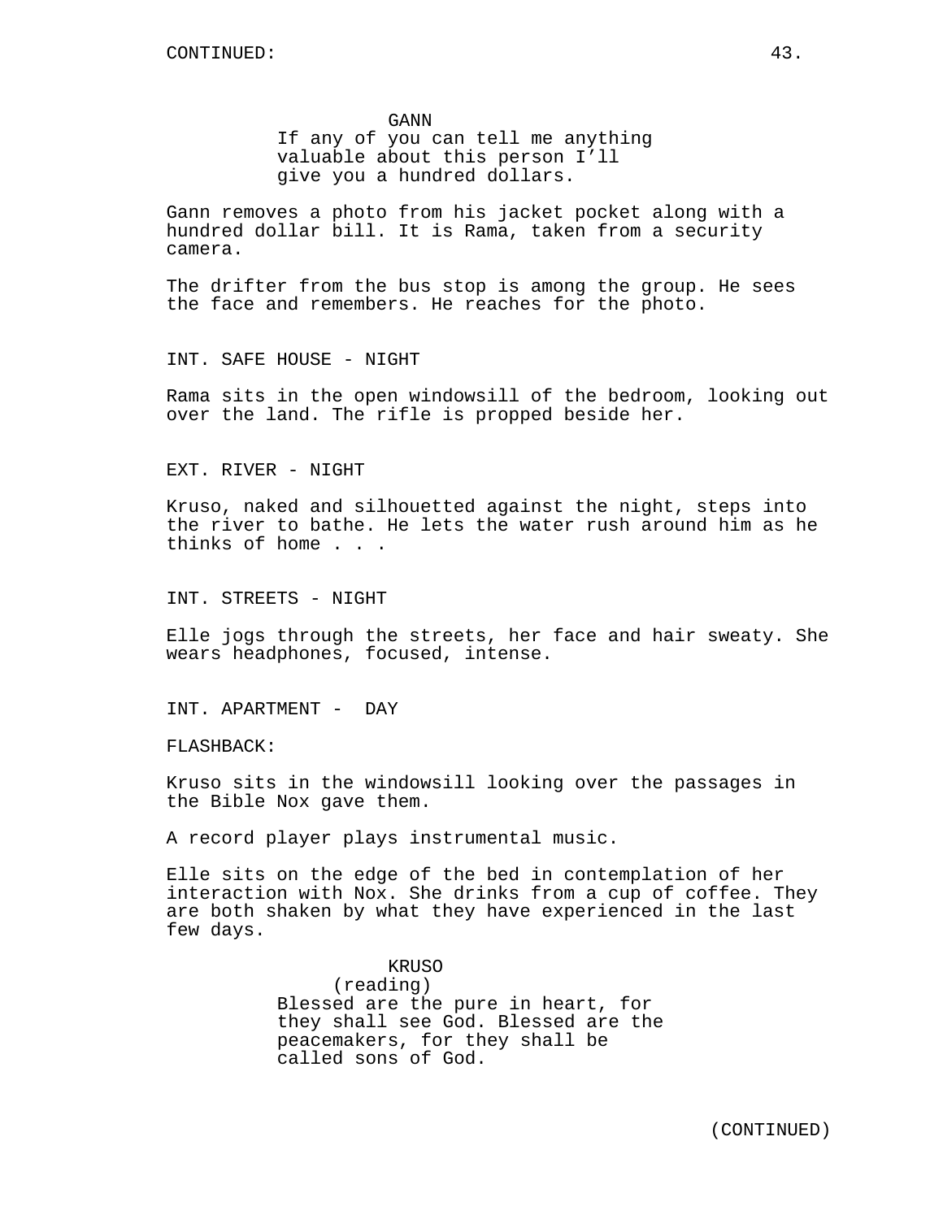CONTINUED:

GANN
If any of you can tell me anything valuable about this person I'll give you a hundred dollars.

Gann removes a photo from his jacket pocket along with a hundred dollar bill. It is Rama, taken from a security camera.

The drifter from the bus stop is among the group. He sees the face and remembers. He reaches for the photo.

INT. SAFE HOUSE - NIGHT

Rama sits in the open windowsill of the bedroom, looking out over the land. The rifle is propped beside her.

EXT. RIVER - NIGHT

Kruso, naked and silhouetted against the night, steps into the river to bathe. He lets the water rush around him as he thinks of home . . .

INT. STREETS - NIGHT

Elle jogs through the streets, her face and hair sweaty. She wears headphones, focused, intense.

INT. APARTMENT - DAY

FLASHBACK:

Kruso sits in the windowsill looking over the passages in the Bible Nox gave them.

A record player plays instrumental music.

Elle sits on the edge of the bed in contemplation of her interaction with Nox. She drinks from a cup of coffee. They are both shaken by what they have experienced in the last few days.

KRUSO
(reading)
Blessed are the pure in heart, for they shall see God. Blessed are the peacemakers, for they shall be called sons of God.

(CONTINUED)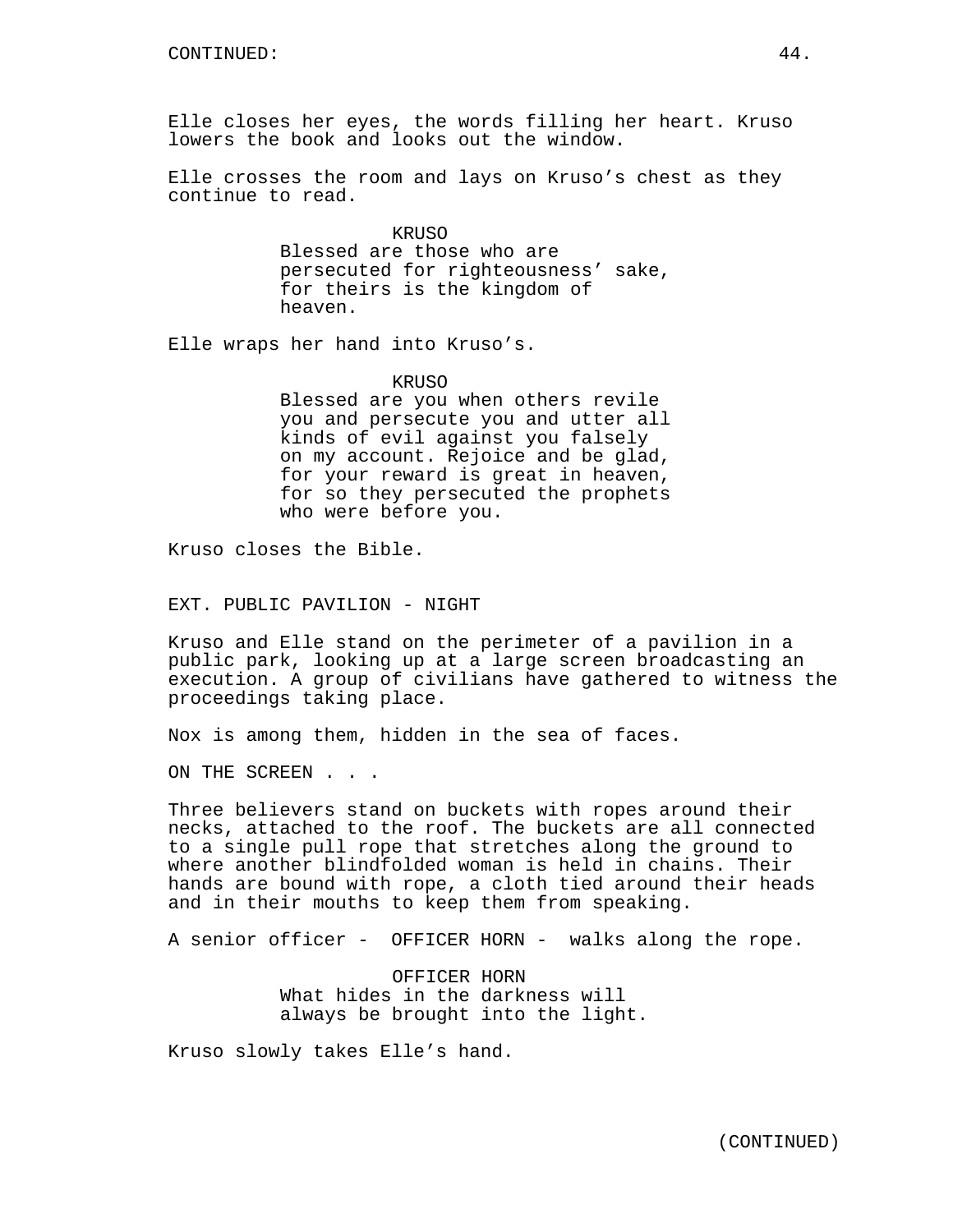CONTINUED:

Elle closes her eyes, the words filling her heart. Kruso lowers the book and looks out the window.

Elle crosses the room and lays on Kruso's chest as they continue to read.

KRUSO
Blessed are those who are persecuted for righteousness' sake, for theirs is the kingdom of heaven.

Elle wraps her hand into Kruso's.

KRUSO
Blessed are you when others revile you and persecute you and utter all kinds of evil against you falsely on my account. Rejoice and be glad, for your reward is great in heaven, for so they persecuted the prophets who were before you.

Kruso closes the Bible.

EXT. PUBLIC PAVILION - NIGHT

Kruso and Elle stand on the perimeter of a pavilion in a public park, looking up at a large screen broadcasting an execution. A group of civilians have gathered to witness the proceedings taking place.

Nox is among them, hidden in the sea of faces.

ON THE SCREEN . . .

Three believers stand on buckets with ropes around their necks, attached to the roof. The buckets are all connected to a single pull rope that stretches along the ground to where another blindfolded woman is held in chains. Their hands are bound with rope, a cloth tied around their heads and in their mouths to keep them from speaking.

A senior officer - OFFICER HORN - walks along the rope.

OFFICER HORN
What hides in the darkness will always be brought into the light.

Kruso slowly takes Elle's hand.

(CONTINUED)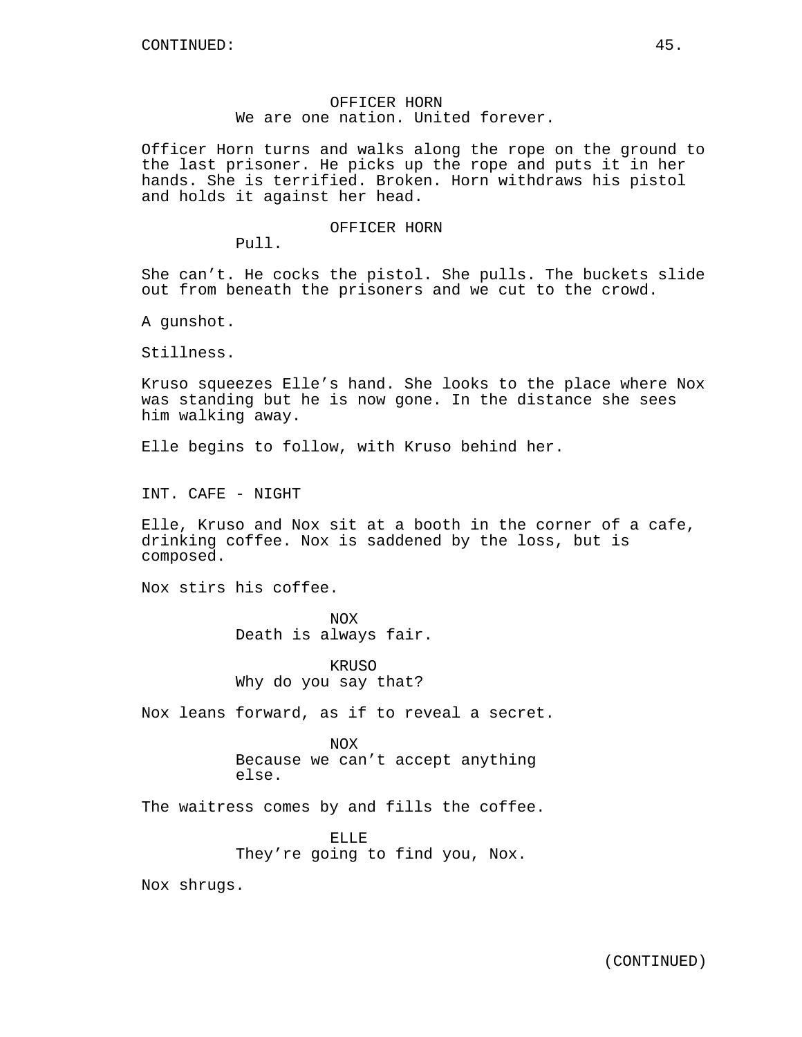CONTINUED:

OFFICER HORN
We are one nation. United forever.

Officer Horn turns and walks along the rope on the ground to the last prisoner. He picks up the rope and puts it in her hands. She is terrified. Broken. Horn withdraws his pistol and holds it against her head.

OFFICER HORN
Pull.

She can't. He cocks the pistol. She pulls. The buckets slide out from beneath the prisoners and we cut to the crowd.

A gunshot.

Stillness.

Kruso squeezes Elle's hand. She looks to the place where Nox was standing but he is now gone. In the distance she sees him walking away.

Elle begins to follow, with Kruso behind her.

INT. CAFE - NIGHT

Elle, Kruso and Nox sit at a booth in the corner of a cafe, drinking coffee. Nox is saddened by the loss, but is composed.

Nox stirs his coffee.

NOX
Death is always fair.

KRUSO
Why do you say that?

Nox leans forward, as if to reveal a secret.

NOX
Because we can't accept anything else.

The waitress comes by and fills the coffee.

ELLE
They're going to find you, Nox.

Nox shrugs.

(CONTINUED)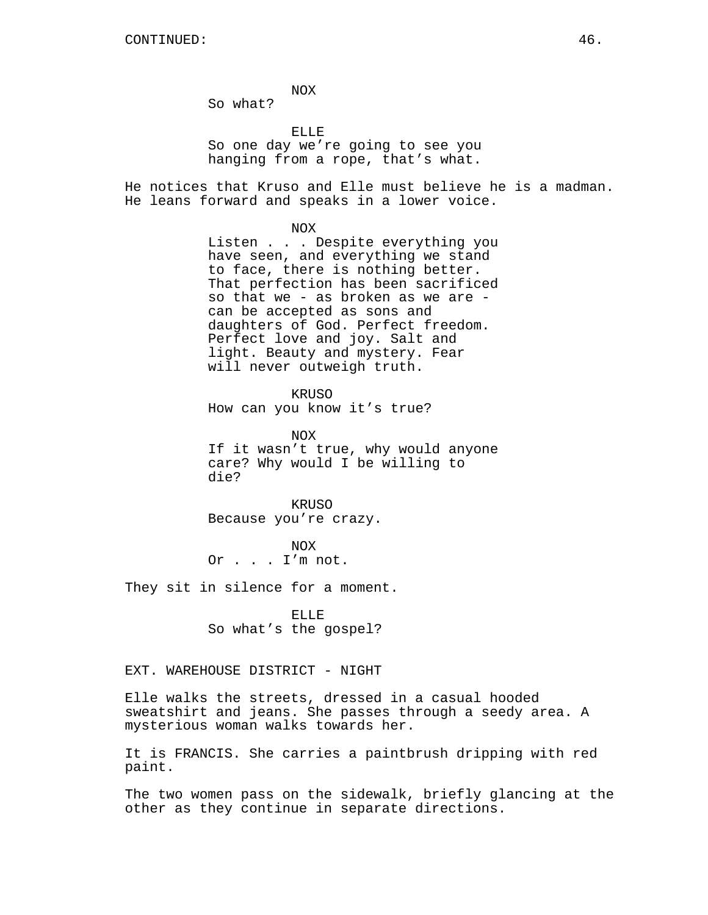CONTINUED:

NOX
So what?

ELLE
So one day we're going to see you hanging from a rope, that's what.

He notices that Kruso and Elle must believe he is a madman. He leans forward and speaks in a lower voice.

NOX
Listen . . . Despite everything you have seen, and everything we stand to face, there is nothing better. That perfection has been sacrificed so that we - as broken as we are - can be accepted as sons and daughters of God. Perfect freedom. Perfect love and joy. Salt and light. Beauty and mystery. Fear will never outweigh truth.

KRUSO
How can you know it's true?

NOX
If it wasn't true, why would anyone care? Why would I be willing to die?

KRUSO
Because you're crazy.

NOX
Or . . . I'm not.

They sit in silence for a moment.

ELLE
So what's the gospel?

EXT. WAREHOUSE DISTRICT - NIGHT

Elle walks the streets, dressed in a casual hooded sweatshirt and jeans. She passes through a seedy area. A mysterious woman walks towards her.

It is FRANCIS. She carries a paintbrush dripping with red paint.

The two women pass on the sidewalk, briefly glancing at the other as they continue in separate directions.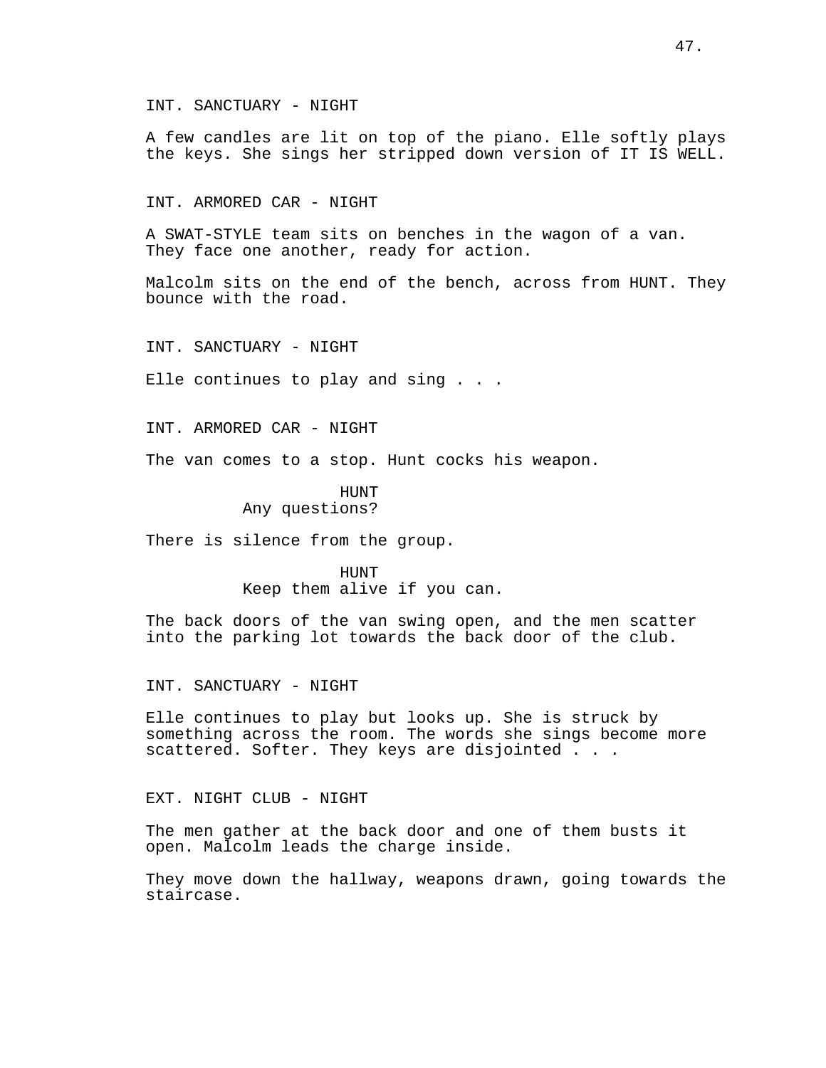INT. SANCTUARY - NIGHT

A few candles are lit on top of the piano. Elle softly plays the keys. She sings her stripped down version of IT IS WELL.

INT. ARMORED CAR - NIGHT

A SWAT-STYLE team sits on benches in the wagon of a van. They face one another, ready for action.

Malcolm sits on the end of the bench, across from HUNT. They bounce with the road.

INT. SANCTUARY - NIGHT

Elle continues to play and sing . . .

INT. ARMORED CAR - NIGHT

The van comes to a stop. Hunt cocks his weapon.

HUNT
Any questions?

There is silence from the group.

HUNT
Keep them alive if you can.

The back doors of the van swing open, and the men scatter into the parking lot towards the back door of the club.

INT. SANCTUARY - NIGHT

Elle continues to play but looks up. She is struck by something across the room. The words she sings become more scattered. Softer. They keys are disjointed . . .

EXT. NIGHT CLUB - NIGHT

The men gather at the back door and one of them busts it open. Malcolm leads the charge inside.

They move down the hallway, weapons drawn, going towards the staircase.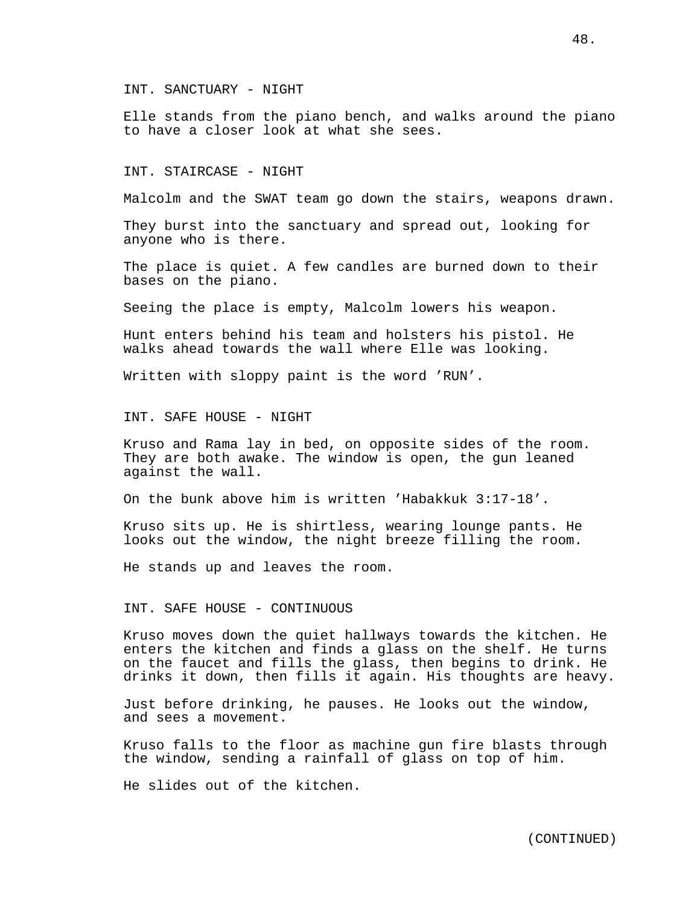INT. SANCTUARY - NIGHT

Elle stands from the piano bench, and walks around the piano to have a closer look at what she sees.

INT. STAIRCASE - NIGHT

Malcolm and the SWAT team go down the stairs, weapons drawn.

They burst into the sanctuary and spread out, looking for anyone who is there.

The place is quiet. A few candles are burned down to their bases on the piano.

Seeing the place is empty, Malcolm lowers his weapon.

Hunt enters behind his team and holsters his pistol. He walks ahead towards the wall where Elle was looking.

Written with sloppy paint is the word 'RUN'.

INT. SAFE HOUSE - NIGHT

Kruso and Rama lay in bed, on opposite sides of the room. They are both awake. The window is open, the gun leaned against the wall.

On the bunk above him is written 'Habakkuk 3:17-18'.

Kruso sits up. He is shirtless, wearing lounge pants. He looks out the window, the night breeze filling the room.

He stands up and leaves the room.

INT. SAFE HOUSE - CONTINUOUS

Kruso moves down the quiet hallways towards the kitchen. He enters the kitchen and finds a glass on the shelf. He turns on the faucet and fills the glass, then begins to drink. He drinks it down, then fills it again. His thoughts are heavy.

Just before drinking, he pauses. He looks out the window, and sees a movement.

Kruso falls to the floor as machine gun fire blasts through the window, sending a rainfall of glass on top of him.

He slides out of the kitchen.

(CONTINUED)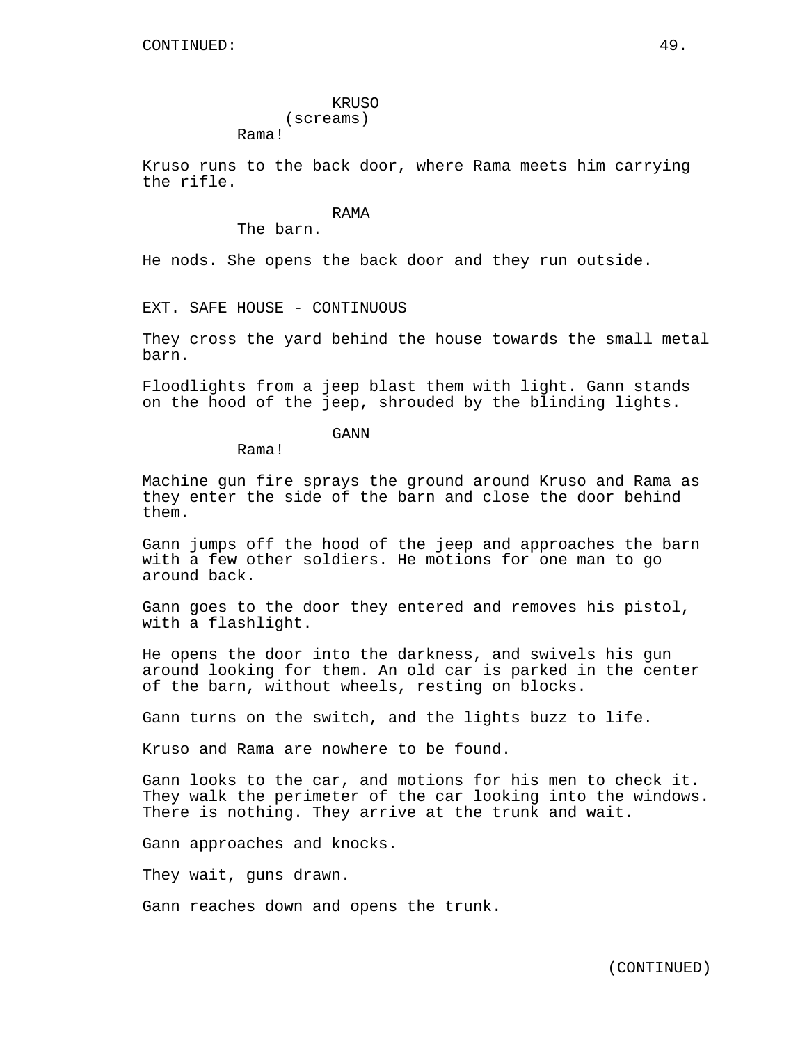CONTINUED:

KRUSO
(screams)
Rama!

Kruso runs to the back door, where Rama meets him carrying the rifle.

RAMA
The barn.

He nods. She opens the back door and they run outside.

EXT. SAFE HOUSE - CONTINUOUS

They cross the yard behind the house towards the small metal barn.

Floodlights from a jeep blast them with light. Gann stands on the hood of the jeep, shrouded by the blinding lights.

GANN
Rama!

Machine gun fire sprays the ground around Kruso and Rama as they enter the side of the barn and close the door behind them.

Gann jumps off the hood of the jeep and approaches the barn with a few other soldiers. He motions for one man to go around back.

Gann goes to the door they entered and removes his pistol, with a flashlight.

He opens the door into the darkness, and swivels his gun around looking for them. An old car is parked in the center of the barn, without wheels, resting on blocks.

Gann turns on the switch, and the lights buzz to life.

Kruso and Rama are nowhere to be found.

Gann looks to the car, and motions for his men to check it. They walk the perimeter of the car looking into the windows. There is nothing. They arrive at the trunk and wait.

Gann approaches and knocks.

They wait, guns drawn.

Gann reaches down and opens the trunk.

(CONTINUED)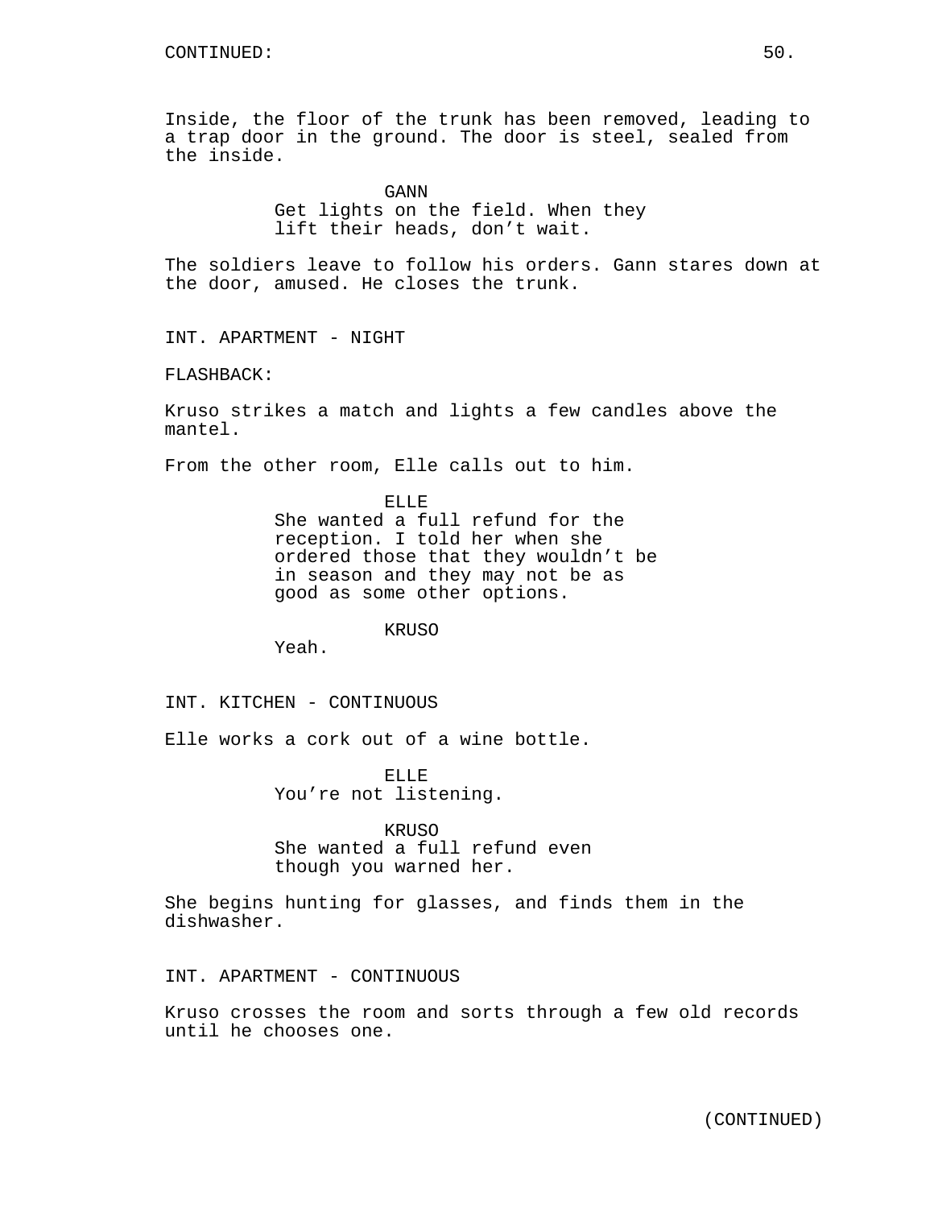CONTINUED:

Inside, the floor of the trunk has been removed, leading to a trap door in the ground. The door is steel, sealed from the inside.

GANN
Get lights on the field. When they lift their heads, don't wait.

The soldiers leave to follow his orders. Gann stares down at the door, amused. He closes the trunk.

INT. APARTMENT - NIGHT

FLASHBACK:

Kruso strikes a match and lights a few candles above the mantel.

From the other room, Elle calls out to him.

ELLE
She wanted a full refund for the reception. I told her when she ordered those that they wouldn't be in season and they may not be as good as some other options.

KRUSO
Yeah.

INT. KITCHEN - CONTINUOUS

Elle works a cork out of a wine bottle.

ELLE
You're not listening.

KRUSO
She wanted a full refund even though you warned her.

She begins hunting for glasses, and finds them in the dishwasher.

INT. APARTMENT - CONTINUOUS

Kruso crosses the room and sorts through a few old records until he chooses one.

(CONTINUED)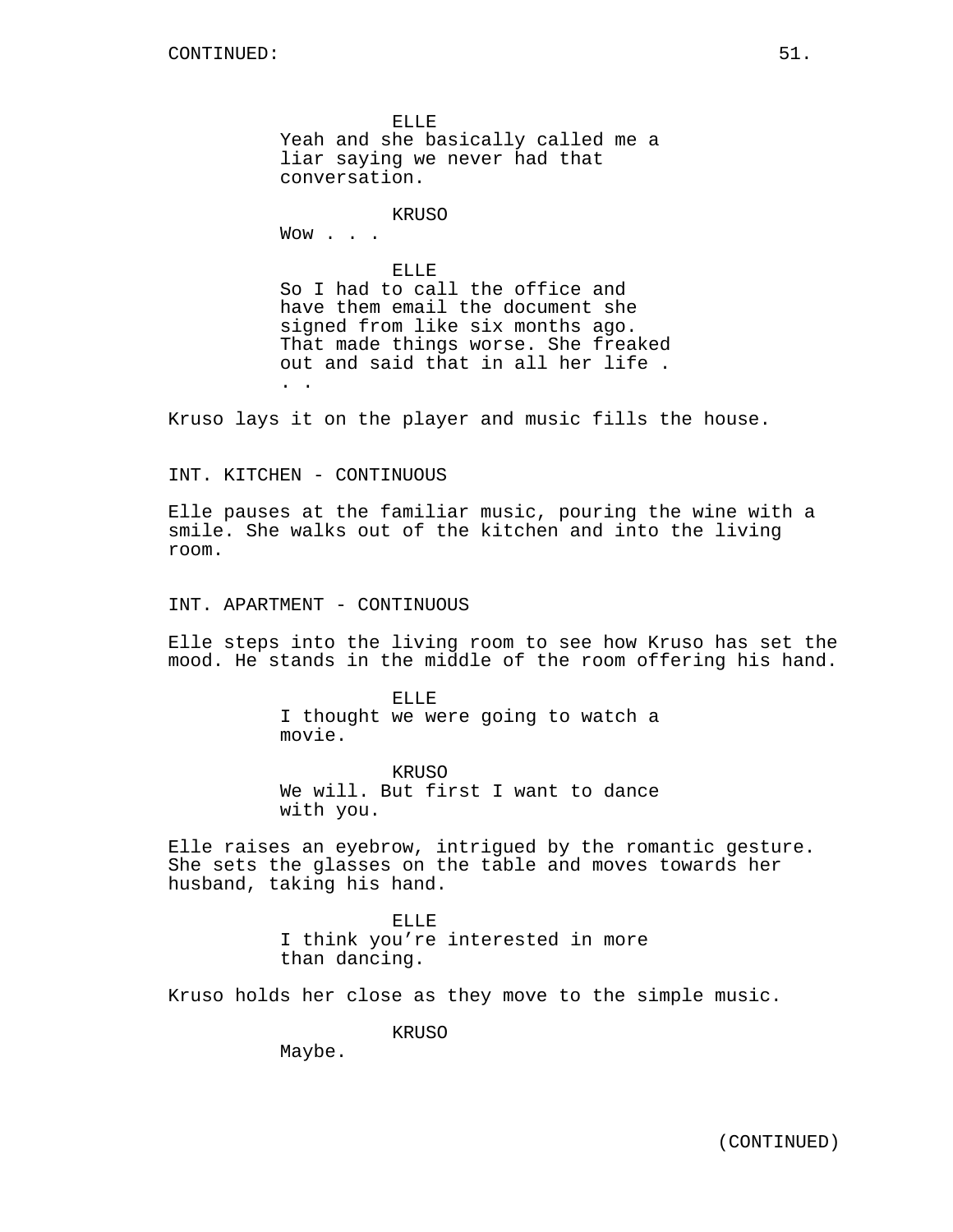CONTINUED:

ELLE
Yeah and she basically called me a liar saying we never had that conversation.

KRUSO
Wow . . .

ELLE
So I had to call the office and have them email the document she signed from like six months ago. That made things worse. She freaked out and said that in all her life . . .

Kruso lays it on the player and music fills the house.

INT. KITCHEN - CONTINUOUS

Elle pauses at the familiar music, pouring the wine with a smile. She walks out of the kitchen and into the living room.

INT. APARTMENT - CONTINUOUS

Elle steps into the living room to see how Kruso has set the mood. He stands in the middle of the room offering his hand.

ELLE
I thought we were going to watch a movie.

KRUSO
We will. But first I want to dance with you.

Elle raises an eyebrow, intrigued by the romantic gesture. She sets the glasses on the table and moves towards her husband, taking his hand.

ELLE
I think you're interested in more than dancing.

Kruso holds her close as they move to the simple music.

KRUSO
Maybe.

(CONTINUED)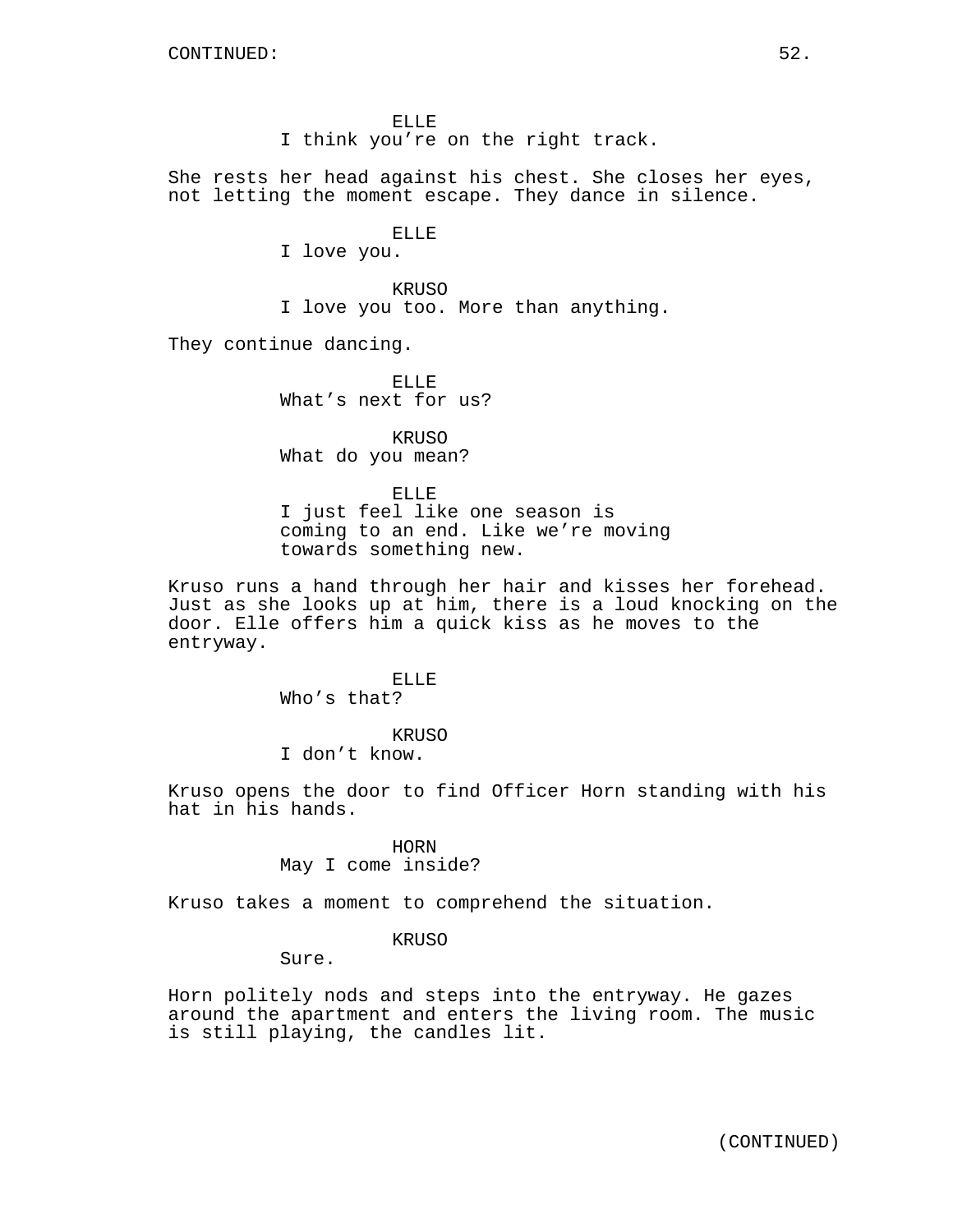ELLE
I think you're on the right track.

She rests her head against his chest. She closes her eyes, not letting the moment escape. They dance in silence.

ELLE
I love you.

KRUSO
I love you too. More than anything.

They continue dancing.

ELLE
What's next for us?

KRUSO
What do you mean?

ELLE
I just feel like one season is coming to an end. Like we're moving towards something new.

Kruso runs a hand through her hair and kisses her forehead. Just as she looks up at him, there is a loud knocking on the door. Elle offers him a quick kiss as he moves to the entryway.

ELLE
Who's that?

KRUSO
I don't know.

Kruso opens the door to find Officer Horn standing with his hat in his hands.

HORN
May I come inside?

Kruso takes a moment to comprehend the situation.

KRUSO
Sure.

Horn politely nods and steps into the entryway. He gazes around the apartment and enters the living room. The music is still playing, the candles lit.

(CONTINUED)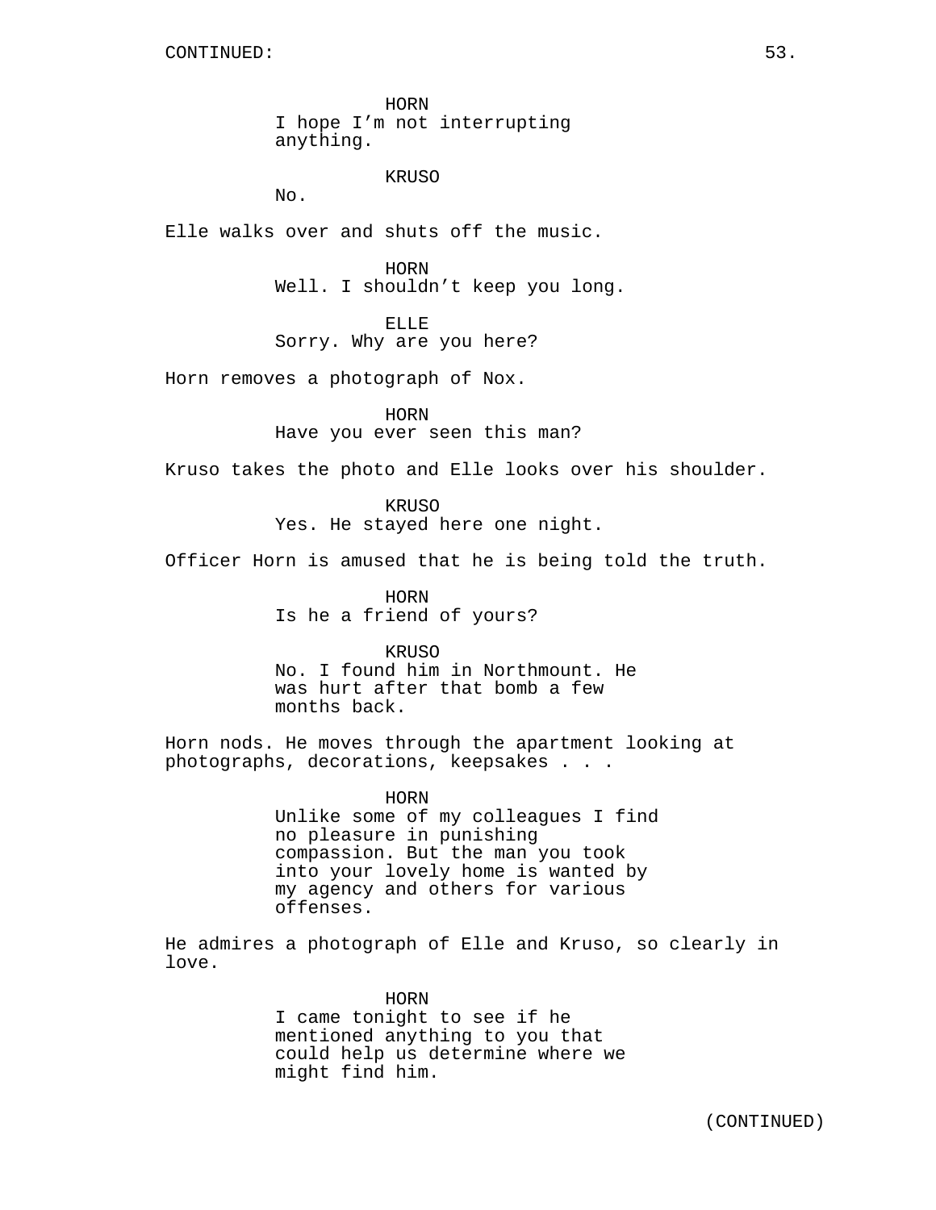HORN
I hope I'm not interrupting anything.

KRUSO
No.

Elle walks over and shuts off the music.

HORN
Well. I shouldn't keep you long.

ELLE
Sorry. Why are you here?

Horn removes a photograph of Nox.

HORN
Have you ever seen this man?

Kruso takes the photo and Elle looks over his shoulder.

KRUSO
Yes. He stayed here one night.

Officer Horn is amused that he is being told the truth.

HORN
Is he a friend of yours?

KRUSO
No. I found him in Northmount. He was hurt after that bomb a few months back.

Horn nods. He moves through the apartment looking at photographs, decorations, keepsakes . . .

HORN
Unlike some of my colleagues I find no pleasure in punishing compassion. But the man you took into your lovely home is wanted by my agency and others for various offenses.

He admires a photograph of Elle and Kruso, so clearly in love.

HORN
I came tonight to see if he mentioned anything to you that could help us determine where we might find him.

(CONTINUED)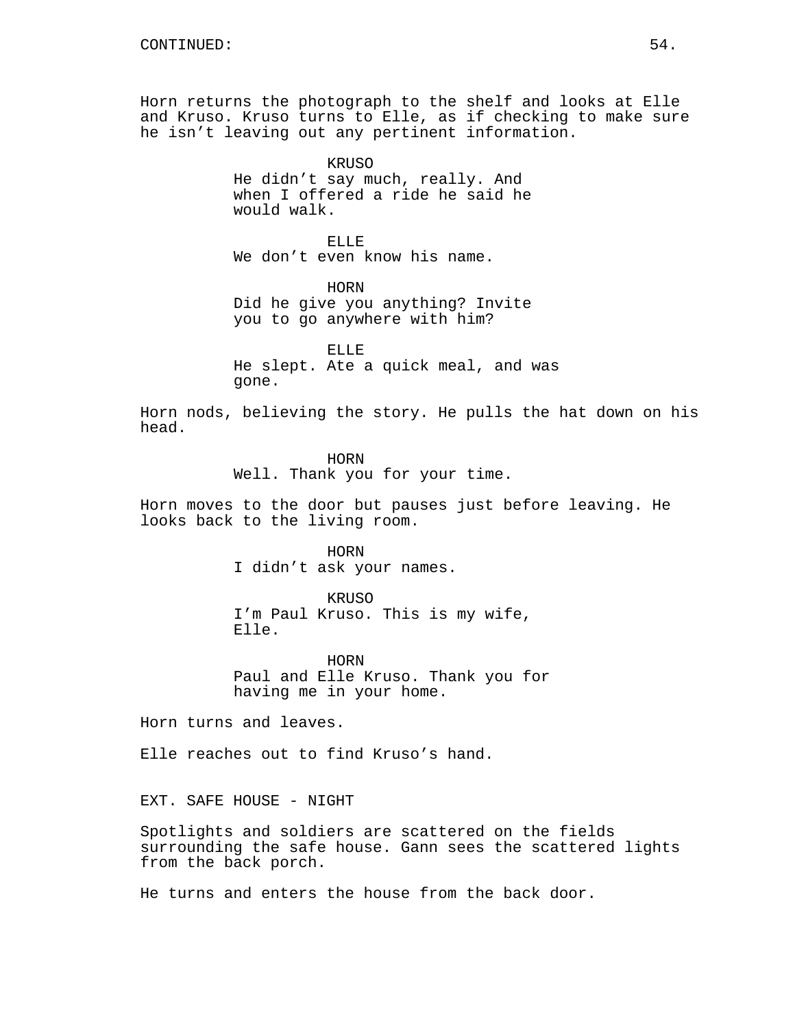CONTINUED:

Horn returns the photograph to the shelf and looks at Elle and Kruso. Kruso turns to Elle, as if checking to make sure he isn't leaving out any pertinent information.

KRUSO
He didn't say much, really. And when I offered a ride he said he would walk.

ELLE
We don't even know his name.

HORN
Did he give you anything? Invite you to go anywhere with him?

ELLE
He slept. Ate a quick meal, and was gone.

Horn nods, believing the story. He pulls the hat down on his head.

HORN
Well. Thank you for your time.

Horn moves to the door but pauses just before leaving. He looks back to the living room.

HORN
I didn't ask your names.

KRUSO
I'm Paul Kruso. This is my wife, Elle.

HORN
Paul and Elle Kruso. Thank you for having me in your home.

Horn turns and leaves.

Elle reaches out to find Kruso's hand.

EXT. SAFE HOUSE - NIGHT

Spotlights and soldiers are scattered on the fields surrounding the safe house. Gann sees the scattered lights from the back porch.

He turns and enters the house from the back door.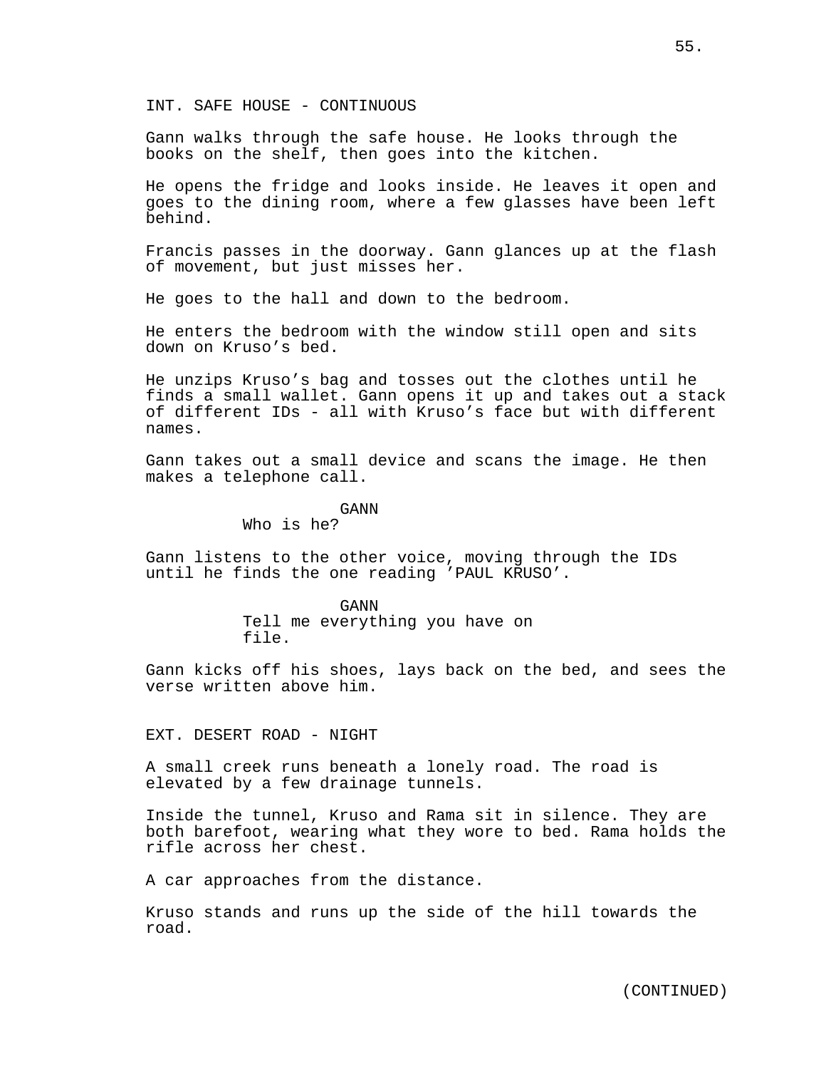INT. SAFE HOUSE - CONTINUOUS

Gann walks through the safe house. He looks through the books on the shelf, then goes into the kitchen.

He opens the fridge and looks inside. He leaves it open and goes to the dining room, where a few glasses have been left behind.

Francis passes in the doorway. Gann glances up at the flash of movement, but just misses her.

He goes to the hall and down to the bedroom.

He enters the bedroom with the window still open and sits down on Kruso's bed.

He unzips Kruso's bag and tosses out the clothes until he finds a small wallet. Gann opens it up and takes out a stack of different IDs - all with Kruso's face but with different names.

Gann takes out a small device and scans the image. He then makes a telephone call.

GANN
Who is he?

Gann listens to the other voice, moving through the IDs until he finds the one reading 'PAUL KRUSO'.

GANN
Tell me everything you have on file.

Gann kicks off his shoes, lays back on the bed, and sees the verse written above him.

EXT. DESERT ROAD - NIGHT

A small creek runs beneath a lonely road. The road is elevated by a few drainage tunnels.

Inside the tunnel, Kruso and Rama sit in silence. They are both barefoot, wearing what they wore to bed. Rama holds the rifle across her chest.

A car approaches from the distance.

Kruso stands and runs up the side of the hill towards the road.

(CONTINUED)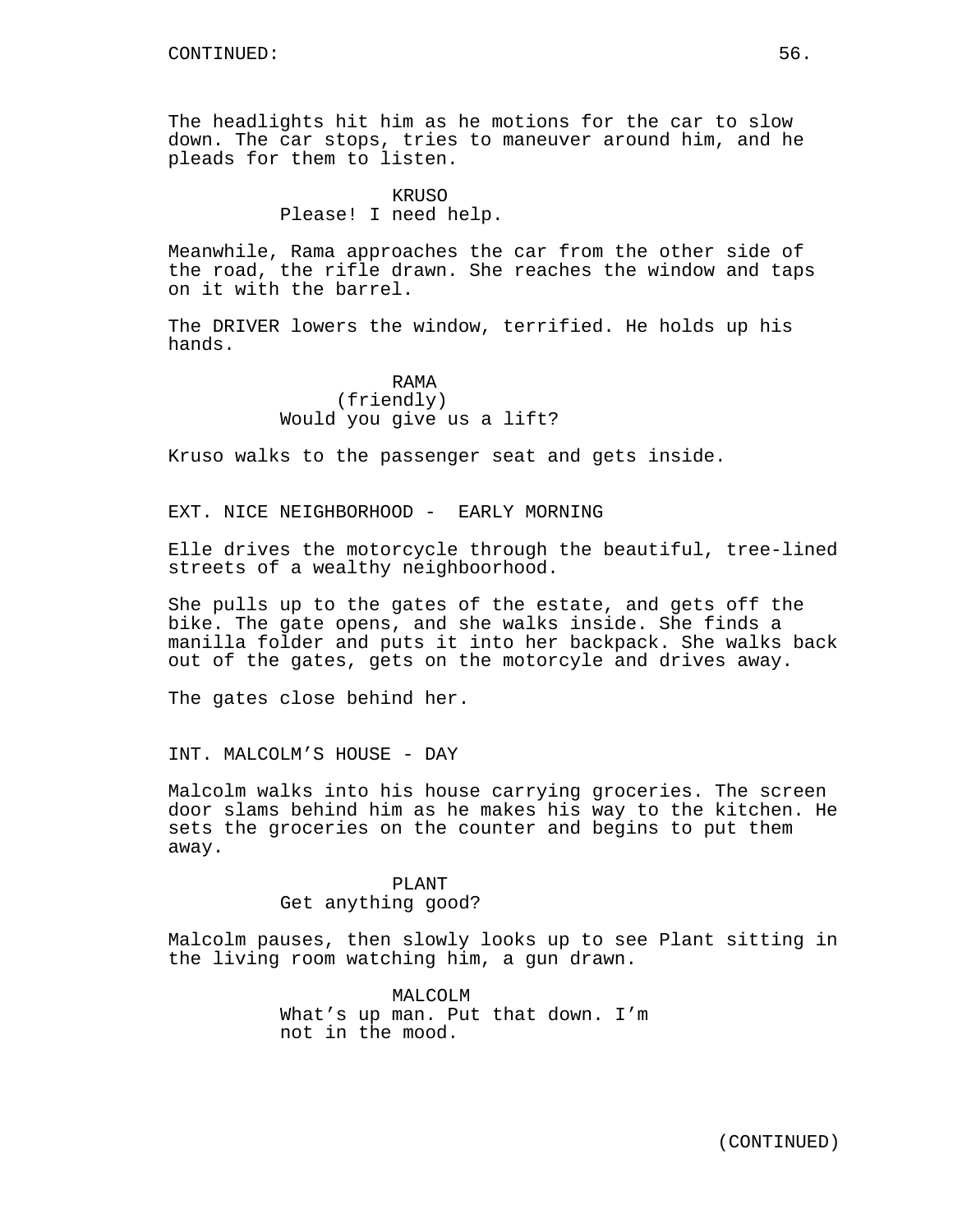CONTINUED:

The headlights hit him as he motions for the car to slow down. The car stops, tries to maneuver around him, and he pleads for them to listen.

KRUSO
Please! I need help.

Meanwhile, Rama approaches the car from the other side of the road, the rifle drawn. She reaches the window and taps on it with the barrel.

The DRIVER lowers the window, terrified. He holds up his hands.

RAMA
(friendly)
Would you give us a lift?

Kruso walks to the passenger seat and gets inside.

EXT. NICE NEIGHBORHOOD - EARLY MORNING

Elle drives the motorcycle through the beautiful, tree-lined streets of a wealthy neighboorhood.

She pulls up to the gates of the estate, and gets off the bike. The gate opens, and she walks inside. She finds a manilla folder and puts it into her backpack. She walks back out of the gates, gets on the motorcyle and drives away.

The gates close behind her.

INT. MALCOLM'S HOUSE - DAY

Malcolm walks into his house carrying groceries. The screen door slams behind him as he makes his way to the kitchen. He sets the groceries on the counter and begins to put them away.

PLANT
Get anything good?

Malcolm pauses, then slowly looks up to see Plant sitting in the living room watching him, a gun drawn.

MALCOLM
What's up man. Put that down. I'm not in the mood.

(CONTINUED)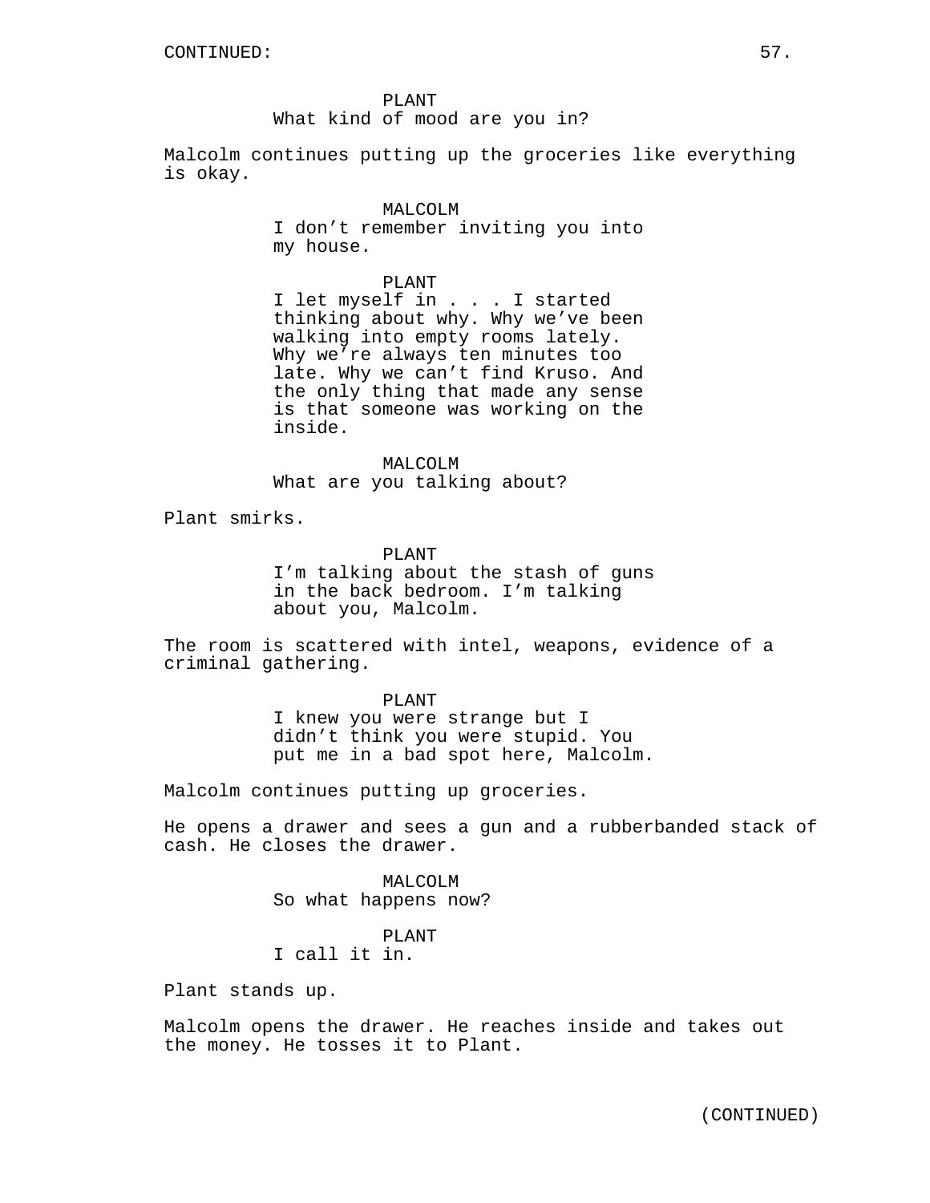CONTINUED:

PLANT
What kind of mood are you in?

Malcolm continues putting up the groceries like everything is okay.

MALCOLM
I don't remember inviting you into my house.

PLANT
I let myself in . . . I started thinking about why. Why we've been walking into empty rooms lately. Why we're always ten minutes too late. Why we can't find Kruso. And the only thing that made any sense is that someone was working on the inside.

MALCOLM
What are you talking about?

Plant smirks.

PLANT
I'm talking about the stash of guns in the back bedroom. I'm talking about you, Malcolm.

The room is scattered with intel, weapons, evidence of a criminal gathering.

PLANT
I knew you were strange but I didn't think you were stupid. You put me in a bad spot here, Malcolm.

Malcolm continues putting up groceries.

He opens a drawer and sees a gun and a rubberbanded stack of cash. He closes the drawer.

MALCOLM
So what happens now?

PLANT
I call it in.

Plant stands up.

Malcolm opens the drawer. He reaches inside and takes out the money. He tosses it to Plant.

(CONTINUED)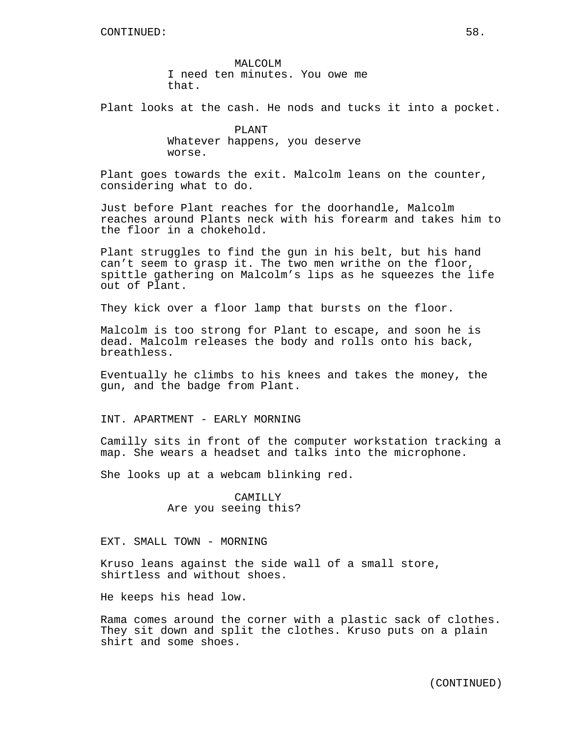CONTINUED:

MALCOLM
I need ten minutes. You owe me that.

Plant looks at the cash. He nods and tucks it into a pocket.

PLANT
Whatever happens, you deserve worse.

Plant goes towards the exit. Malcolm leans on the counter, considering what to do.

Just before Plant reaches for the doorhandle, Malcolm reaches around Plants neck with his forearm and takes him to the floor in a chokehold.

Plant struggles to find the gun in his belt, but his hand can't seem to grasp it. The two men writhe on the floor, spittle gathering on Malcolm's lips as he squeezes the life out of Plant.

They kick over a floor lamp that bursts on the floor.

Malcolm is too strong for Plant to escape, and soon he is dead. Malcolm releases the body and rolls onto his back, breathless.

Eventually he climbs to his knees and takes the money, the gun, and the badge from Plant.

INT. APARTMENT - EARLY MORNING

Camilly sits in front of the computer workstation tracking a map. She wears a headset and talks into the microphone.

She looks up at a webcam blinking red.

CAMILLY
Are you seeing this?

EXT. SMALL TOWN - MORNING

Kruso leans against the side wall of a small store, shirtless and without shoes.

He keeps his head low.

Rama comes around the corner with a plastic sack of clothes. They sit down and split the clothes. Kruso puts on a plain shirt and some shoes.

(CONTINUED)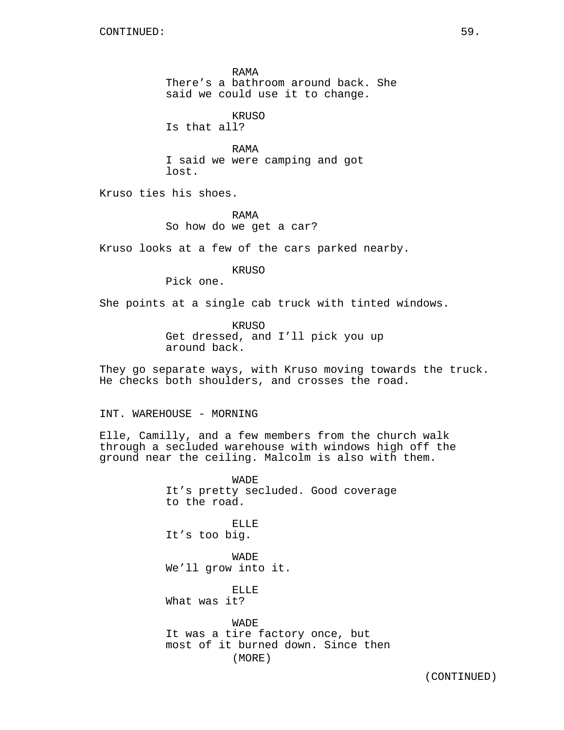RAMA
There's a bathroom around back. She said we could use it to change.

KRUSO
Is that all?

RAMA
I said we were camping and got lost.

Kruso ties his shoes.

RAMA
So how do we get a car?

Kruso looks at a few of the cars parked nearby.

KRUSO
Pick one.

She points at a single cab truck with tinted windows.

KRUSO
Get dressed, and I'll pick you up around back.

They go separate ways, with Kruso moving towards the truck. He checks both shoulders, and crosses the road.

INT. WAREHOUSE - MORNING

Elle, Camilly, and a few members from the church walk through a secluded warehouse with windows high off the ground near the ceiling. Malcolm is also with them.

WADE
It's pretty secluded. Good coverage to the road.

ELLE
It's too big.

WADE
We'll grow into it.

ELLE
What was it?

WADE
It was a tire factory once, but most of it burned down. Since then
(MORE)

(CONTINUED)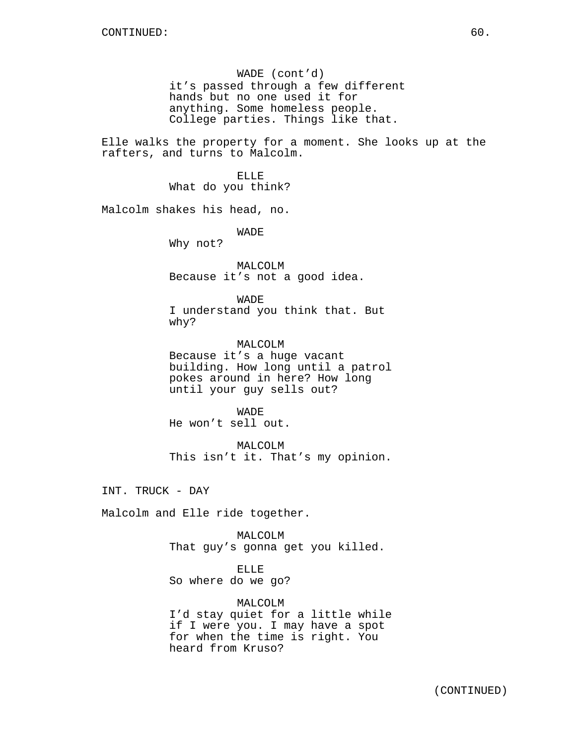WADE (cont'd)
it's passed through a few different hands but no one used it for anything. Some homeless people. College parties. Things like that.

Elle walks the property for a moment. She looks up at the rafters, and turns to Malcolm.

ELLE
What do you think?

Malcolm shakes his head, no.

WADE
Why not?

MALCOLM
Because it's not a good idea.

WADE
I understand you think that. But why?

MALCOLM
Because it's a huge vacant building. How long until a patrol pokes around in here? How long until your guy sells out?

WADE
He won't sell out.

MALCOLM
This isn't it. That's my opinion.

INT. TRUCK - DAY

Malcolm and Elle ride together.

MALCOLM
That guy's gonna get you killed.

ELLE
So where do we go?

MALCOLM
I'd stay quiet for a little while if I were you. I may have a spot for when the time is right. You heard from Kruso?

(CONTINUED)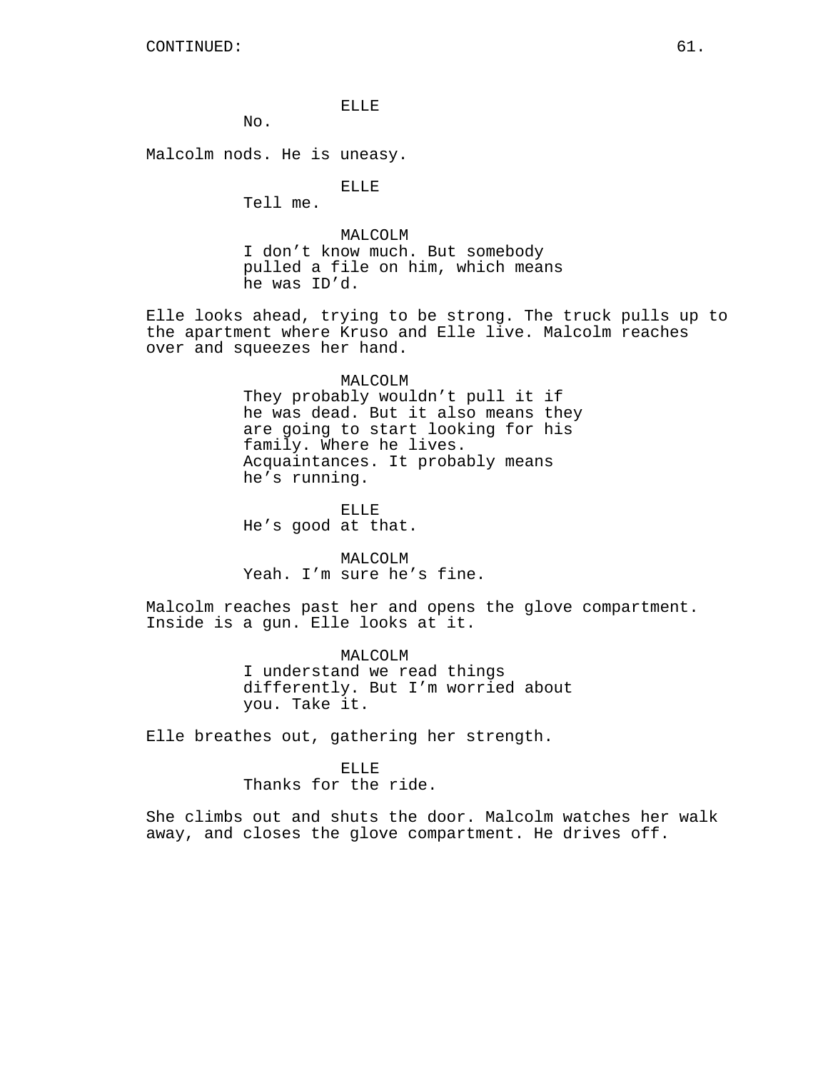CONTINUED:

ELLE
No.

Malcolm nods. He is uneasy.

ELLE
Tell me.

MALCOLM
I don't know much. But somebody pulled a file on him, which means he was ID'd.

Elle looks ahead, trying to be strong. The truck pulls up to the apartment where Kruso and Elle live. Malcolm reaches over and squeezes her hand.

MALCOLM
They probably wouldn't pull it if he was dead. But it also means they are going to start looking for his family. Where he lives. Acquaintances. It probably means he's running.

ELLE
He's good at that.

MALCOLM
Yeah. I'm sure he's fine.

Malcolm reaches past her and opens the glove compartment. Inside is a gun. Elle looks at it.

MALCOLM
I understand we read things differently. But I'm worried about you. Take it.

Elle breathes out, gathering her strength.

ELLE
Thanks for the ride.

She climbs out and shuts the door. Malcolm watches her walk away, and closes the glove compartment. He drives off.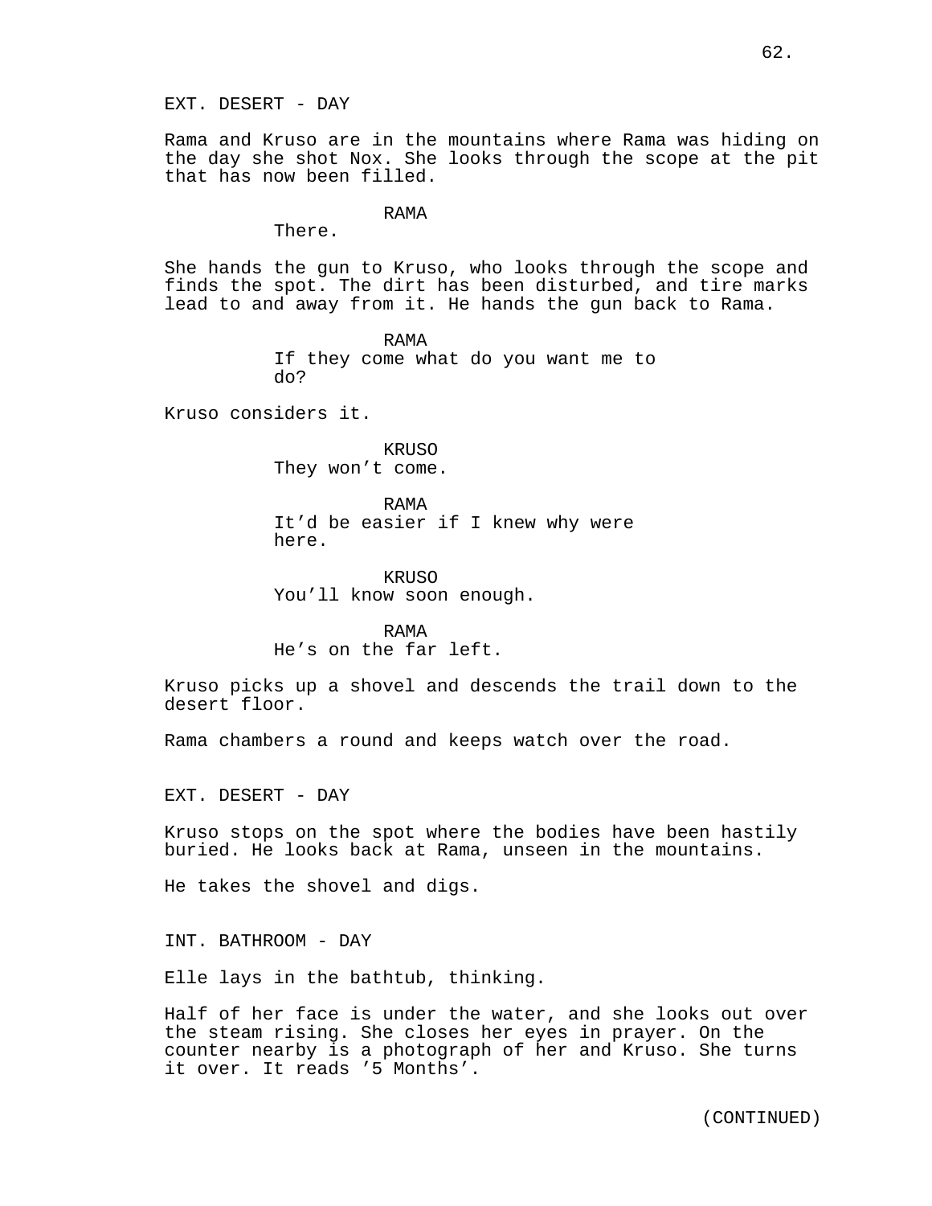EXT. DESERT - DAY

Rama and Kruso are in the mountains where Rama was hiding on the day she shot Nox. She looks through the scope at the pit that has now been filled.

RAMA
There.

She hands the gun to Kruso, who looks through the scope and finds the spot. The dirt has been disturbed, and tire marks lead to and away from it. He hands the gun back to Rama.

RAMA
If they come what do you want me to do?

Kruso considers it.

KRUSO
They won't come.

RAMA
It'd be easier if I knew why were here.

KRUSO
You'll know soon enough.

RAMA
He's on the far left.

Kruso picks up a shovel and descends the trail down to the desert floor.

Rama chambers a round and keeps watch over the road.

EXT. DESERT - DAY

Kruso stops on the spot where the bodies have been hastily buried. He looks back at Rama, unseen in the mountains.

He takes the shovel and digs.

INT. BATHROOM - DAY

Elle lays in the bathtub, thinking.

Half of her face is under the water, and she looks out over the steam rising. She closes her eyes in prayer. On the counter nearby is a photograph of her and Kruso. She turns it over. It reads '5 Months'.

(CONTINUED)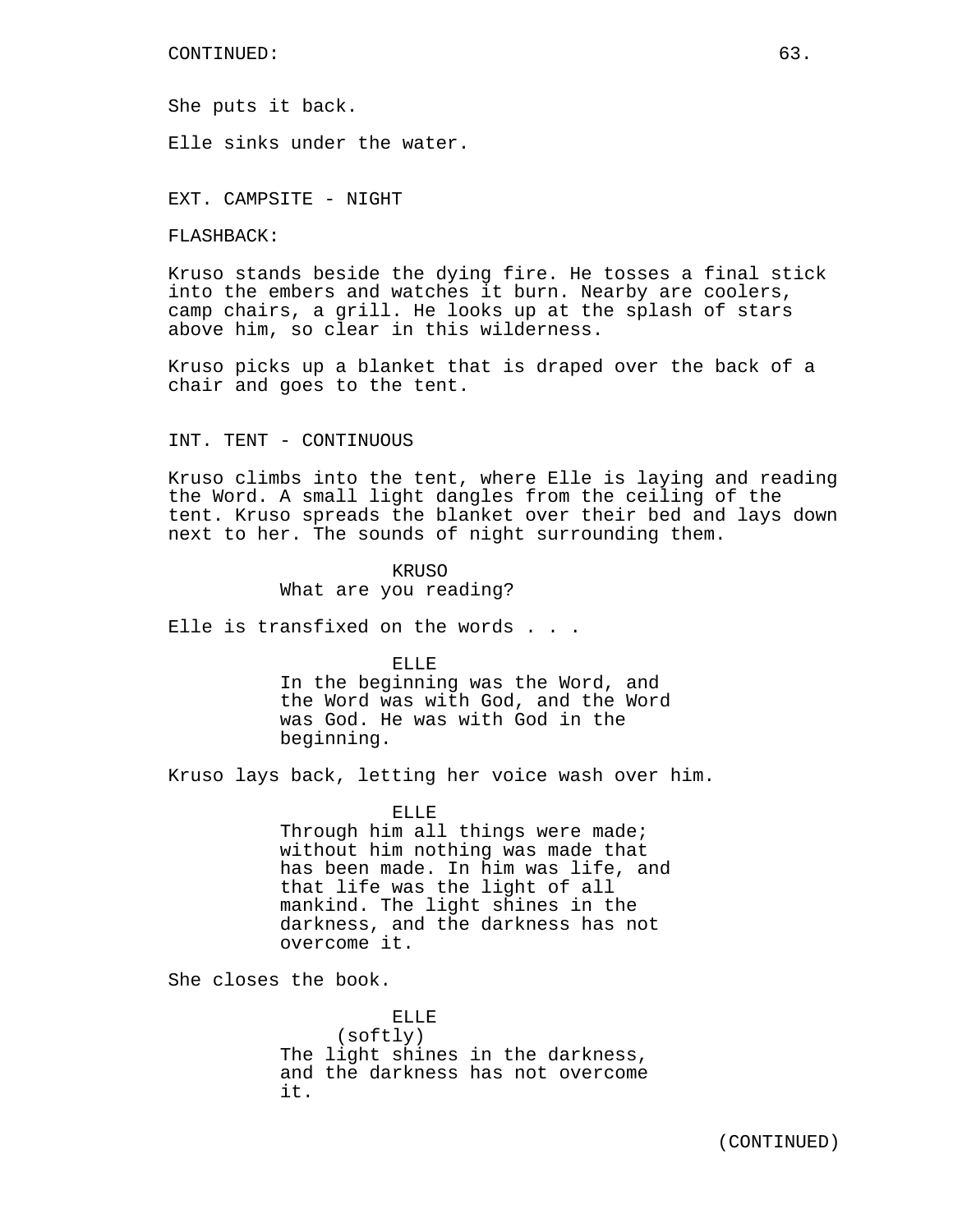CONTINUED:

She puts it back.

Elle sinks under the water.

EXT. CAMPSITE - NIGHT

FLASHBACK:

Kruso stands beside the dying fire. He tosses a final stick into the embers and watches it burn. Nearby are coolers, camp chairs, a grill. He looks up at the splash of stars above him, so clear in this wilderness.

Kruso picks up a blanket that is draped over the back of a chair and goes to the tent.

INT. TENT - CONTINUOUS

Kruso climbs into the tent, where Elle is laying and reading the Word. A small light dangles from the ceiling of the tent. Kruso spreads the blanket over their bed and lays down next to her. The sounds of night surrounding them.

KRUSO
What are you reading?

Elle is transfixed on the words . . .

ELLE
In the beginning was the Word, and the Word was with God, and the Word was God. He was with God in the beginning.

Kruso lays back, letting her voice wash over him.

ELLE
Through him all things were made; without him nothing was made that has been made. In him was life, and that life was the light of all mankind. The light shines in the darkness, and the darkness has not overcome it.

She closes the book.

ELLE
(softly)
The light shines in the darkness, and the darkness has not overcome it.

(CONTINUED)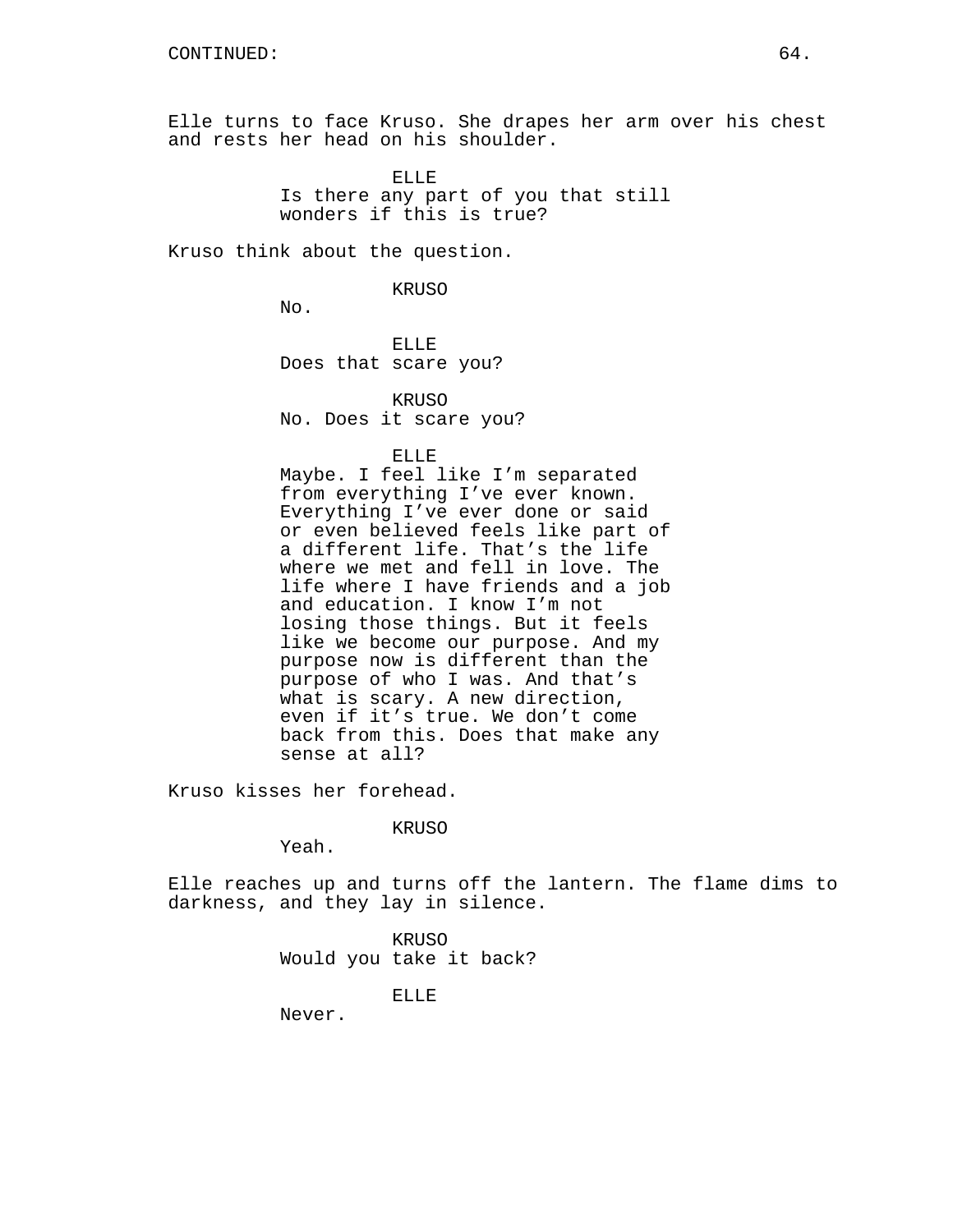CONTINUED:

Elle turns to face Kruso. She drapes her arm over his chest and rests her head on his shoulder.

ELLE
Is there any part of you that still wonders if this is true?

Kruso think about the question.

KRUSO
No.

ELLE
Does that scare you?

KRUSO
No. Does it scare you?

ELLE
Maybe. I feel like I'm separated from everything I've ever known. Everything I've ever done or said or even believed feels like part of a different life. That's the life where we met and fell in love. The life where I have friends and a job and education. I know I'm not losing those things. But it feels like we become our purpose. And my purpose now is different than the purpose of who I was. And that's what is scary. A new direction, even if it's true. We don't come back from this. Does that make any sense at all?

Kruso kisses her forehead.

KRUSO
Yeah.

Elle reaches up and turns off the lantern. The flame dims to darkness, and they lay in silence.

KRUSO
Would you take it back?

ELLE
Never.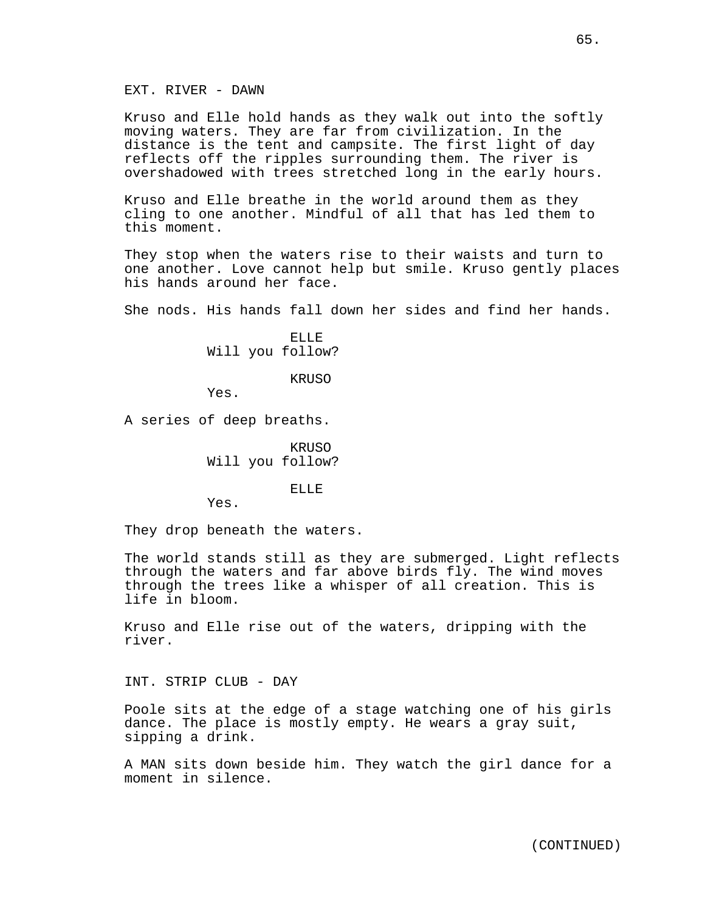EXT. RIVER - DAWN

Kruso and Elle hold hands as they walk out into the softly moving waters. They are far from civilization. In the distance is the tent and campsite. The first light of day reflects off the ripples surrounding them. The river is overshadowed with trees stretched long in the early hours.

Kruso and Elle breathe in the world around them as they cling to one another. Mindful of all that has led them to this moment.

They stop when the waters rise to their waists and turn to one another. Love cannot help but smile. Kruso gently places his hands around her face.

She nods. His hands fall down her sides and find her hands.

ELLE
Will you follow?

KRUSO
Yes.

A series of deep breaths.

KRUSO
Will you follow?

ELLE
Yes.

They drop beneath the waters.

The world stands still as they are submerged. Light reflects through the waters and far above birds fly. The wind moves through the trees like a whisper of all creation. This is life in bloom.

Kruso and Elle rise out of the waters, dripping with the river.

INT. STRIP CLUB - DAY

Poole sits at the edge of a stage watching one of his girls dance. The place is mostly empty. He wears a gray suit, sipping a drink.

A MAN sits down beside him. They watch the girl dance for a moment in silence.

(CONTINUED)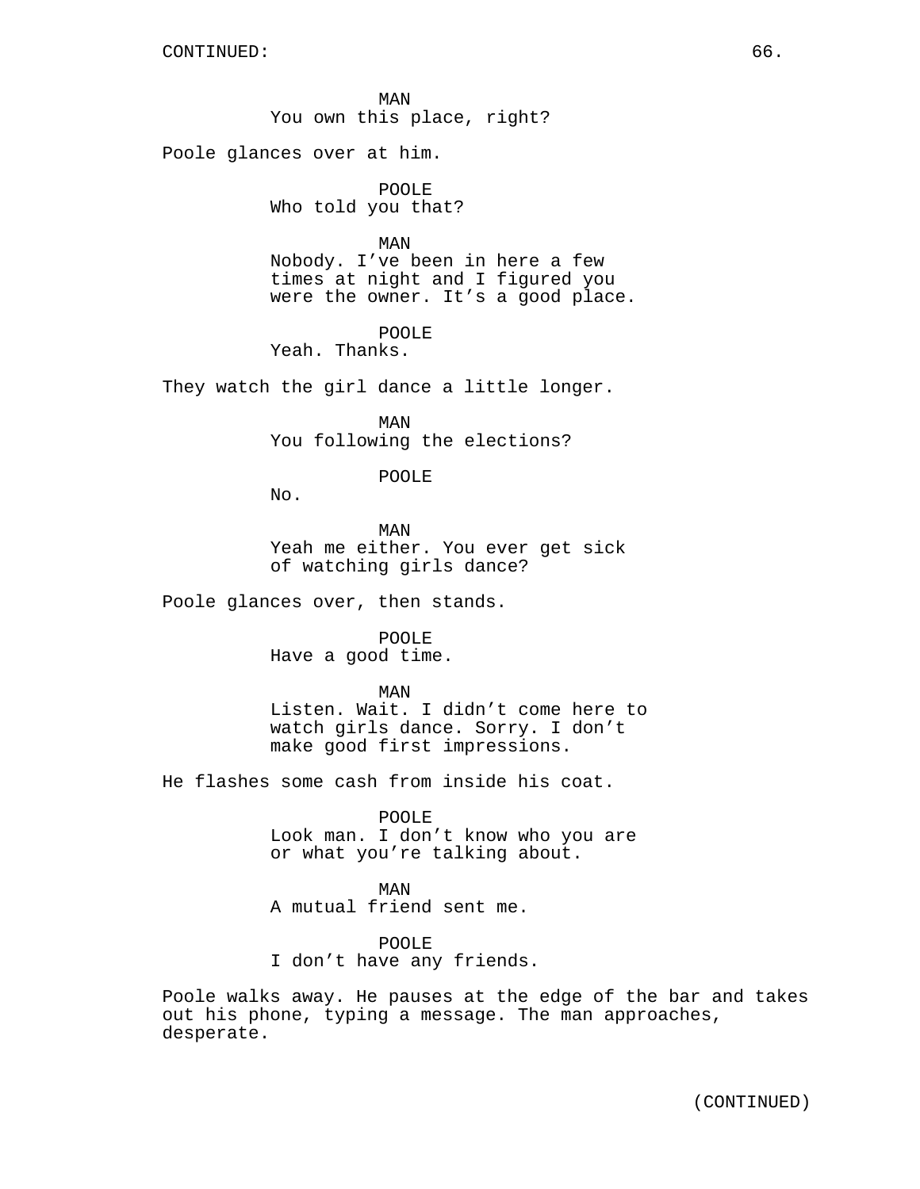CONTINUED:

MAN
You own this place, right?

Poole glances over at him.

POOLE
Who told you that?

MAN
Nobody. I've been in here a few times at night and I figured you were the owner. It's a good place.

POOLE
Yeah. Thanks.

They watch the girl dance a little longer.

MAN
You following the elections?

POOLE
No.

MAN
Yeah me either. You ever get sick of watching girls dance?

Poole glances over, then stands.

POOLE
Have a good time.

MAN
Listen. Wait. I didn't come here to watch girls dance. Sorry. I don't make good first impressions.

He flashes some cash from inside his coat.

POOLE
Look man. I don't know who you are or what you're talking about.

MAN
A mutual friend sent me.

POOLE
I don't have any friends.

Poole walks away. He pauses at the edge of the bar and takes out his phone, typing a message. The man approaches, desperate.

(CONTINUED)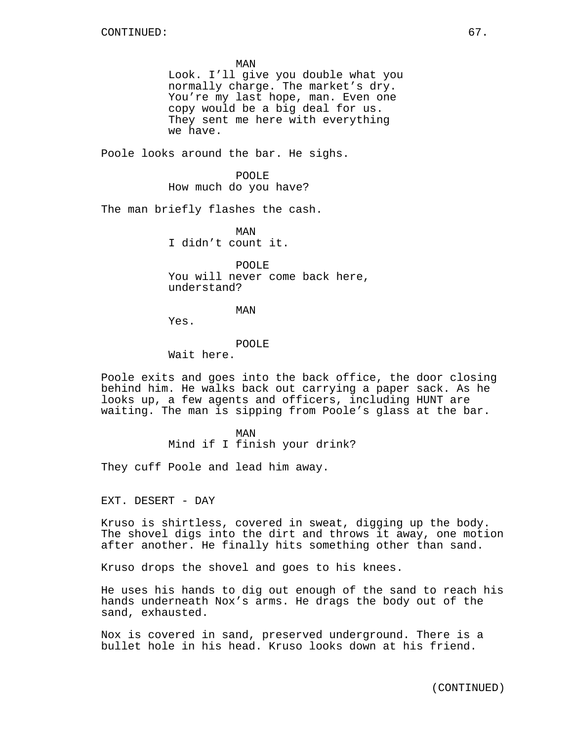MAN
Look. I'll give you double what you normally charge. The market's dry. You're my last hope, man. Even one copy would be a big deal for us. They sent me here with everything we have.

Poole looks around the bar. He sighs.

POOLE
How much do you have?

The man briefly flashes the cash.

MAN
I didn't count it.

POOLE
You will never come back here, understand?

MAN
Yes.

POOLE
Wait here.

Poole exits and goes into the back office, the door closing behind him. He walks back out carrying a paper sack. As he looks up, a few agents and officers, including HUNT are waiting. The man is sipping from Poole's glass at the bar.

MAN
Mind if I finish your drink?

They cuff Poole and lead him away.

EXT. DESERT - DAY

Kruso is shirtless, covered in sweat, digging up the body. The shovel digs into the dirt and throws it away, one motion after another. He finally hits something other than sand.

Kruso drops the shovel and goes to his knees.

He uses his hands to dig out enough of the sand to reach his hands underneath Nox's arms. He drags the body out of the sand, exhausted.

Nox is covered in sand, preserved underground. There is a bullet hole in his head. Kruso looks down at his friend.

(CONTINUED)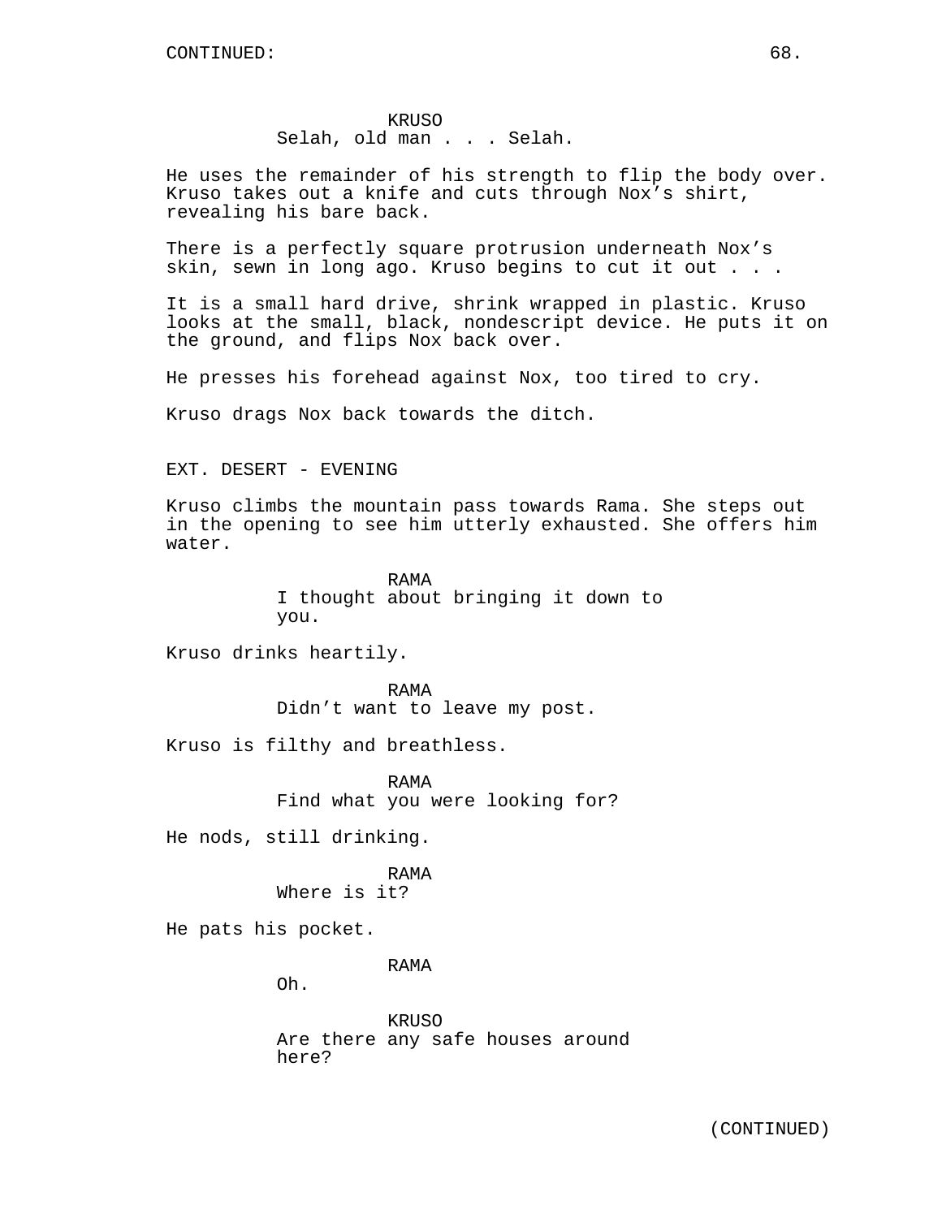KRUSO
Selah, old man . . . Selah.

He uses the remainder of his strength to flip the body over. Kruso takes out a knife and cuts through Nox's shirt, revealing his bare back.

There is a perfectly square protrusion underneath Nox's skin, sewn in long ago. Kruso begins to cut it out . . .

It is a small hard drive, shrink wrapped in plastic. Kruso looks at the small, black, nondescript device. He puts it on the ground, and flips Nox back over.

He presses his forehead against Nox, too tired to cry.

Kruso drags Nox back towards the ditch.

EXT. DESERT - EVENING

Kruso climbs the mountain pass towards Rama. She steps out in the opening to see him utterly exhausted. She offers him water.

RAMA
I thought about bringing it down to you.

Kruso drinks heartily.

RAMA
Didn't want to leave my post.

Kruso is filthy and breathless.

RAMA
Find what you were looking for?

He nods, still drinking.

RAMA
Where is it?

He pats his pocket.

RAMA
Oh.

KRUSO
Are there any safe houses around here?

(CONTINUED)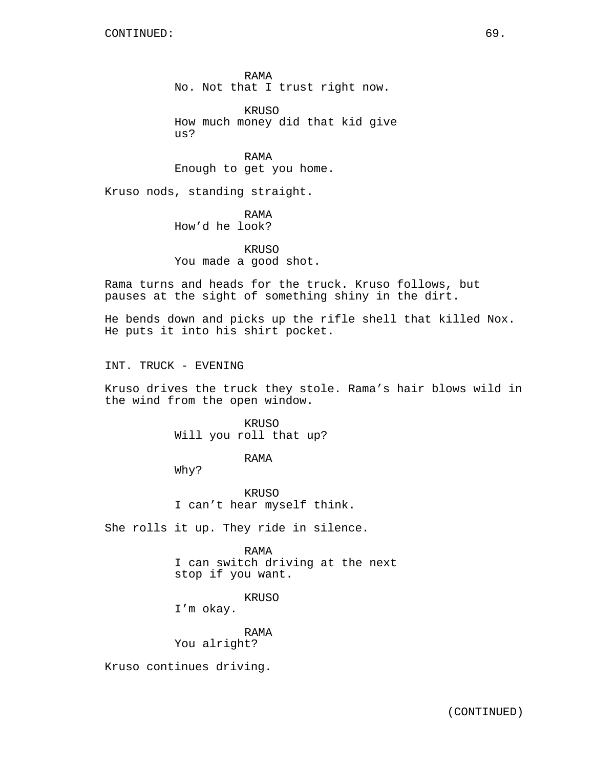RAMA
No. Not that I trust right now.

KRUSO
How much money did that kid give us?

RAMA
Enough to get you home.

Kruso nods, standing straight.

RAMA
How'd he look?

KRUSO
You made a good shot.

Rama turns and heads for the truck. Kruso follows, but pauses at the sight of something shiny in the dirt.

He bends down and picks up the rifle shell that killed Nox. He puts it into his shirt pocket.

INT. TRUCK - EVENING

Kruso drives the truck they stole. Rama's hair blows wild in the wind from the open window.

KRUSO
Will you roll that up?

RAMA
Why?

KRUSO
I can't hear myself think.

She rolls it up. They ride in silence.

RAMA
I can switch driving at the next stop if you want.

KRUSO
I'm okay.

RAMA
You alright?

Kruso continues driving.

(CONTINUED)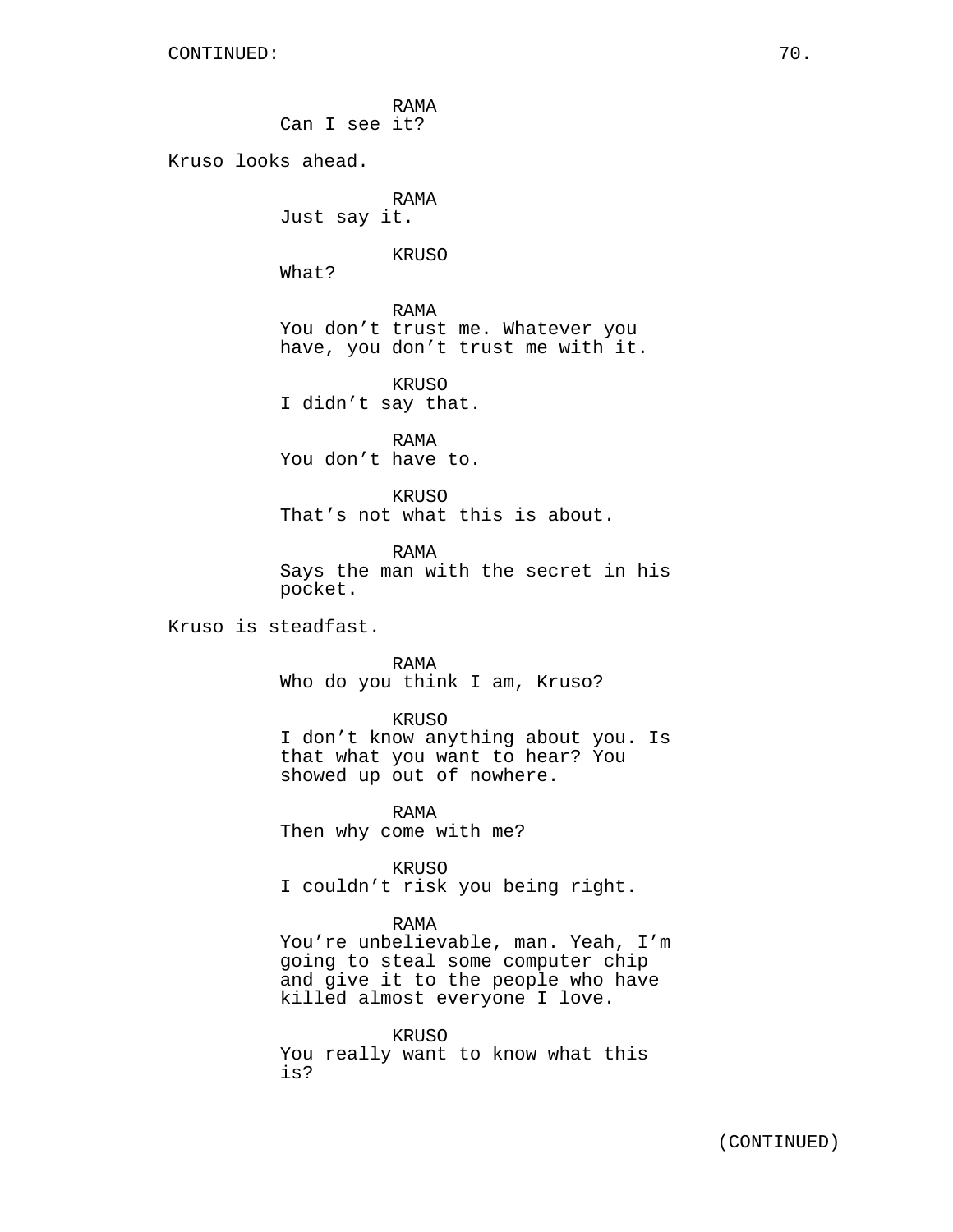CONTINUED:

RAMA
Can I see it?

Kruso looks ahead.

RAMA
Just say it.

KRUSO
What?

RAMA
You don’t trust me. Whatever you have, you don’t trust me with it.

KRUSO
I didn’t say that.

RAMA
You don’t have to.

KRUSO
That’s not what this is about.

RAMA
Says the man with the secret in his pocket.

Kruso is steadfast.

RAMA
Who do you think I am, Kruso?

KRUSO
I don’t know anything about you. Is that what you want to hear? You showed up out of nowhere.

RAMA
Then why come with me?

KRUSO
I couldn’t risk you being right.

RAMA
You’re unbelievable, man. Yeah, I’m going to steal some computer chip and give it to the people who have killed almost everyone I love.

KRUSO
You really want to know what this is?

(CONTINUED)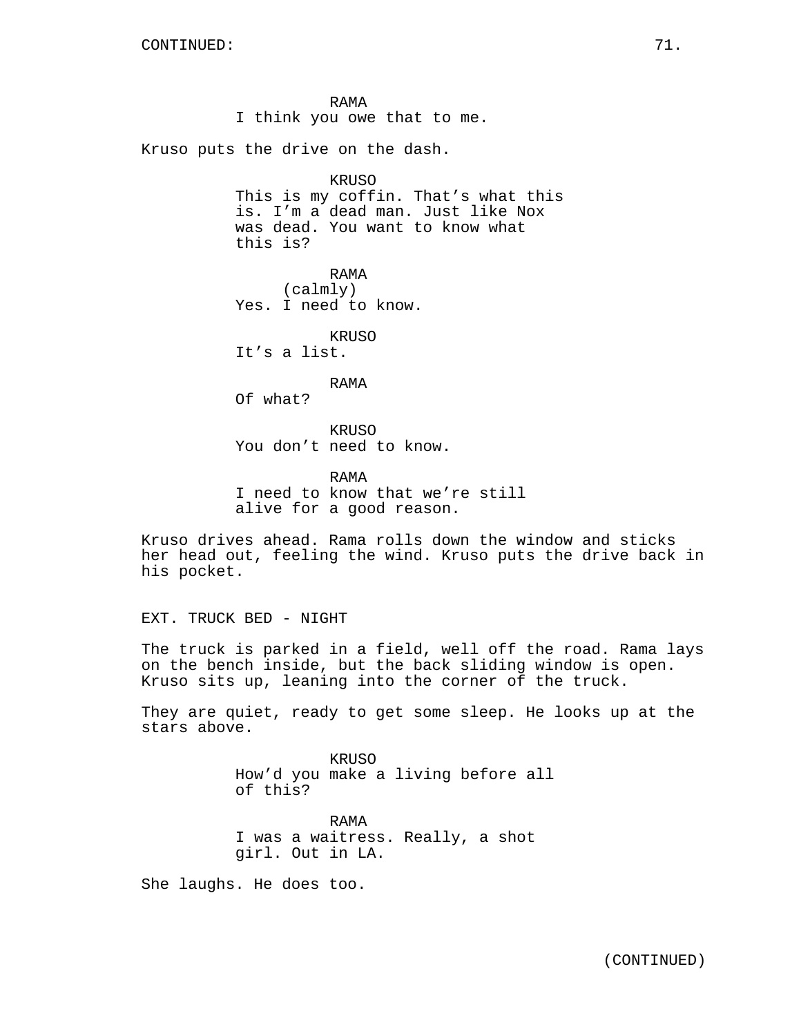CONTINUED:

RAMA
I think you owe that to me.

Kruso puts the drive on the dash.

KRUSO
This is my coffin. That's what this is. I'm a dead man. Just like Nox was dead. You want to know what this is?

RAMA
(calmly)
Yes. I need to know.

KRUSO
It's a list.

RAMA
Of what?

KRUSO
You don't need to know.

RAMA
I need to know that we're still alive for a good reason.

Kruso drives ahead. Rama rolls down the window and sticks her head out, feeling the wind. Kruso puts the drive back in his pocket.

EXT. TRUCK BED - NIGHT

The truck is parked in a field, well off the road. Rama lays on the bench inside, but the back sliding window is open. Kruso sits up, leaning into the corner of the truck.

They are quiet, ready to get some sleep. He looks up at the stars above.

KRUSO
How'd you make a living before all of this?

RAMA
I was a waitress. Really, a shot girl. Out in LA.

She laughs. He does too.

(CONTINUED)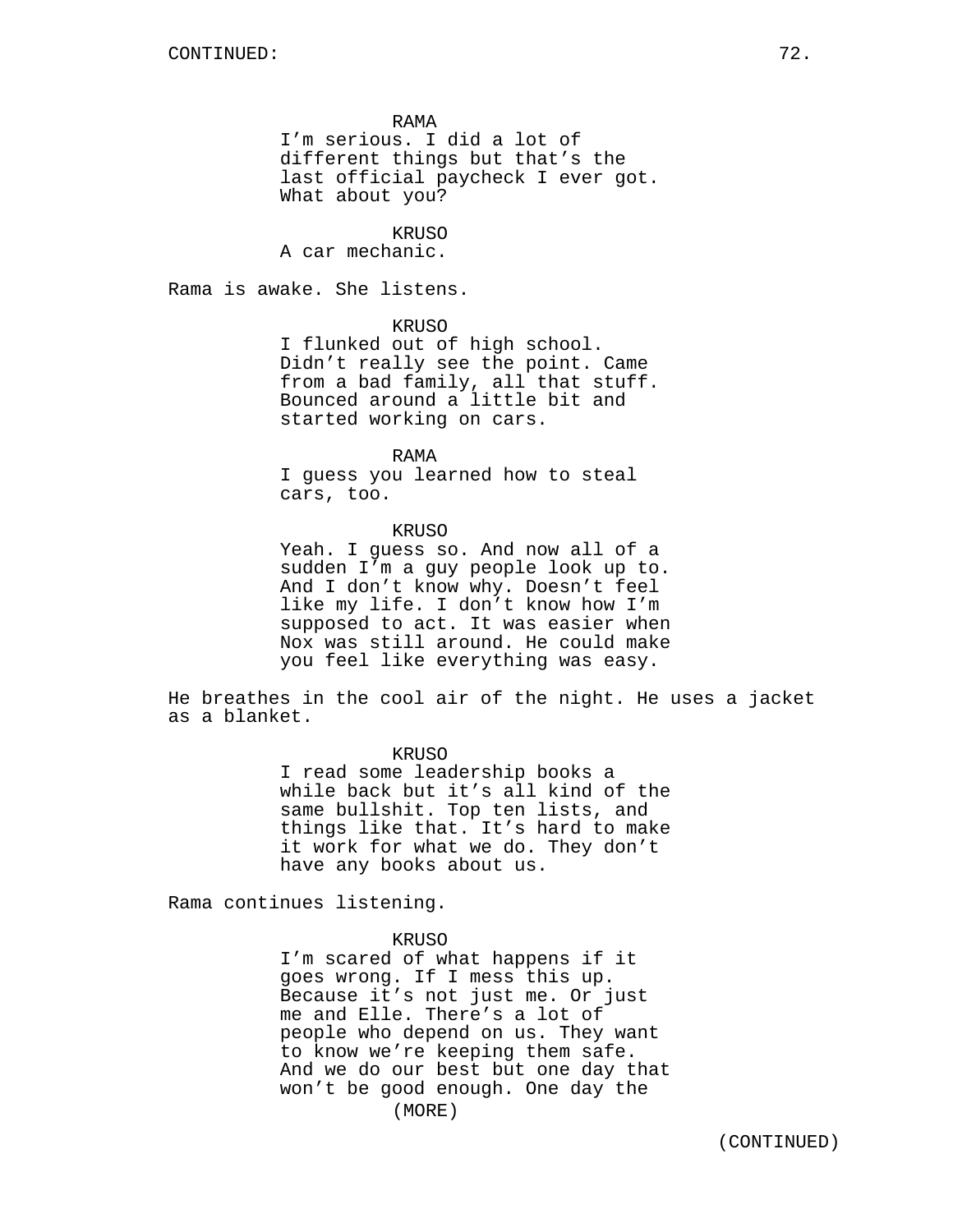CONTINUED:

RAMA
I'm serious. I did a lot of different things but that's the last official paycheck I ever got. What about you?

KRUSO
A car mechanic.

Rama is awake. She listens.

KRUSO
I flunked out of high school. Didn't really see the point. Came from a bad family, all that stuff. Bounced around a little bit and started working on cars.

RAMA
I guess you learned how to steal cars, too.

KRUSO
Yeah. I guess so. And now all of a sudden I'm a guy people look up to. And I don't know why. Doesn't feel like my life. I don't know how I'm supposed to act. It was easier when Nox was still around. He could make you feel like everything was easy.

He breathes in the cool air of the night. He uses a jacket as a blanket.

KRUSO
I read some leadership books a while back but it's all kind of the same bullshit. Top ten lists, and things like that. It's hard to make it work for what we do. They don't have any books about us.

Rama continues listening.

KRUSO
I'm scared of what happens if it goes wrong. If I mess this up. Because it's not just me. Or just me and Elle. There's a lot of people who depend on us. They want to know we're keeping them safe. And we do our best but one day that won't be good enough. One day the

(MORE)

(CONTINUED)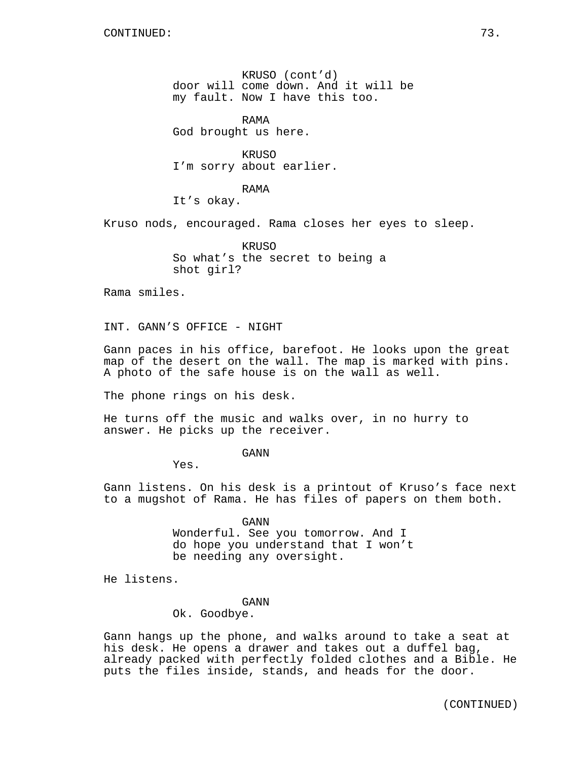KRUSO (cont'd)
door will come down. And it will be my fault. Now I have this too.

RAMA
God brought us here.

KRUSO
I'm sorry about earlier.

RAMA
It's okay.

Kruso nods, encouraged. Rama closes her eyes to sleep.

KRUSO
So what's the secret to being a shot girl?

Rama smiles.

INT. GANN'S OFFICE - NIGHT

Gann paces in his office, barefoot. He looks upon the great map of the desert on the wall. The map is marked with pins. A photo of the safe house is on the wall as well.

The phone rings on his desk.

He turns off the music and walks over, in no hurry to answer. He picks up the receiver.

GANN
Yes.

Gann listens. On his desk is a printout of Kruso's face next to a mugshot of Rama. He has files of papers on them both.

GANN
Wonderful. See you tomorrow. And I do hope you understand that I won't be needing any oversight.

He listens.

GANN
Ok. Goodbye.

Gann hangs up the phone, and walks around to take a seat at his desk. He opens a drawer and takes out a duffel bag, already packed with perfectly folded clothes and a Bible. He puts the files inside, stands, and heads for the door.

(CONTINUED)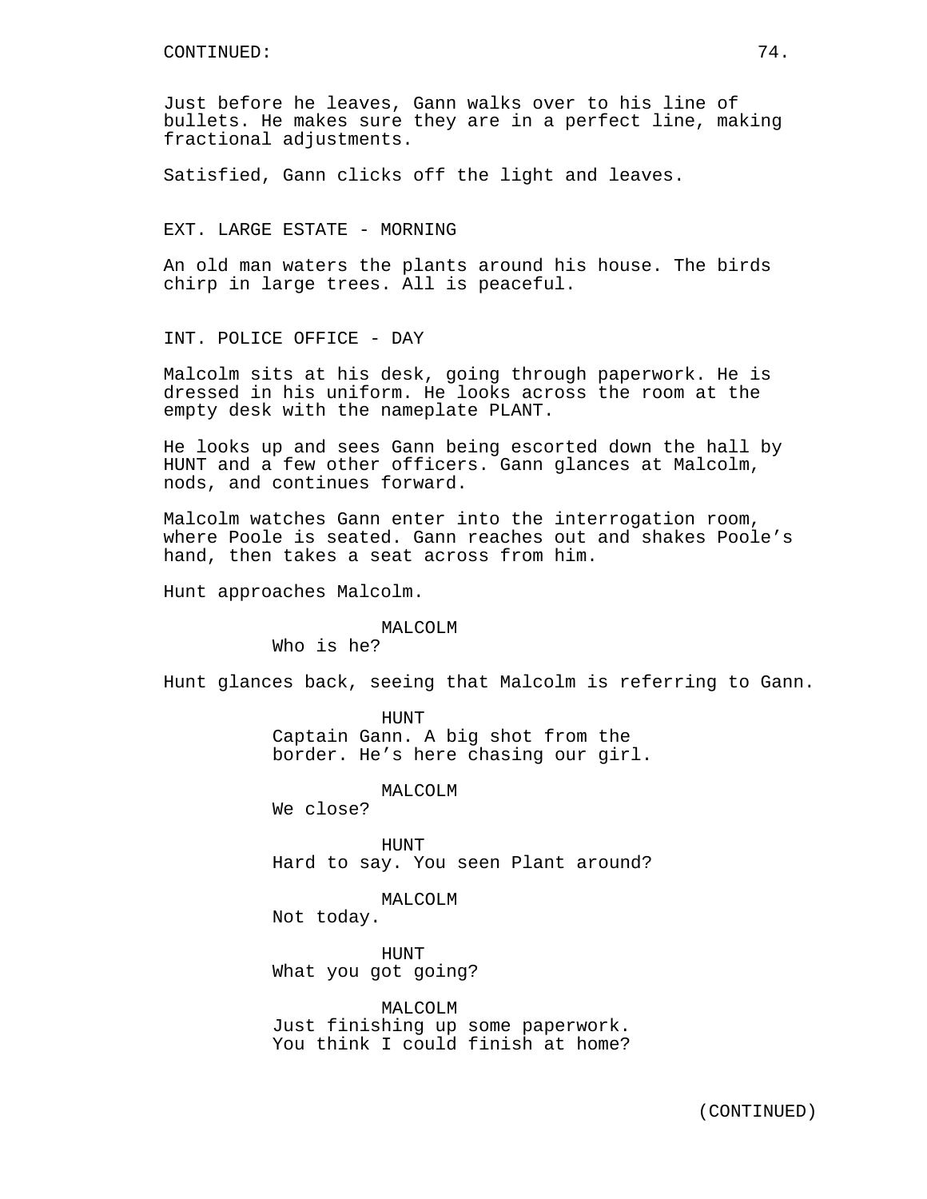CONTINUED:

Just before he leaves, Gann walks over to his line of bullets. He makes sure they are in a perfect line, making fractional adjustments.

Satisfied, Gann clicks off the light and leaves.

EXT. LARGE ESTATE - MORNING

An old man waters the plants around his house. The birds chirp in large trees. All is peaceful.

INT. POLICE OFFICE - DAY

Malcolm sits at his desk, going through paperwork. He is dressed in his uniform. He looks across the room at the empty desk with the nameplate PLANT.

He looks up and sees Gann being escorted down the hall by HUNT and a few other officers. Gann glances at Malcolm, nods, and continues forward.

Malcolm watches Gann enter into the interrogation room, where Poole is seated. Gann reaches out and shakes Poole's hand, then takes a seat across from him.

Hunt approaches Malcolm.

MALCOLM
Who is he?

Hunt glances back, seeing that Malcolm is referring to Gann.

HUNT
Captain Gann. A big shot from the border. He's here chasing our girl.

MALCOLM
We close?

HUNT
Hard to say. You seen Plant around?

MALCOLM
Not today.

HUNT
What you got going?

MALCOLM
Just finishing up some paperwork. You think I could finish at home?

(CONTINUED)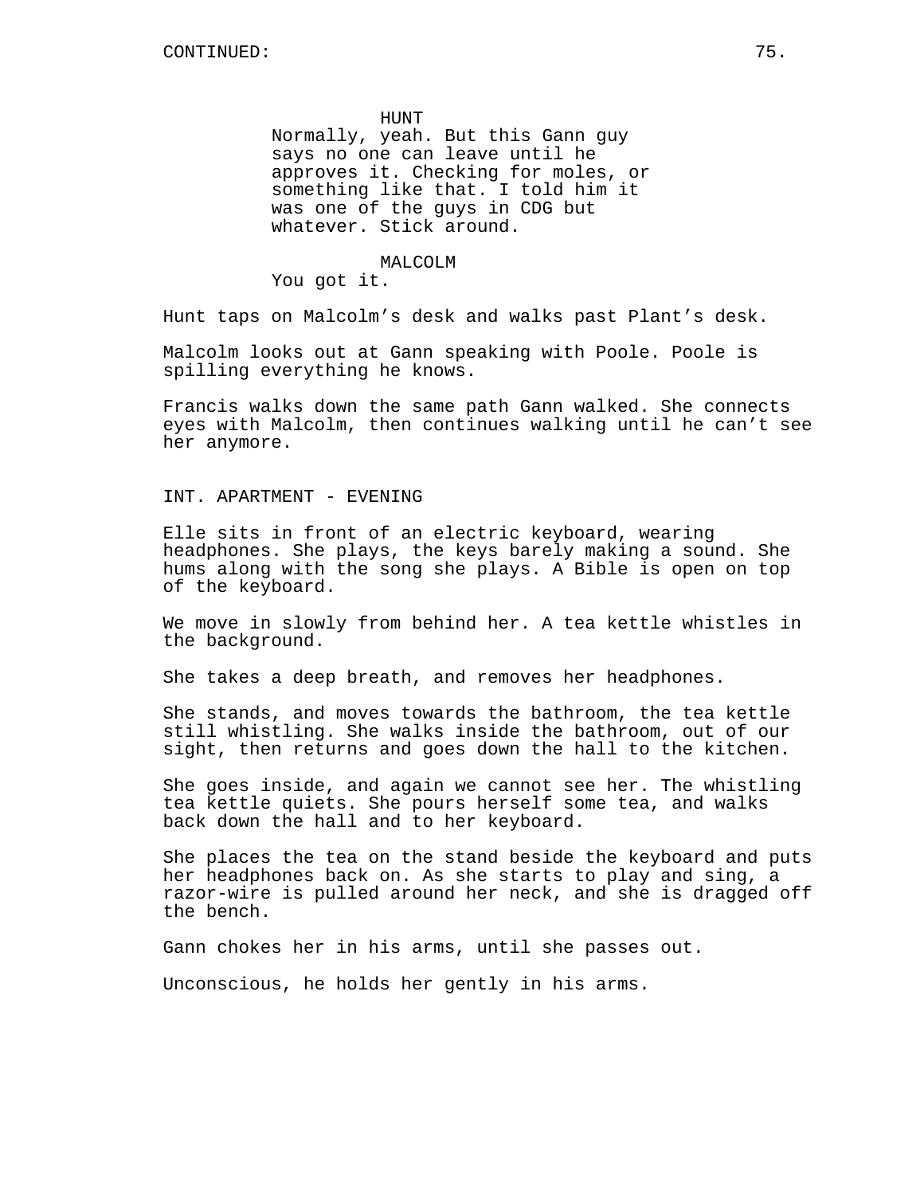HUNT

Normally, yeah. But this Gann guy says no one can leave until he approves it. Checking for moles, or something like that. I told him it was one of the guys in CDG but whatever. Stick around.

MALCOLM

You got it.

Hunt taps on Malcolm’s desk and walks past Plant’s desk.

Malcolm looks out at Gann speaking with Poole. Poole is spilling everything he knows.

Francis walks down the same path Gann walked. She connects eyes with Malcolm, then continues walking until he can’t see her anymore.

INT. APARTMENT - EVENING

Elle sits in front of an electric keyboard, wearing headphones. She plays, the keys barely making a sound. She hums along with the song she plays. A Bible is open on top of the keyboard.

We move in slowly from behind her. A tea kettle whistles in the background.

She takes a deep breath, and removes her headphones.

She stands, and moves towards the bathroom, the tea kettle still whistling. She walks inside the bathroom, out of our sight, then returns and goes down the hall to the kitchen.

She goes inside, and again we cannot see her. The whistling tea kettle quiets. She pours herself some tea, and walks back down the hall and to her keyboard.

She places the tea on the stand beside the keyboard and puts her headphones back on. As she starts to play and sing, a razor-wire is pulled around her neck, and she is dragged off the bench.

Gann chokes her in his arms, until she passes out.

Unconscious, he holds her gently in his arms.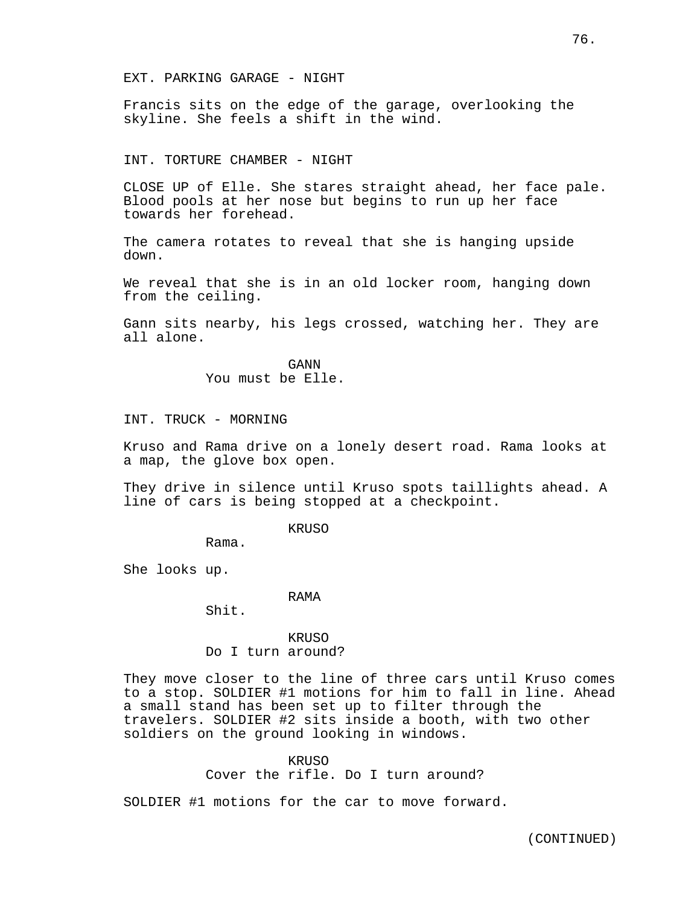EXT. PARKING GARAGE - NIGHT

Francis sits on the edge of the garage, overlooking the skyline. She feels a shift in the wind.

INT. TORTURE CHAMBER - NIGHT

CLOSE UP of Elle. She stares straight ahead, her face pale. Blood pools at her nose but begins to run up her face towards her forehead.

The camera rotates to reveal that she is hanging upside down.

We reveal that she is in an old locker room, hanging down from the ceiling.

Gann sits nearby, his legs crossed, watching her. They are all alone.

GANN
You must be Elle.

INT. TRUCK - MORNING

Kruso and Rama drive on a lonely desert road. Rama looks at a map, the glove box open.

They drive in silence until Kruso spots taillights ahead. A line of cars is being stopped at a checkpoint.

KRUSO
Rama.

She looks up.

RAMA
Shit.

KRUSO
Do I turn around?

They move closer to the line of three cars until Kruso comes to a stop. SOLDIER #1 motions for him to fall in line. Ahead a small stand has been set up to filter through the travelers. SOLDIER #2 sits inside a booth, with two other soldiers on the ground looking in windows.

KRUSO
Cover the rifle. Do I turn around?

SOLDIER #1 motions for the car to move forward.

(CONTINUED)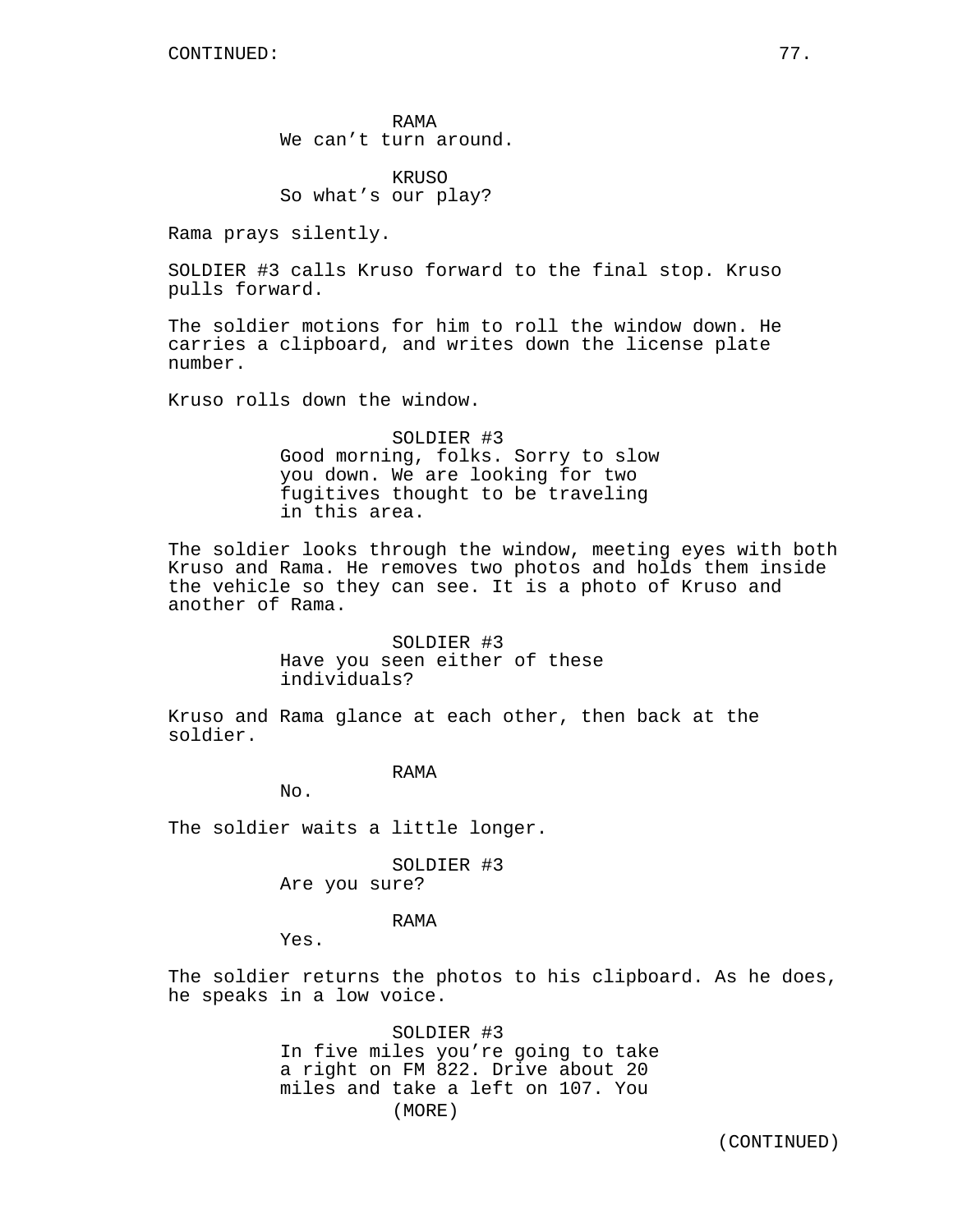RAMA
We can't turn around.

KRUSO
So what's our play?

Rama prays silently.

SOLDIER #3 calls Kruso forward to the final stop. Kruso pulls forward.

The soldier motions for him to roll the window down. He carries a clipboard, and writes down the license plate number.

Kruso rolls down the window.

SOLDIER #3
Good morning, folks. Sorry to slow you down. We are looking for two fugitives thought to be traveling in this area.

The soldier looks through the window, meeting eyes with both Kruso and Rama. He removes two photos and holds them inside the vehicle so they can see. It is a photo of Kruso and another of Rama.

SOLDIER #3
Have you seen either of these individuals?

Kruso and Rama glance at each other, then back at the soldier.

RAMA
No.

The soldier waits a little longer.

SOLDIER #3
Are you sure?

RAMA
Yes.

The soldier returns the photos to his clipboard. As he does, he speaks in a low voice.

SOLDIER #3
In five miles you're going to take a right on FM 822. Drive about 20 miles and take a left on 107. You
(MORE)

(CONTINUED)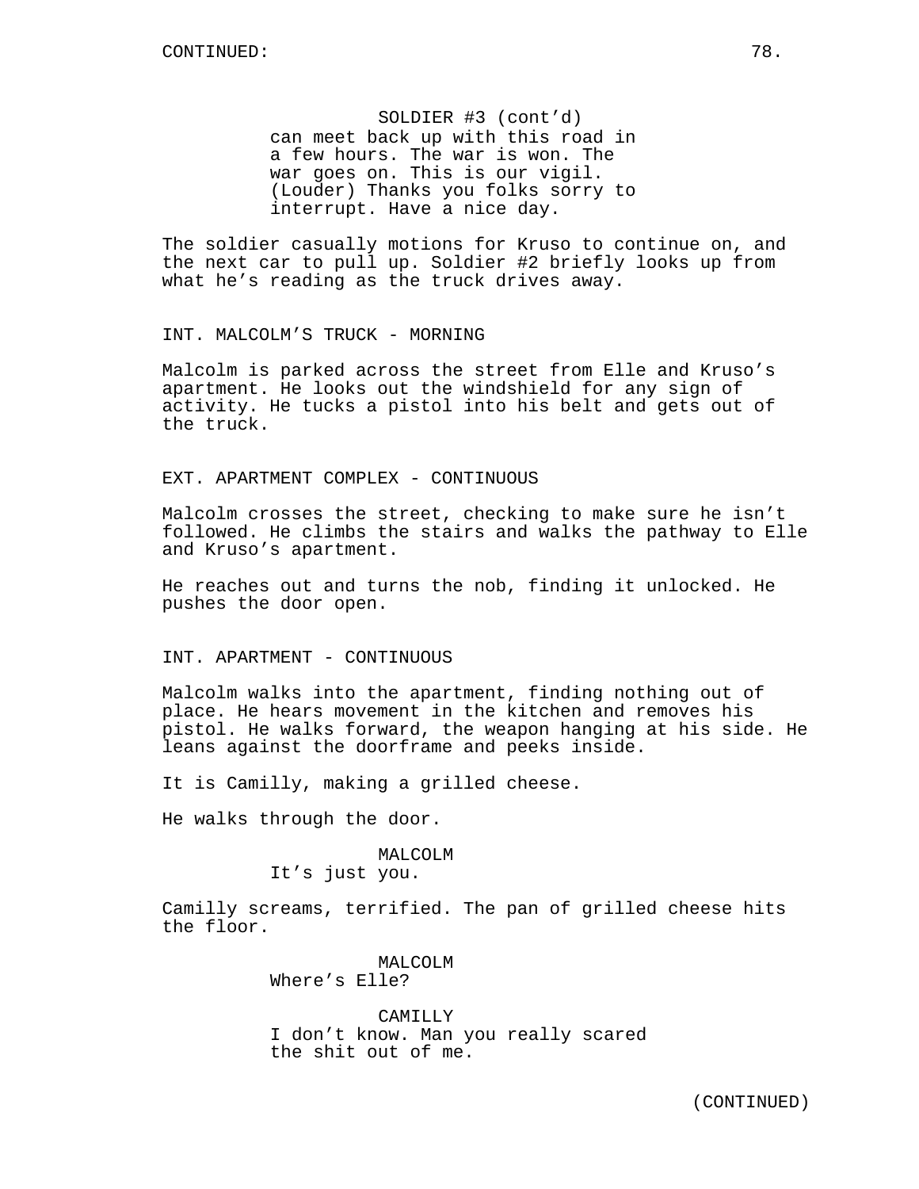CONTINUED:

SOLDIER #3 (cont'd)
can meet back up with this road in a few hours. The war is won. The war goes on. This is our vigil. (Louder) Thanks you folks sorry to interrupt. Have a nice day.

The soldier casually motions for Kruso to continue on, and the next car to pull up. Soldier #2 briefly looks up from what he's reading as the truck drives away.

INT. MALCOLM'S TRUCK - MORNING

Malcolm is parked across the street from Elle and Kruso's apartment. He looks out the windshield for any sign of activity. He tucks a pistol into his belt and gets out of the truck.

EXT. APARTMENT COMPLEX - CONTINUOUS

Malcolm crosses the street, checking to make sure he isn't followed. He climbs the stairs and walks the pathway to Elle and Kruso's apartment.

He reaches out and turns the nob, finding it unlocked. He pushes the door open.

INT. APARTMENT - CONTINUOUS

Malcolm walks into the apartment, finding nothing out of place. He hears movement in the kitchen and removes his pistol. He walks forward, the weapon hanging at his side. He leans against the doorframe and peeks inside.

It is Camilly, making a grilled cheese.

He walks through the door.

MALCOLM
It's just you.

Camilly screams, terrified. The pan of grilled cheese hits the floor.

MALCOLM
Where's Elle?

CAMILLY
I don't know. Man you really scared the shit out of me.

(CONTINUED)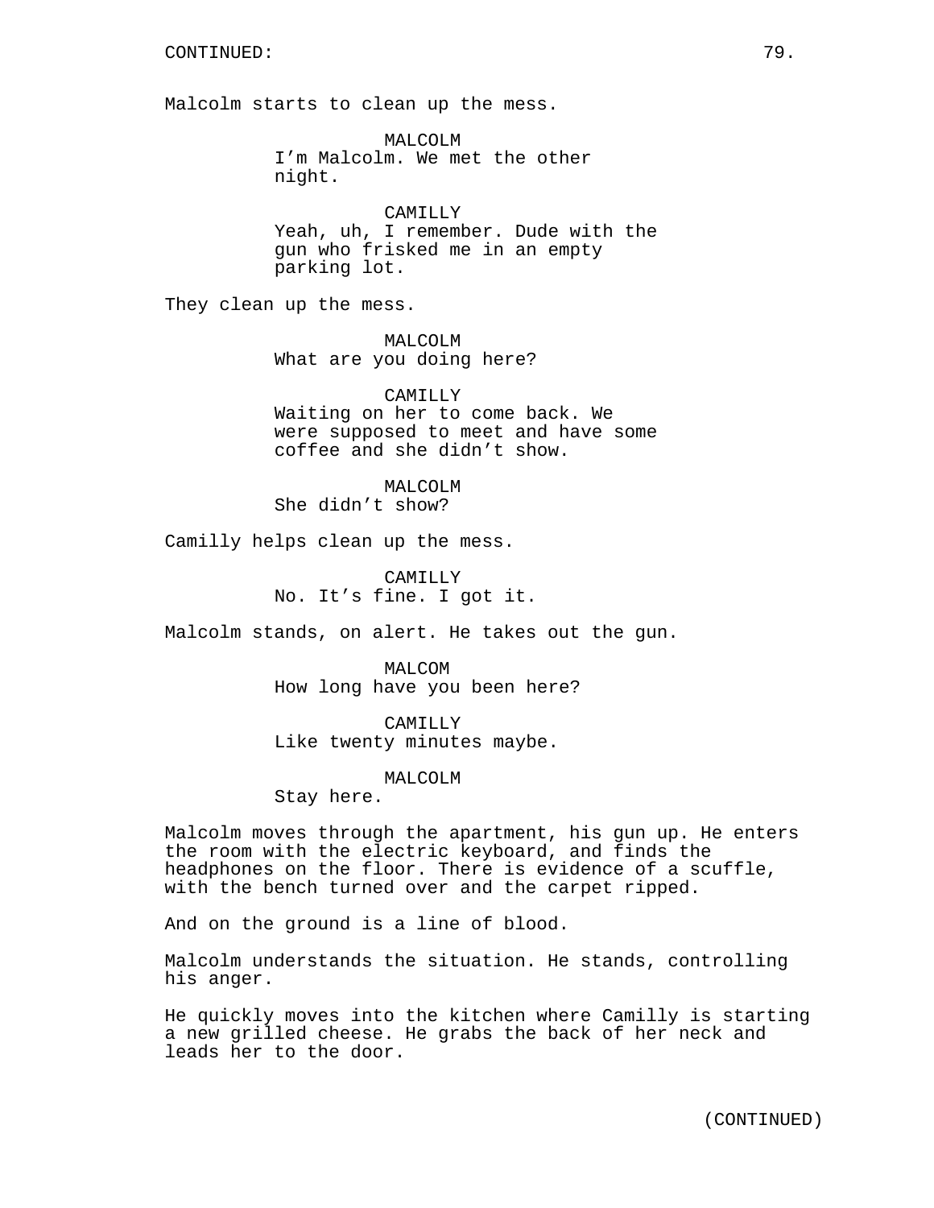CONTINUED:

Malcolm starts to clean up the mess.

MALCOLM
I'm Malcolm. We met the other night.

CAMILLY
Yeah, uh, I remember. Dude with the gun who frisked me in an empty parking lot.

They clean up the mess.

MALCOLM
What are you doing here?

CAMILLY
Waiting on her to come back. We were supposed to meet and have some coffee and she didn't show.

MALCOLM
She didn't show?

Camilly helps clean up the mess.

CAMILLY
No. It's fine. I got it.

Malcolm stands, on alert. He takes out the gun.

MALCOM
How long have you been here?

CAMILLY
Like twenty minutes maybe.

MALCOLM
Stay here.

Malcolm moves through the apartment, his gun up. He enters the room with the electric keyboard, and finds the headphones on the floor. There is evidence of a scuffle, with the bench turned over and the carpet ripped.

And on the ground is a line of blood.

Malcolm understands the situation. He stands, controlling his anger.

He quickly moves into the kitchen where Camilly is starting a new grilled cheese. He grabs the back of her neck and leads her to the door.

(CONTINUED)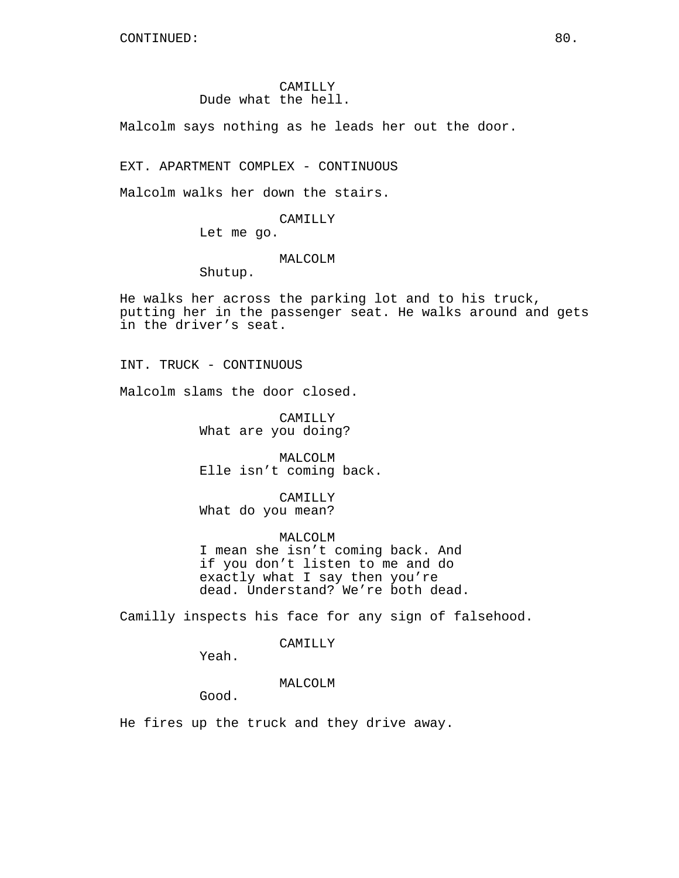CONTINUED:

CAMILLY
Dude what the hell.

Malcolm says nothing as he leads her out the door.

EXT. APARTMENT COMPLEX - CONTINUOUS

Malcolm walks her down the stairs.

CAMILLY
Let me go.

MALCOLM
Shutup.

He walks her across the parking lot and to his truck, putting her in the passenger seat. He walks around and gets in the driver's seat.

INT. TRUCK - CONTINUOUS

Malcolm slams the door closed.

CAMILLY
What are you doing?

MALCOLM
Elle isn't coming back.

CAMILLY
What do you mean?

MALCOLM
I mean she isn't coming back. And if you don't listen to me and do exactly what I say then you're dead. Understand? We're both dead.

Camilly inspects his face for any sign of falsehood.

CAMILLY
Yeah.

MALCOLM
Good.

He fires up the truck and they drive away.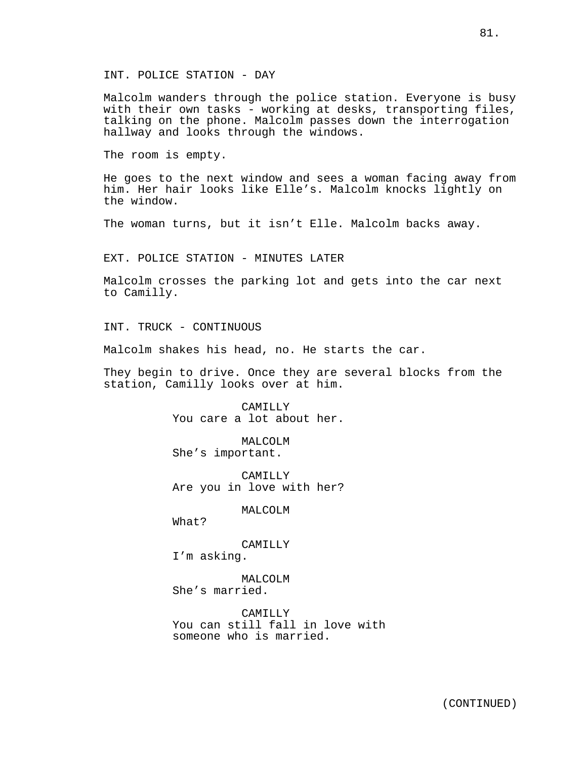INT. POLICE STATION - DAY

Malcolm wanders through the police station. Everyone is busy with their own tasks - working at desks, transporting files, talking on the phone. Malcolm passes down the interrogation hallway and looks through the windows.

The room is empty.

He goes to the next window and sees a woman facing away from him. Her hair looks like Elle's. Malcolm knocks lightly on the window.

The woman turns, but it isn't Elle. Malcolm backs away.

EXT. POLICE STATION - MINUTES LATER

Malcolm crosses the parking lot and gets into the car next to Camilly.

INT. TRUCK - CONTINUOUS

Malcolm shakes his head, no. He starts the car.

They begin to drive. Once they are several blocks from the station, Camilly looks over at him.

CAMILLY
You care a lot about her.

MALCOLM
She's important.

CAMILLY
Are you in love with her?

MALCOLM
What?

CAMILLY
I'm asking.

MALCOLM
She's married.

CAMILLY
You can still fall in love with someone who is married.

(CONTINUED)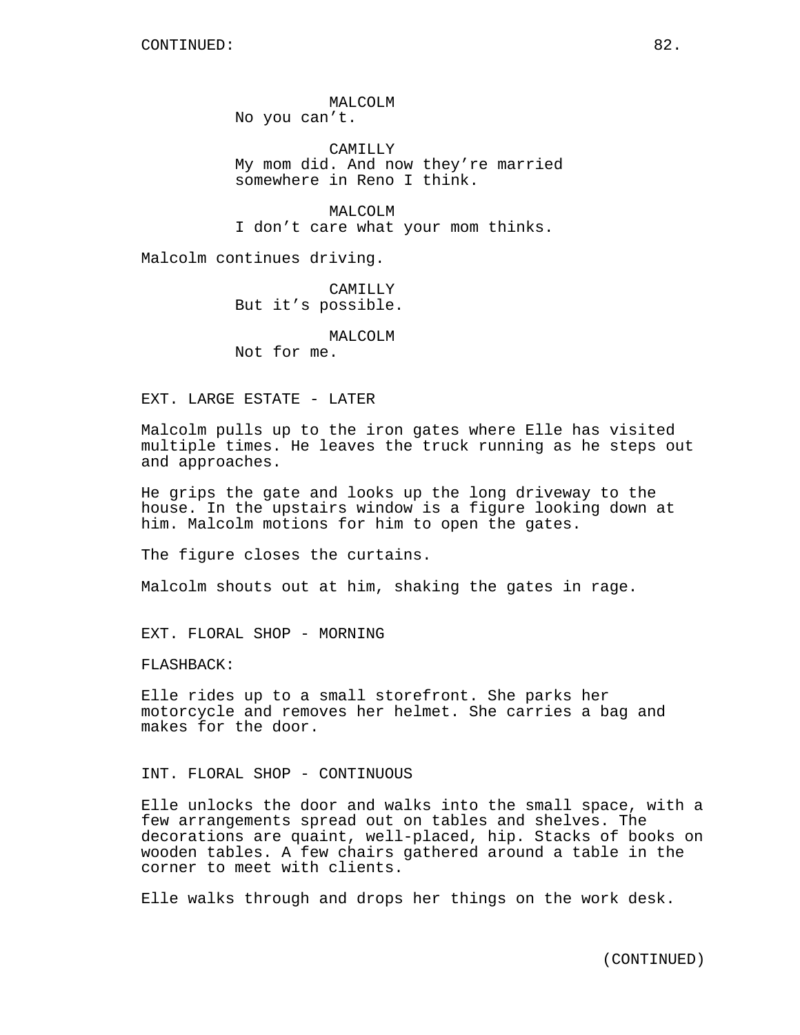CONTINUED:

MALCOLM
No you can't.

CAMILLY
My mom did. And now they're married somewhere in Reno I think.

MALCOLM
I don't care what your mom thinks.

Malcolm continues driving.

CAMILLY
But it's possible.

MALCOLM
Not for me.

EXT. LARGE ESTATE - LATER

Malcolm pulls up to the iron gates where Elle has visited multiple times. He leaves the truck running as he steps out and approaches.

He grips the gate and looks up the long driveway to the house. In the upstairs window is a figure looking down at him. Malcolm motions for him to open the gates.

The figure closes the curtains.

Malcolm shouts out at him, shaking the gates in rage.

EXT. FLORAL SHOP - MORNING

FLASHBACK:

Elle rides up to a small storefront. She parks her motorcycle and removes her helmet. She carries a bag and makes for the door.

INT. FLORAL SHOP - CONTINUOUS

Elle unlocks the door and walks into the small space, with a few arrangements spread out on tables and shelves. The decorations are quaint, well-placed, hip. Stacks of books on wooden tables. A few chairs gathered around a table in the corner to meet with clients.

Elle walks through and drops her things on the work desk.

(CONTINUED)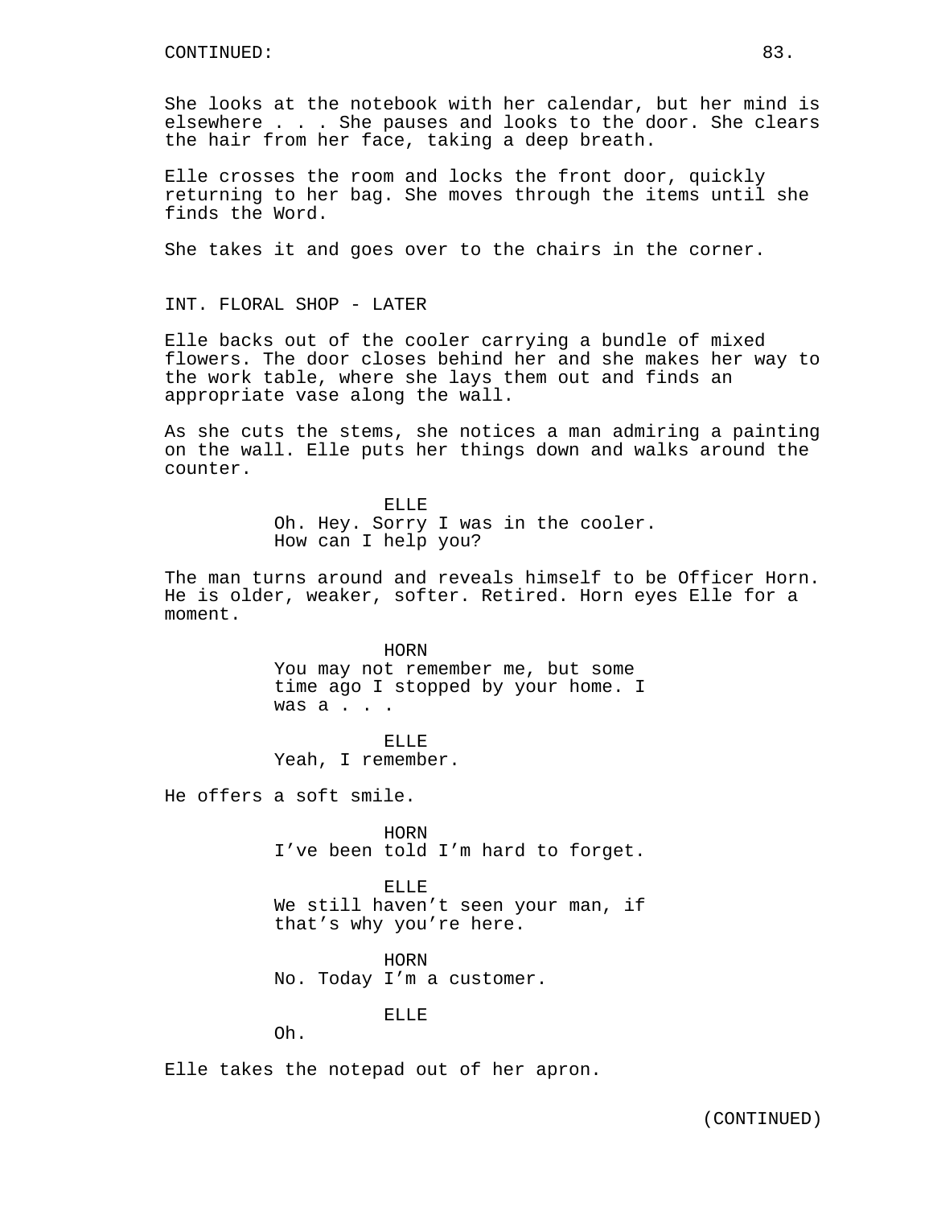CONTINUED:

She looks at the notebook with her calendar, but her mind is elsewhere . . . She pauses and looks to the door. She clears the hair from her face, taking a deep breath.

Elle crosses the room and locks the front door, quickly returning to her bag. She moves through the items until she finds the Word.

She takes it and goes over to the chairs in the corner.

INT. FLORAL SHOP - LATER

Elle backs out of the cooler carrying a bundle of mixed flowers. The door closes behind her and she makes her way to the work table, where she lays them out and finds an appropriate vase along the wall.

As she cuts the stems, she notices a man admiring a painting on the wall. Elle puts her things down and walks around the counter.

ELLE
Oh. Hey. Sorry I was in the cooler. How can I help you?

The man turns around and reveals himself to be Officer Horn. He is older, weaker, softer. Retired. Horn eyes Elle for a moment.

HORN
You may not remember me, but some time ago I stopped by your home. I was a . . .

ELLE
Yeah, I remember.

He offers a soft smile.

HORN
I've been told I'm hard to forget.

ELLE
We still haven't seen your man, if that's why you're here.

HORN
No. Today I'm a customer.

ELLE
Oh.

Elle takes the notepad out of her apron.

(CONTINUED)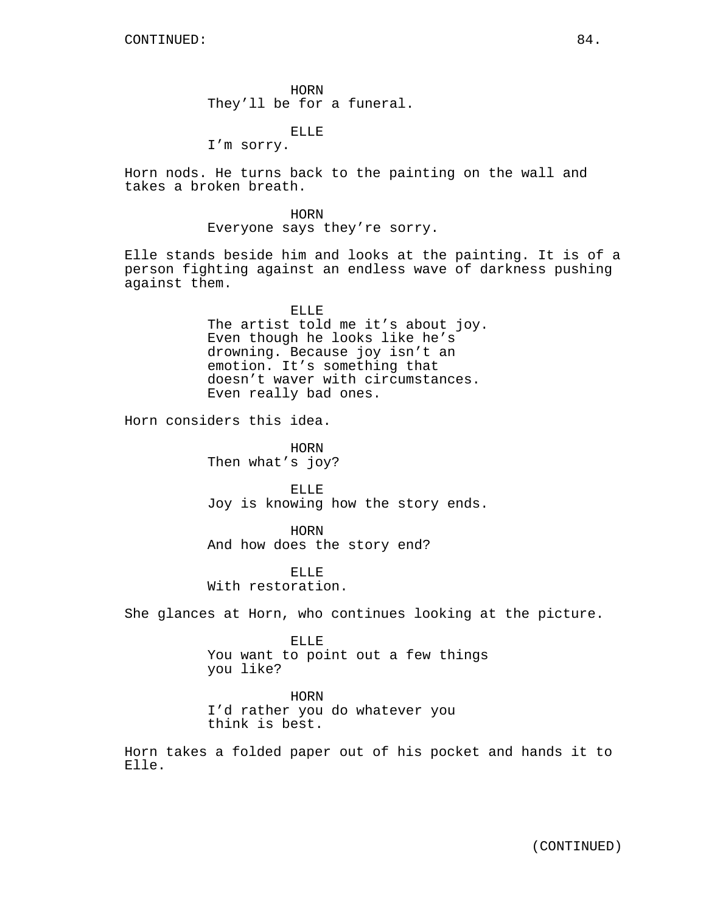CONTINUED:

HORN
They'll be for a funeral.

ELLE
I'm sorry.

Horn nods. He turns back to the painting on the wall and takes a broken breath.

HORN
Everyone says they're sorry.

Elle stands beside him and looks at the painting. It is of a person fighting against an endless wave of darkness pushing against them.

ELLE
The artist told me it's about joy. Even though he looks like he's drowning. Because joy isn't an emotion. It's something that doesn't waver with circumstances. Even really bad ones.

Horn considers this idea.

HORN
Then what's joy?

ELLE
Joy is knowing how the story ends.

HORN
And how does the story end?

ELLE
With restoration.

She glances at Horn, who continues looking at the picture.

ELLE
You want to point out a few things you like?

HORN
I'd rather you do whatever you think is best.

Horn takes a folded paper out of his pocket and hands it to Elle.

(CONTINUED)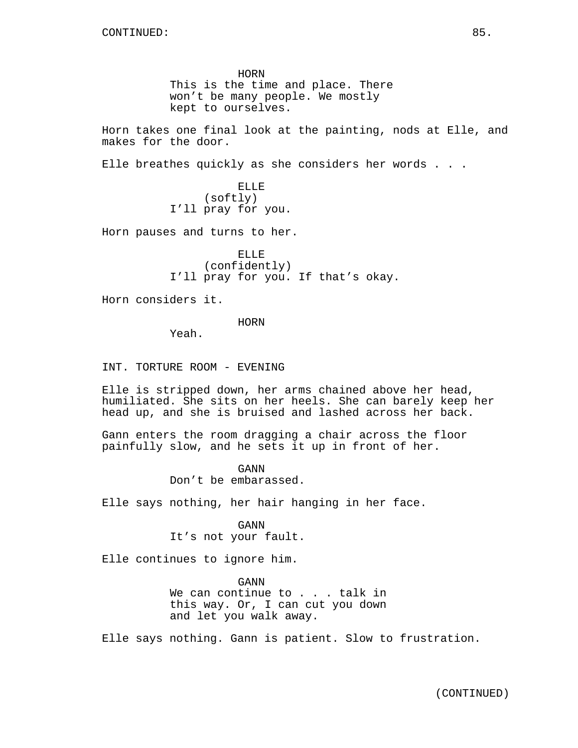HORN
This is the time and place. There won't be many people. We mostly kept to ourselves.

Horn takes one final look at the painting, nods at Elle, and makes for the door.

Elle breathes quickly as she considers her words . . .

ELLE
(softly)
I'll pray for you.

Horn pauses and turns to her.

ELLE
(confidently)
I'll pray for you. If that's okay.

Horn considers it.

HORN
Yeah.

INT. TORTURE ROOM - EVENING

Elle is stripped down, her arms chained above her head, humiliated. She sits on her heels. She can barely keep her head up, and she is bruised and lashed across her back.

Gann enters the room dragging a chair across the floor painfully slow, and he sets it up in front of her.

GANN
Don't be embarassed.

Elle says nothing, her hair hanging in her face.

GANN
It's not your fault.

Elle continues to ignore him.

GANN
We can continue to . . . talk in this way. Or, I can cut you down and let you walk away.

Elle says nothing. Gann is patient. Slow to frustration.

(CONTINUED)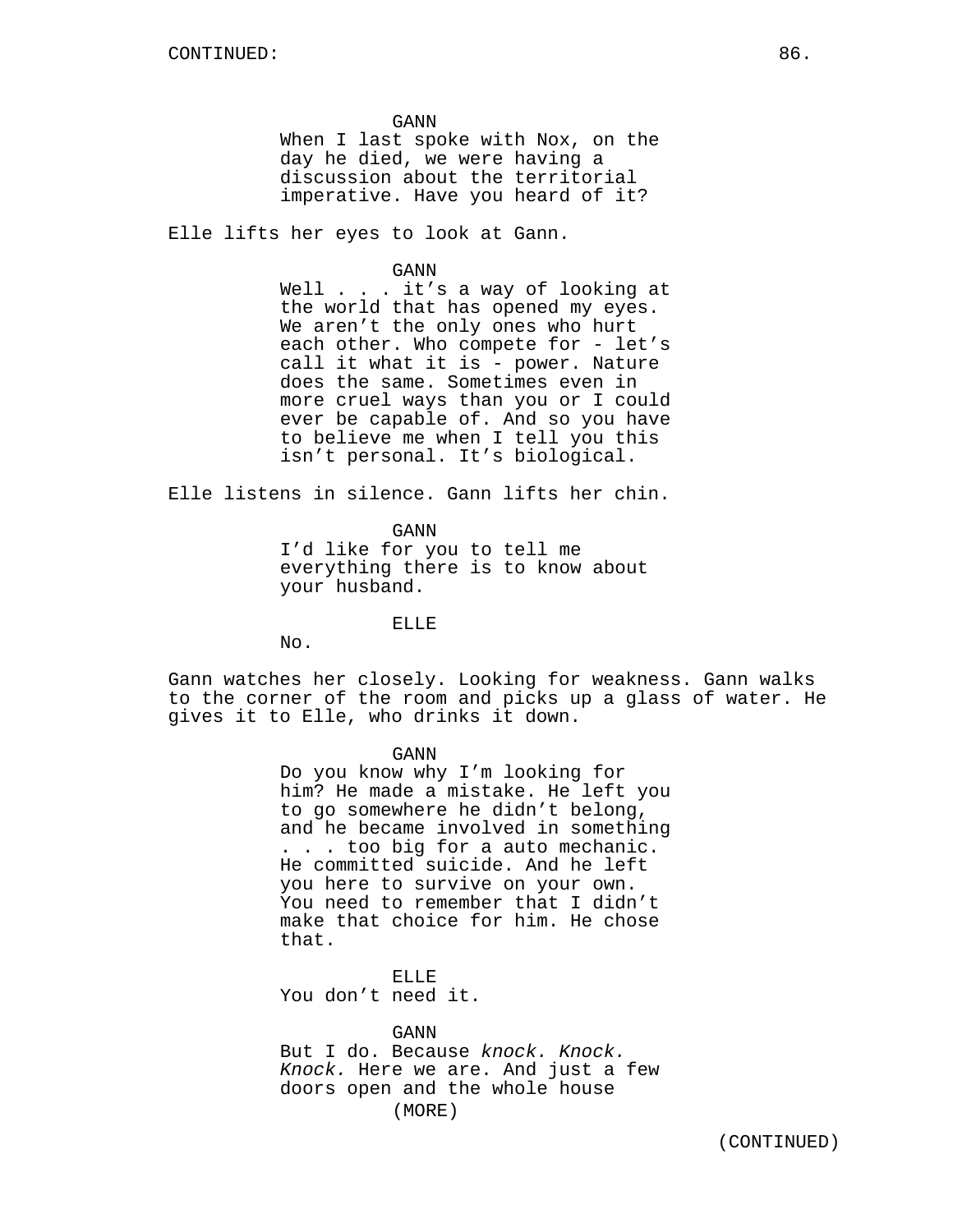GANN
When I last spoke with Nox, on the day he died, we were having a discussion about the territorial imperative. Have you heard of it?

Elle lifts her eyes to look at Gann.

GANN
Well . . . it's a way of looking at the world that has opened my eyes. We aren't the only ones who hurt each other. Who compete for - let's call it what it is - power. Nature does the same. Sometimes even in more cruel ways than you or I could ever be capable of. And so you have to believe me when I tell you this isn't personal. It's biological.

Elle listens in silence. Gann lifts her chin.

GANN
I'd like for you to tell me everything there is to know about your husband.

ELLE
No.

Gann watches her closely. Looking for weakness. Gann walks to the corner of the room and picks up a glass of water. He gives it to Elle, who drinks it down.

GANN
Do you know why I'm looking for him? He made a mistake. He left you to go somewhere he didn't belong, and he became involved in something . . . too big for a auto mechanic. He committed suicide. And he left you here to survive on your own. You need to remember that I didn't make that choice for him. He chose that.

ELLE
You don't need it.

GANN
But I do. Because *knock. Knock. Knock.* Here we are. And just a few doors open and the whole house
(MORE)

(CONTINUED)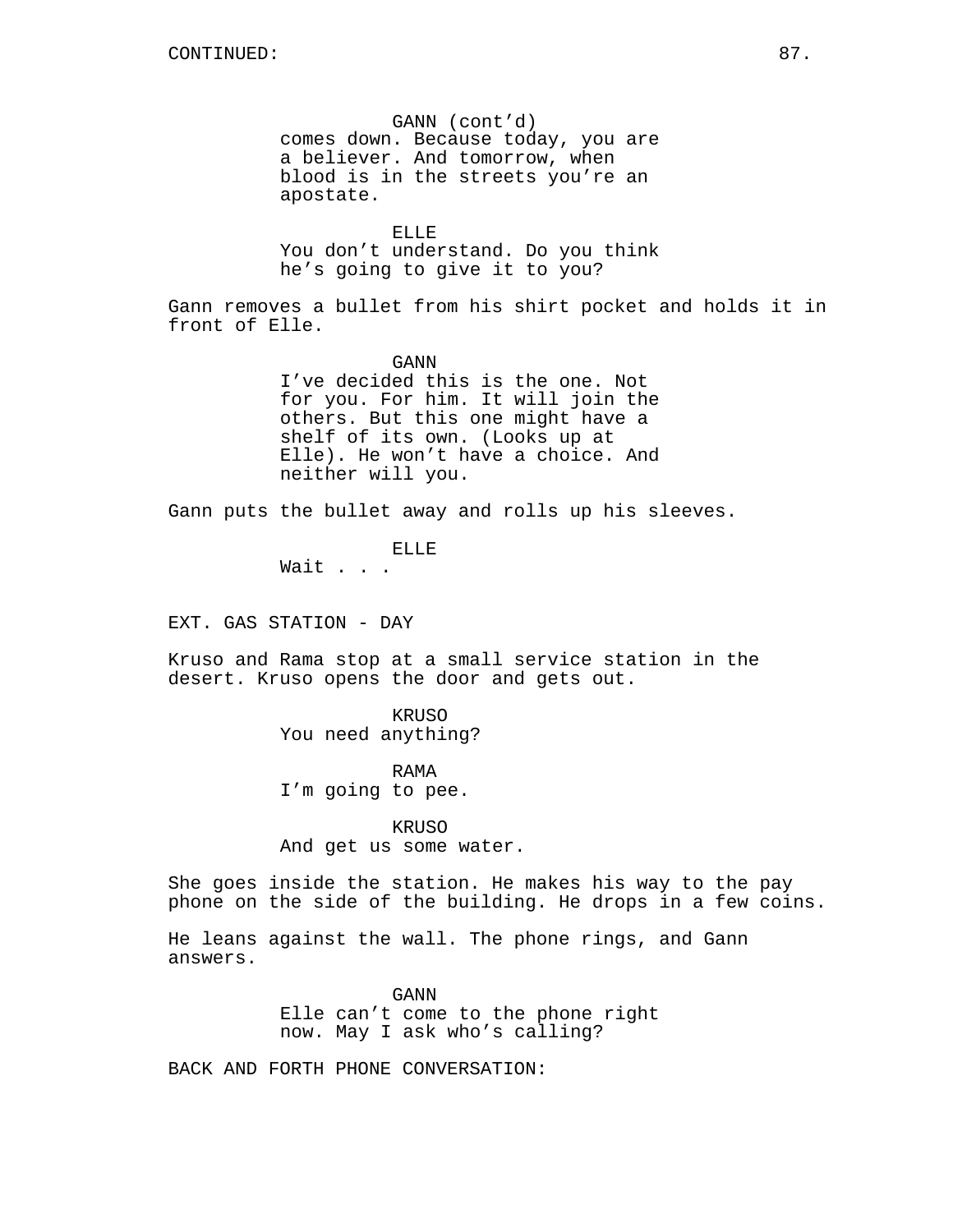GANN (cont'd)
comes down. Because today, you are a believer. And tomorrow, when blood is in the streets you're an apostate.

ELLE
You don't understand. Do you think he's going to give it to you?

Gann removes a bullet from his shirt pocket and holds it in front of Elle.

GANN
I've decided this is the one. Not for you. For him. It will join the others. But this one might have a shelf of its own. (Looks up at Elle). He won't have a choice. And neither will you.

Gann puts the bullet away and rolls up his sleeves.

ELLE
Wait . . .

EXT. GAS STATION - DAY

Kruso and Rama stop at a small service station in the desert. Kruso opens the door and gets out.

KRUSO
You need anything?

RAMA
I'm going to pee.

KRUSO
And get us some water.

She goes inside the station. He makes his way to the pay phone on the side of the building. He drops in a few coins.

He leans against the wall. The phone rings, and Gann answers.

GANN
Elle can't come to the phone right now. May I ask who's calling?

BACK AND FORTH PHONE CONVERSATION: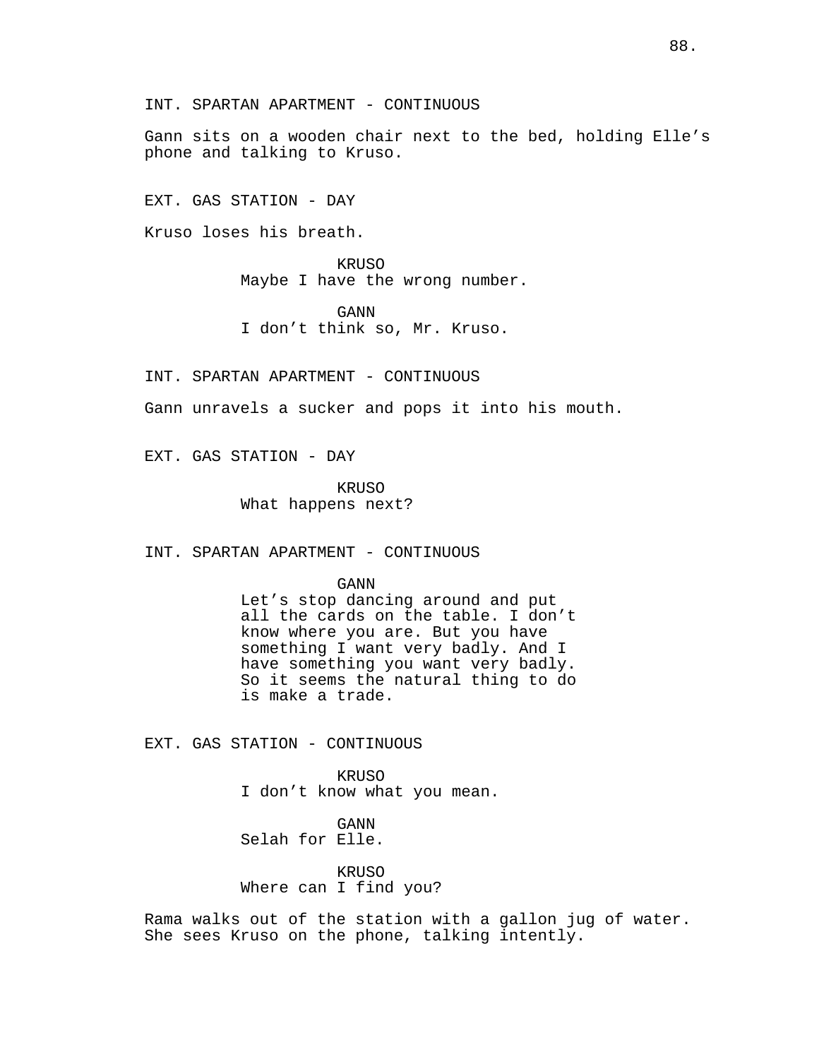INT. SPARTAN APARTMENT - CONTINUOUS

Gann sits on a wooden chair next to the bed, holding Elle's phone and talking to Kruso.

EXT. GAS STATION - DAY

Kruso loses his breath.

KRUSO
Maybe I have the wrong number.

GANN
I don't think so, Mr. Kruso.

INT. SPARTAN APARTMENT - CONTINUOUS

Gann unravels a sucker and pops it into his mouth.

EXT. GAS STATION - DAY

KRUSO
What happens next?

INT. SPARTAN APARTMENT - CONTINUOUS

GANN
Let's stop dancing around and put all the cards on the table. I don't know where you are. But you have something I want very badly. And I have something you want very badly. So it seems the natural thing to do is make a trade.

EXT. GAS STATION - CONTINUOUS

KRUSO
I don't know what you mean.

GANN
Selah for Elle.

KRUSO
Where can I find you?

Rama walks out of the station with a gallon jug of water. She sees Kruso on the phone, talking intently.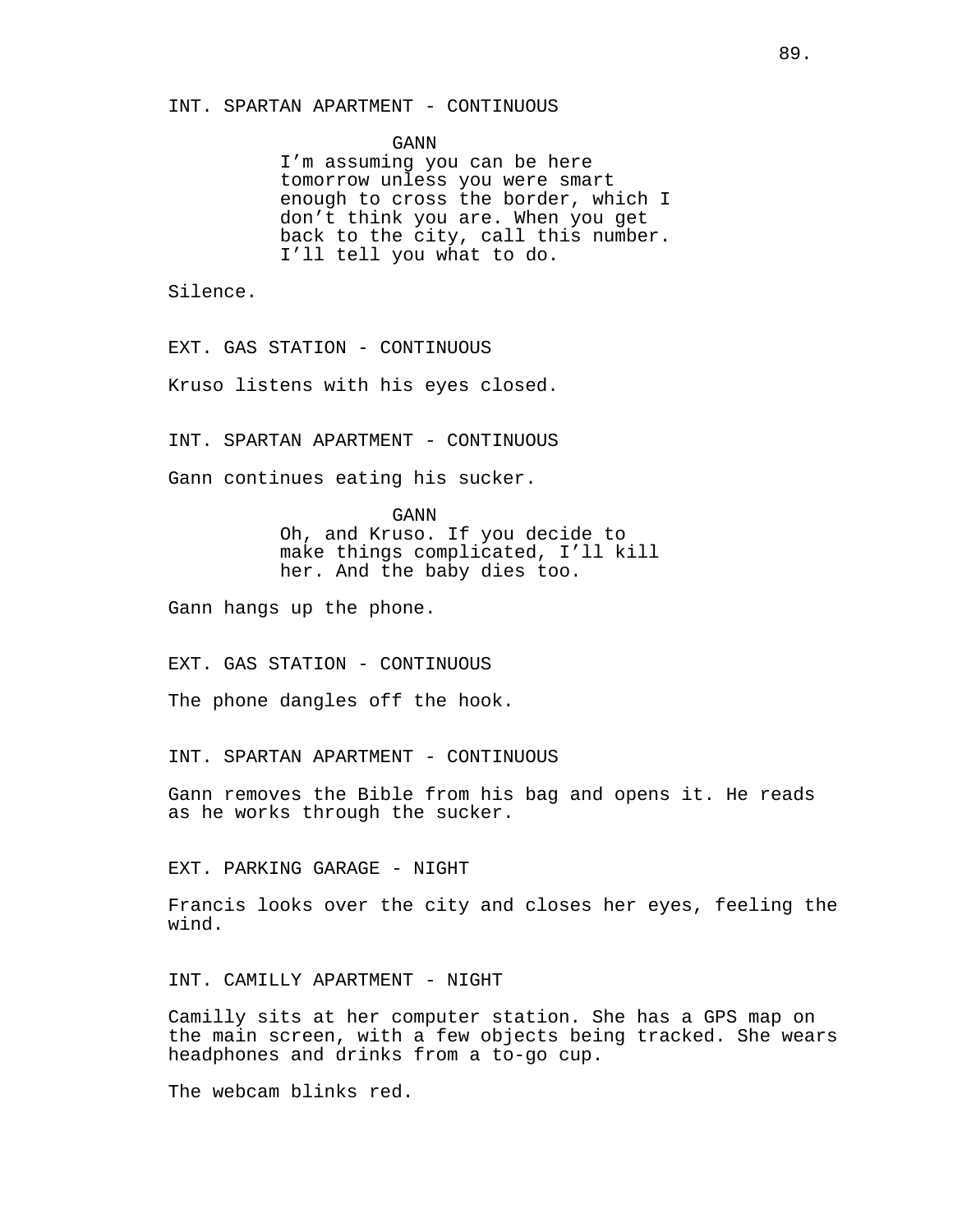INT. SPARTAN APARTMENT - CONTINUOUS

GANN
I'm assuming you can be here tomorrow unless you were smart enough to cross the border, which I don't think you are. When you get back to the city, call this number. I'll tell you what to do.

Silence.

EXT. GAS STATION - CONTINUOUS

Kruso listens with his eyes closed.

INT. SPARTAN APARTMENT - CONTINUOUS

Gann continues eating his sucker.

GANN
Oh, and Kruso. If you decide to make things complicated, I'll kill her. And the baby dies too.

Gann hangs up the phone.

EXT. GAS STATION - CONTINUOUS

The phone dangles off the hook.

INT. SPARTAN APARTMENT - CONTINUOUS

Gann removes the Bible from his bag and opens it. He reads as he works through the sucker.

EXT. PARKING GARAGE - NIGHT

Francis looks over the city and closes her eyes, feeling the wind.

INT. CAMILLY APARTMENT - NIGHT

Camilly sits at her computer station. She has a GPS map on the main screen, with a few objects being tracked. She wears headphones and drinks from a to-go cup.

The webcam blinks red.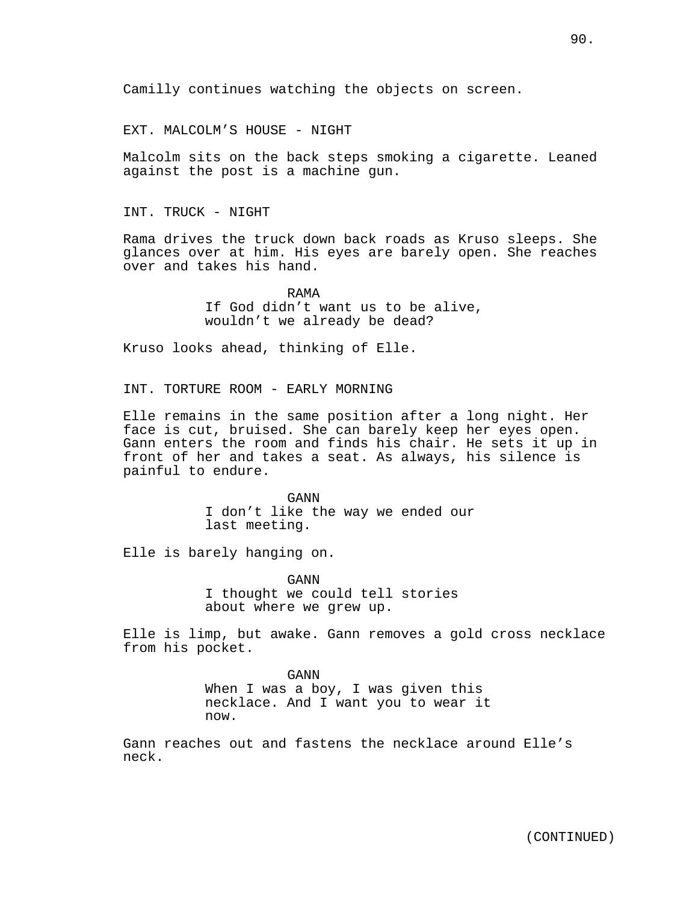Camilly continues watching the objects on screen.

EXT. MALCOLM'S HOUSE - NIGHT

Malcolm sits on the back steps smoking a cigarette. Leaned against the post is a machine gun.

INT. TRUCK - NIGHT

Rama drives the truck down back roads as Kruso sleeps. She glances over at him. His eyes are barely open. She reaches over and takes his hand.

RAMA
If God didn't want us to be alive, wouldn't we already be dead?

Kruso looks ahead, thinking of Elle.

INT. TORTURE ROOM - EARLY MORNING

Elle remains in the same position after a long night. Her face is cut, bruised. She can barely keep her eyes open. Gann enters the room and finds his chair. He sets it up in front of her and takes a seat. As always, his silence is painful to endure.

GANN
I don't like the way we ended our last meeting.

Elle is barely hanging on.

GANN
I thought we could tell stories about where we grew up.

Elle is limp, but awake. Gann removes a gold cross necklace from his pocket.

GANN
When I was a boy, I was given this necklace. And I want you to wear it now.

Gann reaches out and fastens the necklace around Elle's neck.

(CONTINUED)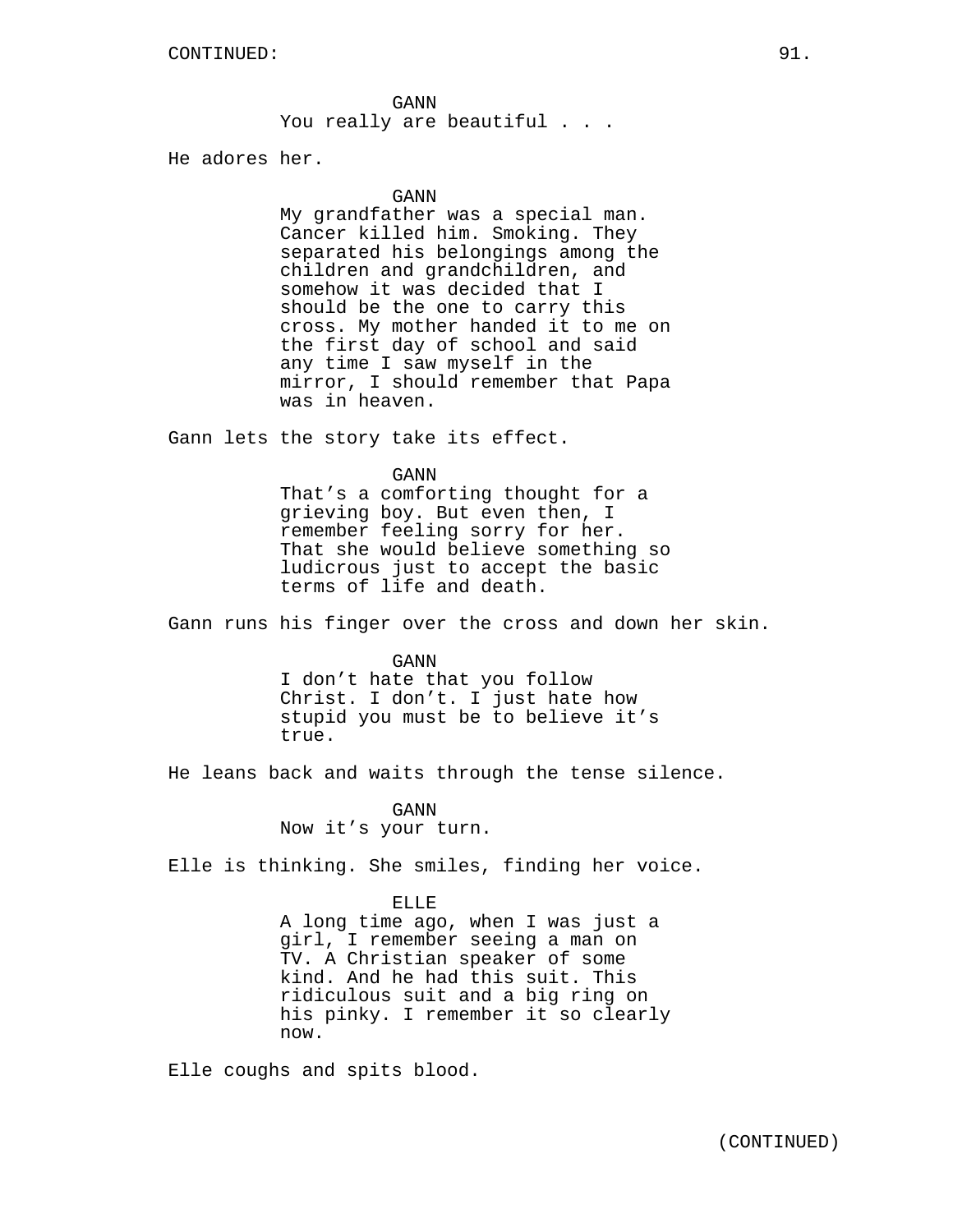CONTINUED:

GANN
You really are beautiful . . .

He adores her.

GANN
My grandfather was a special man. Cancer killed him. Smoking. They separated his belongings among the children and grandchildren, and somehow it was decided that I should be the one to carry this cross. My mother handed it to me on the first day of school and said any time I saw myself in the mirror, I should remember that Papa was in heaven.

Gann lets the story take its effect.

GANN
That's a comforting thought for a grieving boy. But even then, I remember feeling sorry for her. That she would believe something so ludicrous just to accept the basic terms of life and death.

Gann runs his finger over the cross and down her skin.

GANN
I don't hate that you follow Christ. I don't. I just hate how stupid you must be to believe it's true.

He leans back and waits through the tense silence.

GANN
Now it's your turn.

Elle is thinking. She smiles, finding her voice.

ELLE
A long time ago, when I was just a girl, I remember seeing a man on TV. A Christian speaker of some kind. And he had this suit. This ridiculous suit and a big ring on his pinky. I remember it so clearly now.

Elle coughs and spits blood.

(CONTINUED)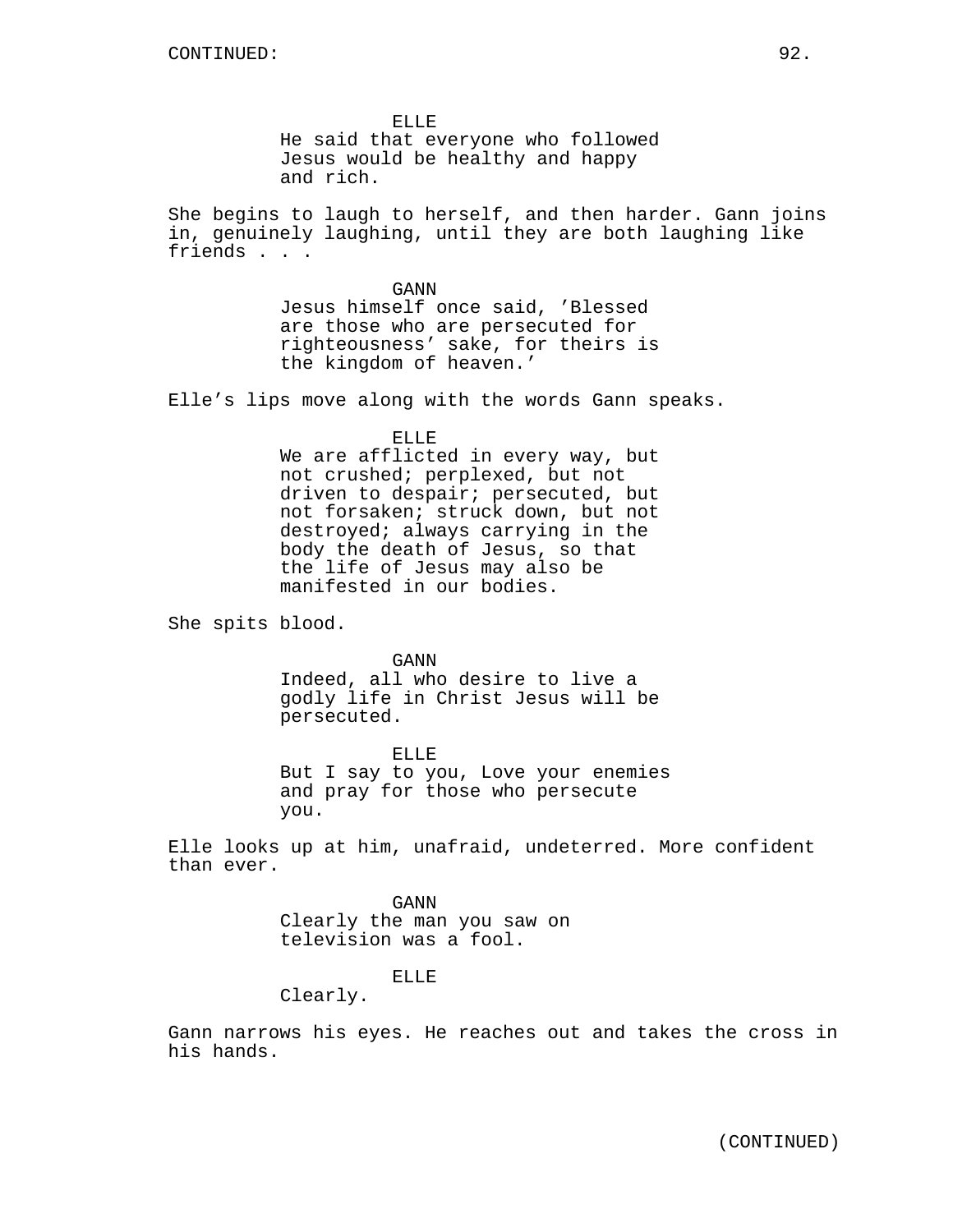CONTINUED:

ELLE
He said that everyone who followed Jesus would be healthy and happy and rich.

She begins to laugh to herself, and then harder. Gann joins in, genuinely laughing, until they are both laughing like friends . . .

GANN
Jesus himself once said, 'Blessed are those who are persecuted for righteousness' sake, for theirs is the kingdom of heaven.'

Elle's lips move along with the words Gann speaks.

ELLE
We are afflicted in every way, but not crushed; perplexed, but not driven to despair; persecuted, but not forsaken; struck down, but not destroyed; always carrying in the body the death of Jesus, so that the life of Jesus may also be manifested in our bodies.

She spits blood.

GANN
Indeed, all who desire to live a godly life in Christ Jesus will be persecuted.

ELLE
But I say to you, Love your enemies and pray for those who persecute you.

Elle looks up at him, unafraid, undeterred. More confident than ever.

GANN
Clearly the man you saw on television was a fool.

ELLE
Clearly.

Gann narrows his eyes. He reaches out and takes the cross in his hands.

(CONTINUED)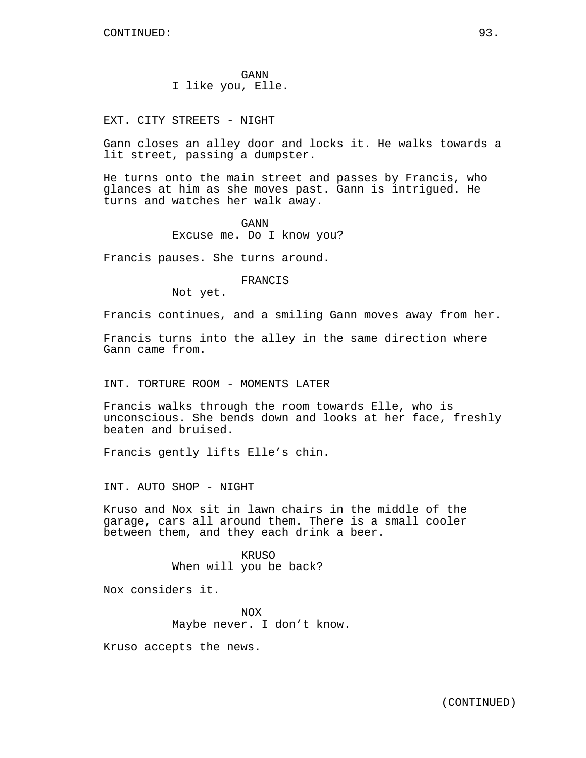CONTINUED:

GANN
I like you, Elle.

EXT. CITY STREETS - NIGHT

Gann closes an alley door and locks it. He walks towards a lit street, passing a dumpster.

He turns onto the main street and passes by Francis, who glances at him as she moves past. Gann is intrigued. He turns and watches her walk away.

GANN
Excuse me. Do I know you?

Francis pauses. She turns around.

FRANCIS
Not yet.

Francis continues, and a smiling Gann moves away from her.

Francis turns into the alley in the same direction where Gann came from.

INT. TORTURE ROOM - MOMENTS LATER

Francis walks through the room towards Elle, who is unconscious. She bends down and looks at her face, freshly beaten and bruised.

Francis gently lifts Elle's chin.

INT. AUTO SHOP - NIGHT

Kruso and Nox sit in lawn chairs in the middle of the garage, cars all around them. There is a small cooler between them, and they each drink a beer.

KRUSO
When will you be back?

Nox considers it.

NOX
Maybe never. I don't know.

Kruso accepts the news.

(CONTINUED)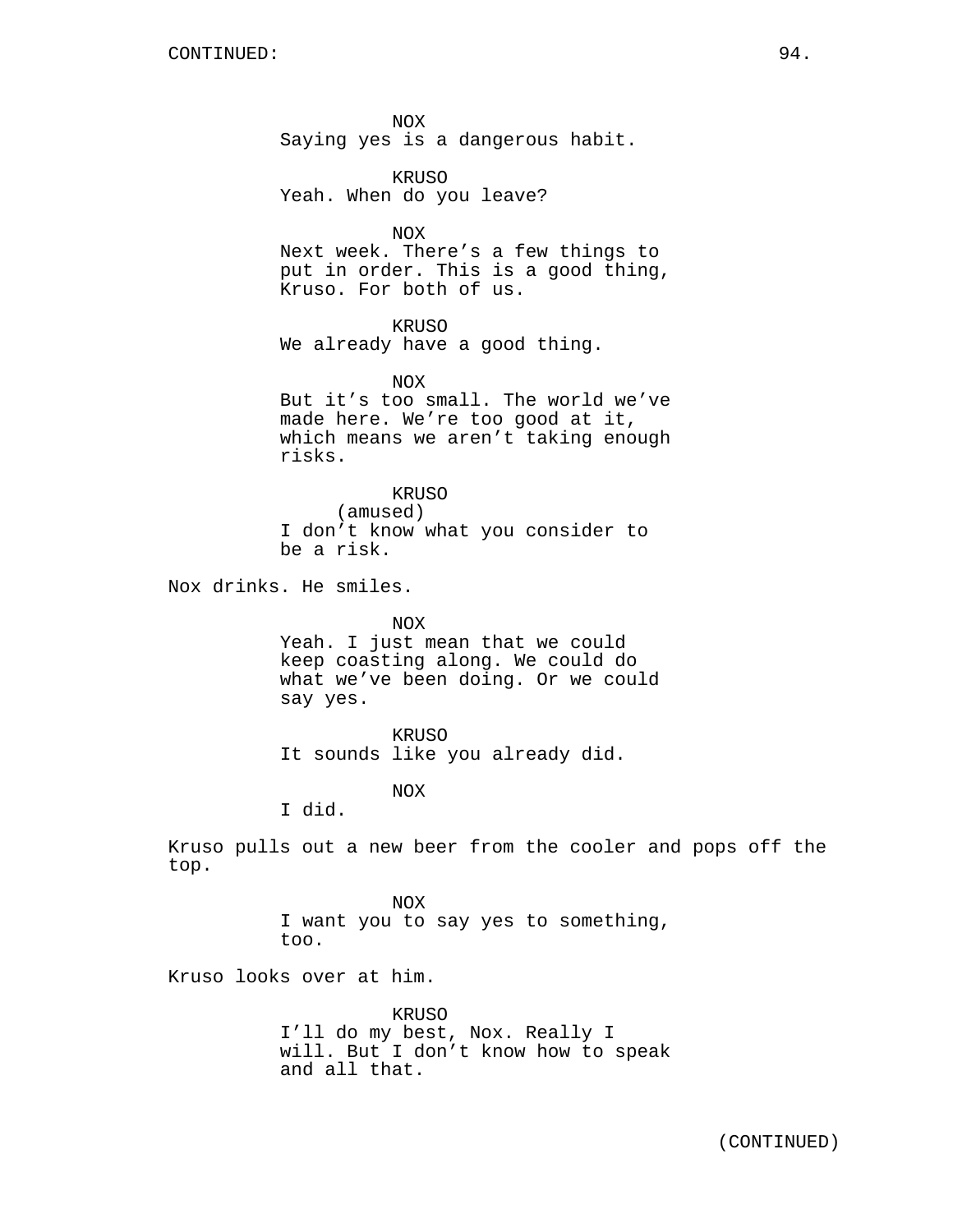CONTINUED:

NOX
Saying yes is a dangerous habit.

KRUSO
Yeah. When do you leave?

NOX
Next week. There’s a few things to put in order. This is a good thing, Kruso. For both of us.

KRUSO
We already have a good thing.

NOX
But it’s too small. The world we’ve made here. We’re too good at it, which means we aren’t taking enough risks.

KRUSO
(amused)
I don’t know what you consider to be a risk.

Nox drinks. He smiles.

NOX
Yeah. I just mean that we could keep coasting along. We could do what we’ve been doing. Or we could say yes.

KRUSO
It sounds like you already did.

NOX
I did.

Kruso pulls out a new beer from the cooler and pops off the top.

NOX
I want you to say yes to something, too.

Kruso looks over at him.

KRUSO
I’ll do my best, Nox. Really I will. But I don’t know how to speak and all that.

(CONTINUED)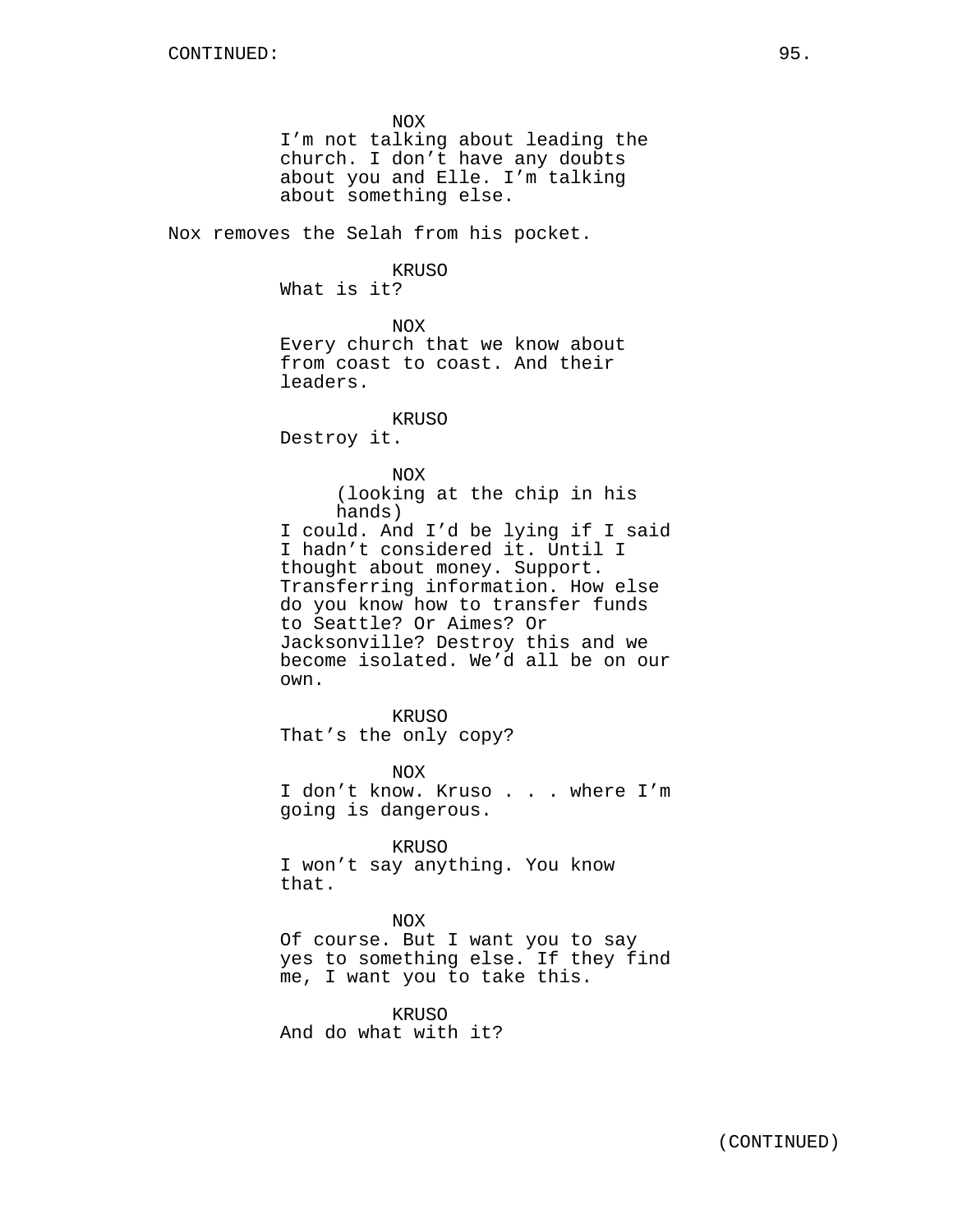NOX
I'm not talking about leading the church. I don't have any doubts about you and Elle. I'm talking about something else.

Nox removes the Selah from his pocket.

KRUSO
What is it?

NOX
Every church that we know about from coast to coast. And their leaders.

KRUSO
Destroy it.

NOX
(looking at the chip in his hands)
I could. And I'd be lying if I said I hadn't considered it. Until I thought about money. Support. Transferring information. How else do you know how to transfer funds to Seattle? Or Aimes? Or Jacksonville? Destroy this and we become isolated. We'd all be on our own.

KRUSO
That's the only copy?

NOX
I don't know. Kruso . . . where I'm going is dangerous.

KRUSO
I won't say anything. You know that.

NOX
Of course. But I want you to say yes to something else. If they find me, I want you to take this.

KRUSO
And do what with it?

(CONTINUED)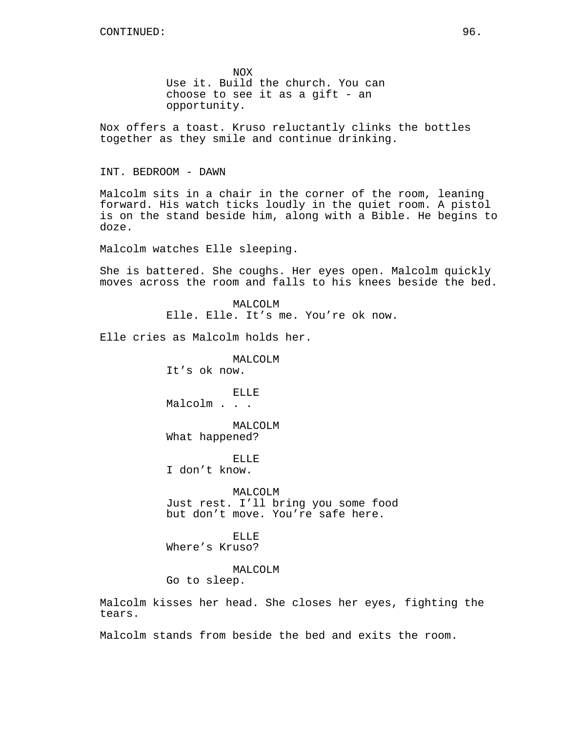NOX
Use it. Build the church. You can choose to see it as a gift - an opportunity.

Nox offers a toast. Kruso reluctantly clinks the bottles together as they smile and continue drinking.

INT. BEDROOM - DAWN

Malcolm sits in a chair in the corner of the room, leaning forward. His watch ticks loudly in the quiet room. A pistol is on the stand beside him, along with a Bible. He begins to doze.

Malcolm watches Elle sleeping.

She is battered. She coughs. Her eyes open. Malcolm quickly moves across the room and falls to his knees beside the bed.

MALCOLM
Elle. Elle. It’s me. You’re ok now.

Elle cries as Malcolm holds her.

MALCOLM
It’s ok now.

ELLE
Malcolm . . .

MALCOLM
What happened?

ELLE
I don’t know.

MALCOLM
Just rest. I’ll bring you some food but don’t move. You’re safe here.

ELLE
Where’s Kruso?

MALCOLM
Go to sleep.

Malcolm kisses her head. She closes her eyes, fighting the tears.

Malcolm stands from beside the bed and exits the room.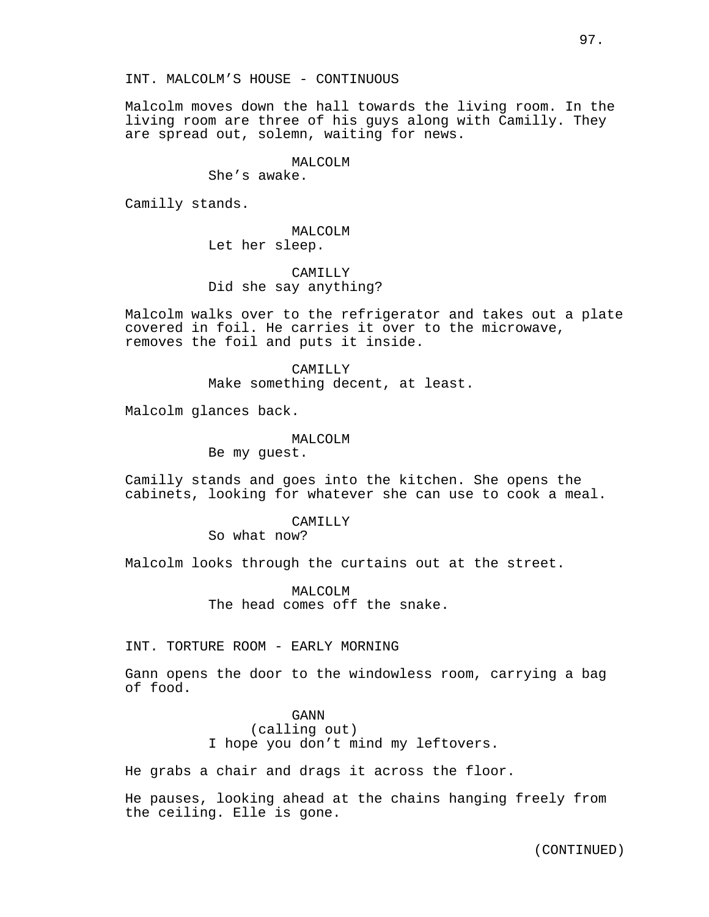INT. MALCOLM’S HOUSE - CONTINUOUS

Malcolm moves down the hall towards the living room. In the living room are three of his guys along with Camilly. They are spread out, solemn, waiting for news.

MALCOLM
She’s awake.

Camilly stands.

MALCOLM
Let her sleep.

CAMILLY
Did she say anything?

Malcolm walks over to the refrigerator and takes out a plate covered in foil. He carries it over to the microwave, removes the foil and puts it inside.

CAMILLY
Make something decent, at least.

Malcolm glances back.

MALCOLM
Be my guest.

Camilly stands and goes into the kitchen. She opens the cabinets, looking for whatever she can use to cook a meal.

CAMILLY
So what now?

Malcolm looks through the curtains out at the street.

MALCOLM
The head comes off the snake.

INT. TORTURE ROOM - EARLY MORNING

Gann opens the door to the windowless room, carrying a bag of food.

GANN
(calling out)
I hope you don’t mind my leftovers.

He grabs a chair and drags it across the floor.

He pauses, looking ahead at the chains hanging freely from the ceiling. Elle is gone.

(CONTINUED)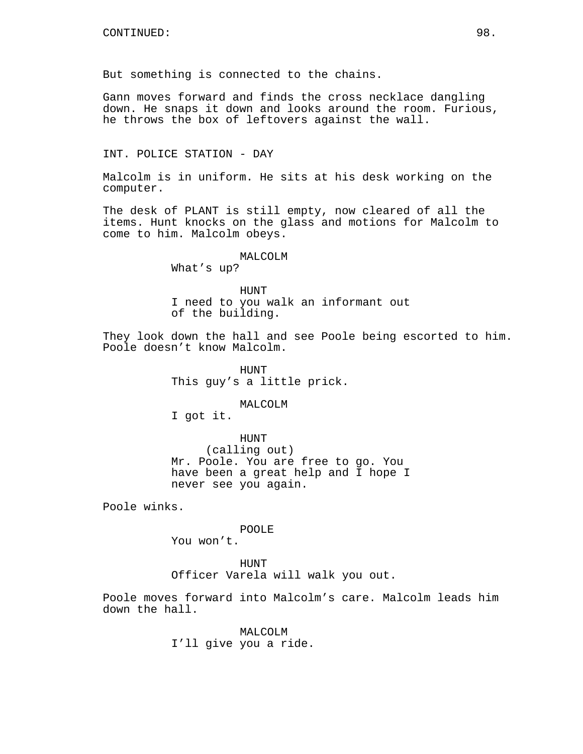CONTINUED:

But something is connected to the chains.

Gann moves forward and finds the cross necklace dangling down. He snaps it down and looks around the room. Furious, he throws the box of leftovers against the wall.

INT. POLICE STATION - DAY

Malcolm is in uniform. He sits at his desk working on the computer.

The desk of PLANT is still empty, now cleared of all the items. Hunt knocks on the glass and motions for Malcolm to come to him. Malcolm obeys.

MALCOLM
What’s up?

HUNT
I need to you walk an informant out of the building.

They look down the hall and see Poole being escorted to him. Poole doesn’t know Malcolm.

HUNT
This guy’s a little prick.

MALCOLM
I got it.

HUNT
(calling out)
Mr. Poole. You are free to go. You have been a great help and I hope I never see you again.

Poole winks.

POOLE
You won’t.

HUNT
Officer Varela will walk you out.

Poole moves forward into Malcolm’s care. Malcolm leads him down the hall.

MALCOLM
I’ll give you a ride.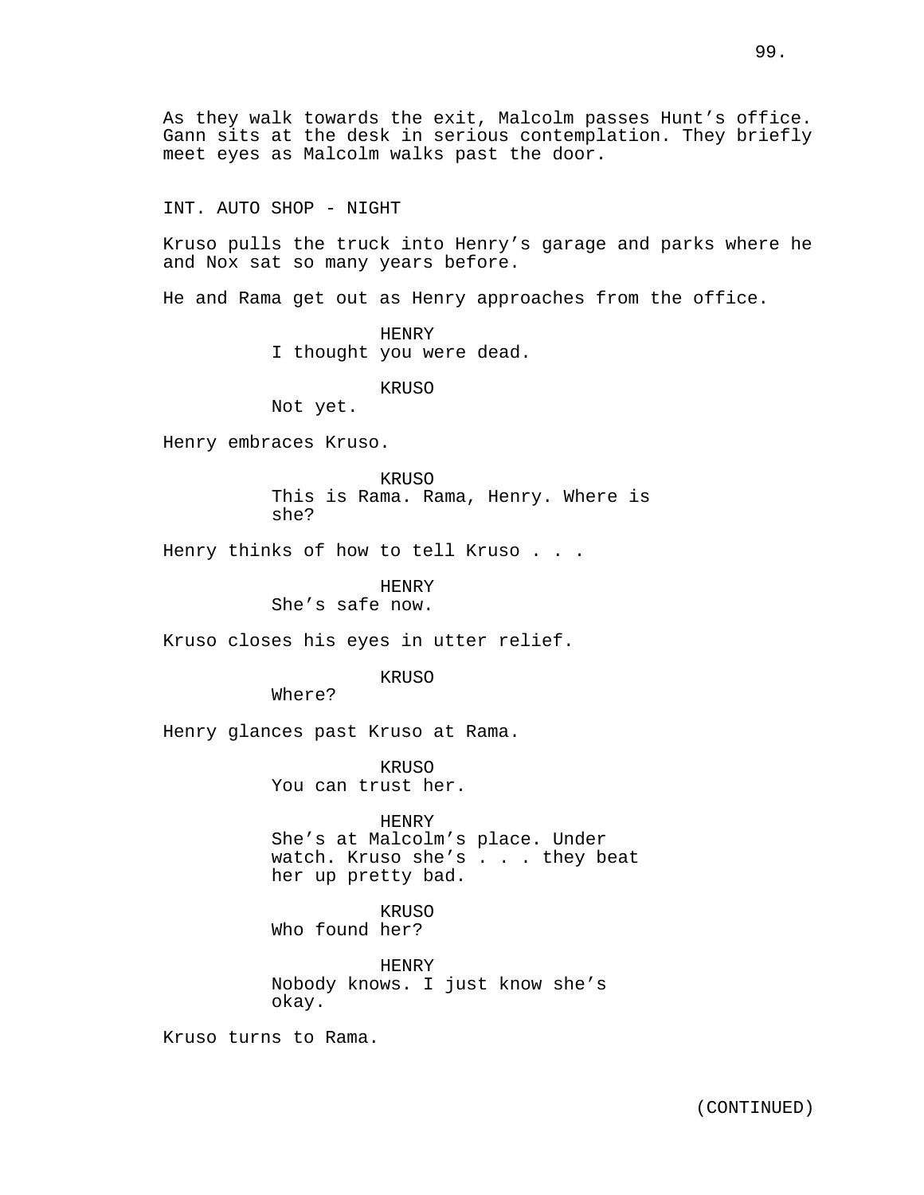As they walk towards the exit, Malcolm passes Hunt's office. Gann sits at the desk in serious contemplation. They briefly meet eyes as Malcolm walks past the door.

INT. AUTO SHOP - NIGHT

Kruso pulls the truck into Henry's garage and parks where he and Nox sat so many years before.

He and Rama get out as Henry approaches from the office.

HENRY
I thought you were dead.

KRUSO
Not yet.

Henry embraces Kruso.

KRUSO
This is Rama. Rama, Henry. Where is she?

Henry thinks of how to tell Kruso . . .

HENRY
She's safe now.

Kruso closes his eyes in utter relief.

KRUSO
Where?

Henry glances past Kruso at Rama.

KRUSO
You can trust her.

HENRY
She's at Malcolm's place. Under watch. Kruso she's . . . they beat her up pretty bad.

KRUSO
Who found her?

HENRY
Nobody knows. I just know she's okay.

Kruso turns to Rama.

(CONTINUED)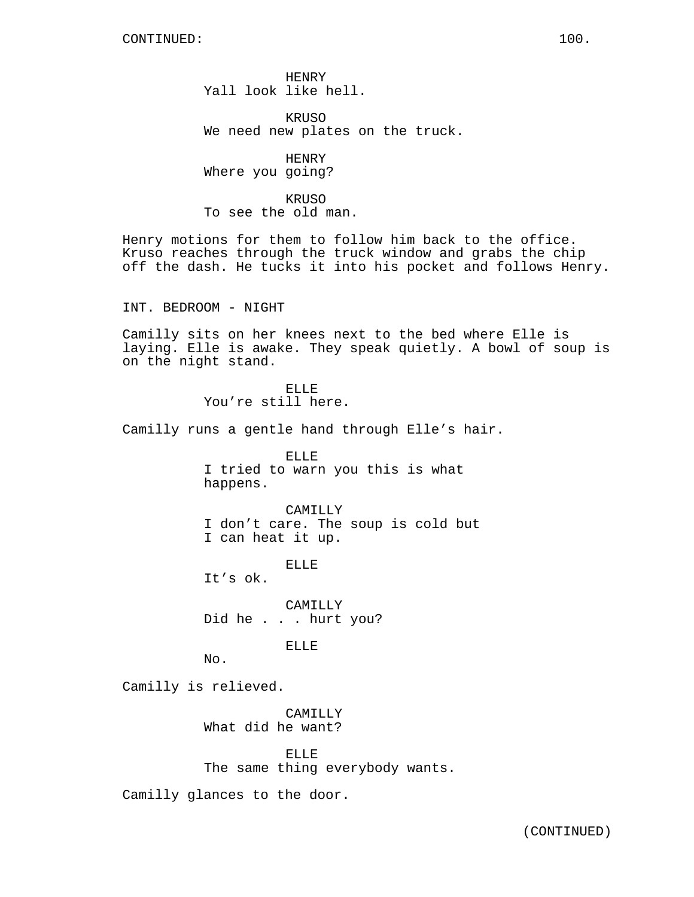CONTINUED:

HENRY
Yall look like hell.

KRUSO
We need new plates on the truck.

HENRY
Where you going?

KRUSO
To see the old man.

Henry motions for them to follow him back to the office. Kruso reaches through the truck window and grabs the chip off the dash. He tucks it into his pocket and follows Henry.

INT. BEDROOM - NIGHT

Camilly sits on her knees next to the bed where Elle is laying. Elle is awake. They speak quietly. A bowl of soup is on the night stand.

ELLE
You’re still here.

Camilly runs a gentle hand through Elle’s hair.

ELLE
I tried to warn you this is what happens.

CAMILLY
I don’t care. The soup is cold but I can heat it up.

ELLE
It’s ok.

CAMILLY
Did he . . . hurt you?

ELLE
No.

Camilly is relieved.

CAMILLY
What did he want?

ELLE
The same thing everybody wants.

Camilly glances to the door.

(CONTINUED)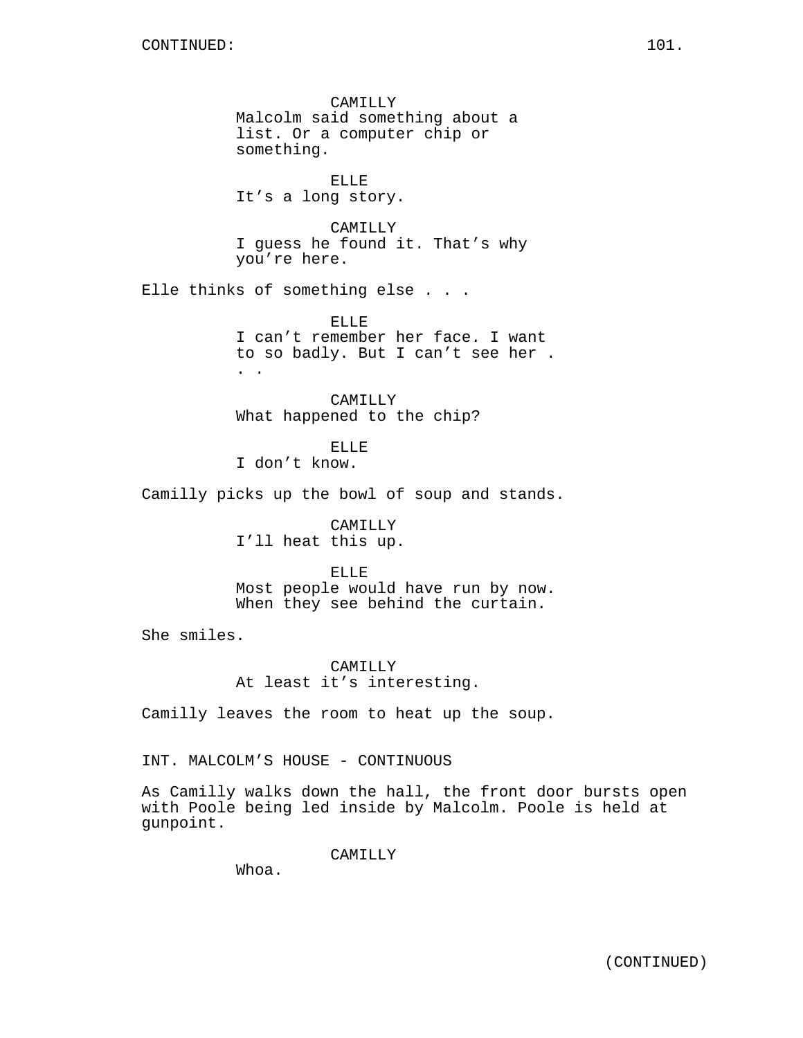CONTINUED:

CAMILLY
Malcolm said something about a list. Or a computer chip or something.

ELLE
It's a long story.

CAMILLY
I guess he found it. That's why you're here.

Elle thinks of something else . . .

ELLE
I can't remember her face. I want to so badly. But I can't see her . . .

CAMILLY
What happened to the chip?

ELLE
I don't know.

Camilly picks up the bowl of soup and stands.

CAMILLY
I'll heat this up.

ELLE
Most people would have run by now. When they see behind the curtain.

She smiles.

CAMILLY
At least it's interesting.

Camilly leaves the room to heat up the soup.

INT. MALCOLM'S HOUSE - CONTINUOUS

As Camilly walks down the hall, the front door bursts open with Poole being led inside by Malcolm. Poole is held at gunpoint.

CAMILLY
Whoa.

(CONTINUED)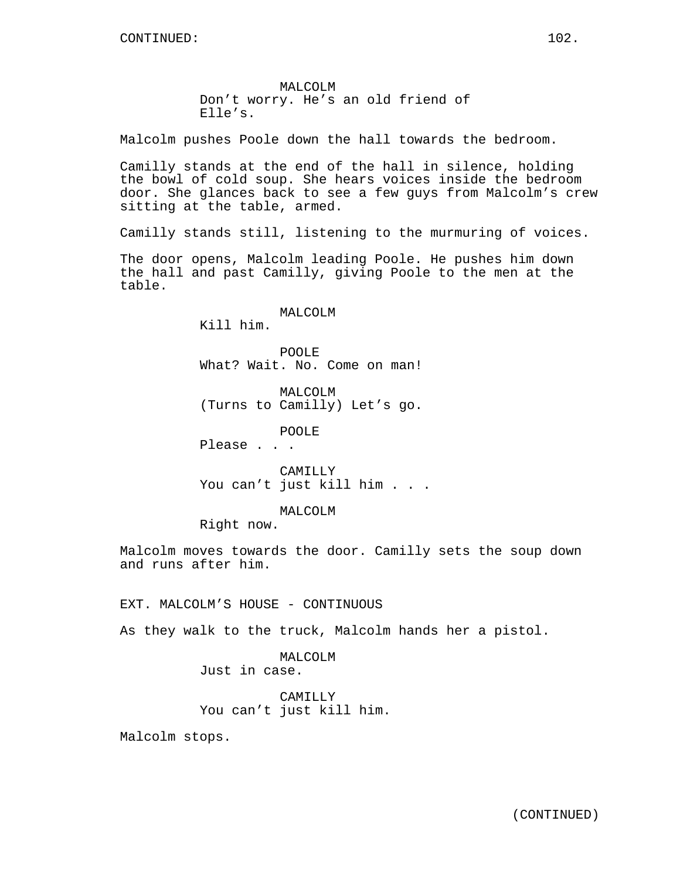MALCOLM
Don’t worry. He’s an old friend of Elle’s.

Malcolm pushes Poole down the hall towards the bedroom.

Camilly stands at the end of the hall in silence, holding the bowl of cold soup. She hears voices inside the bedroom door. She glances back to see a few guys from Malcolm’s crew sitting at the table, armed.

Camilly stands still, listening to the murmuring of voices.

The door opens, Malcolm leading Poole. He pushes him down the hall and past Camilly, giving Poole to the men at the table.

MALCOLM
Kill him.

POOLE
What? Wait. No. Come on man!

MALCOLM
(Turns to Camilly) Let’s go.

POOLE
Please . . .

CAMILLY
You can’t just kill him . . .

MALCOLM
Right now.

Malcolm moves towards the door. Camilly sets the soup down and runs after him.

EXT. MALCOLM’S HOUSE - CONTINUOUS

As they walk to the truck, Malcolm hands her a pistol.

MALCOLM
Just in case.

CAMILLY
You can’t just kill him.

Malcolm stops.

(CONTINUED)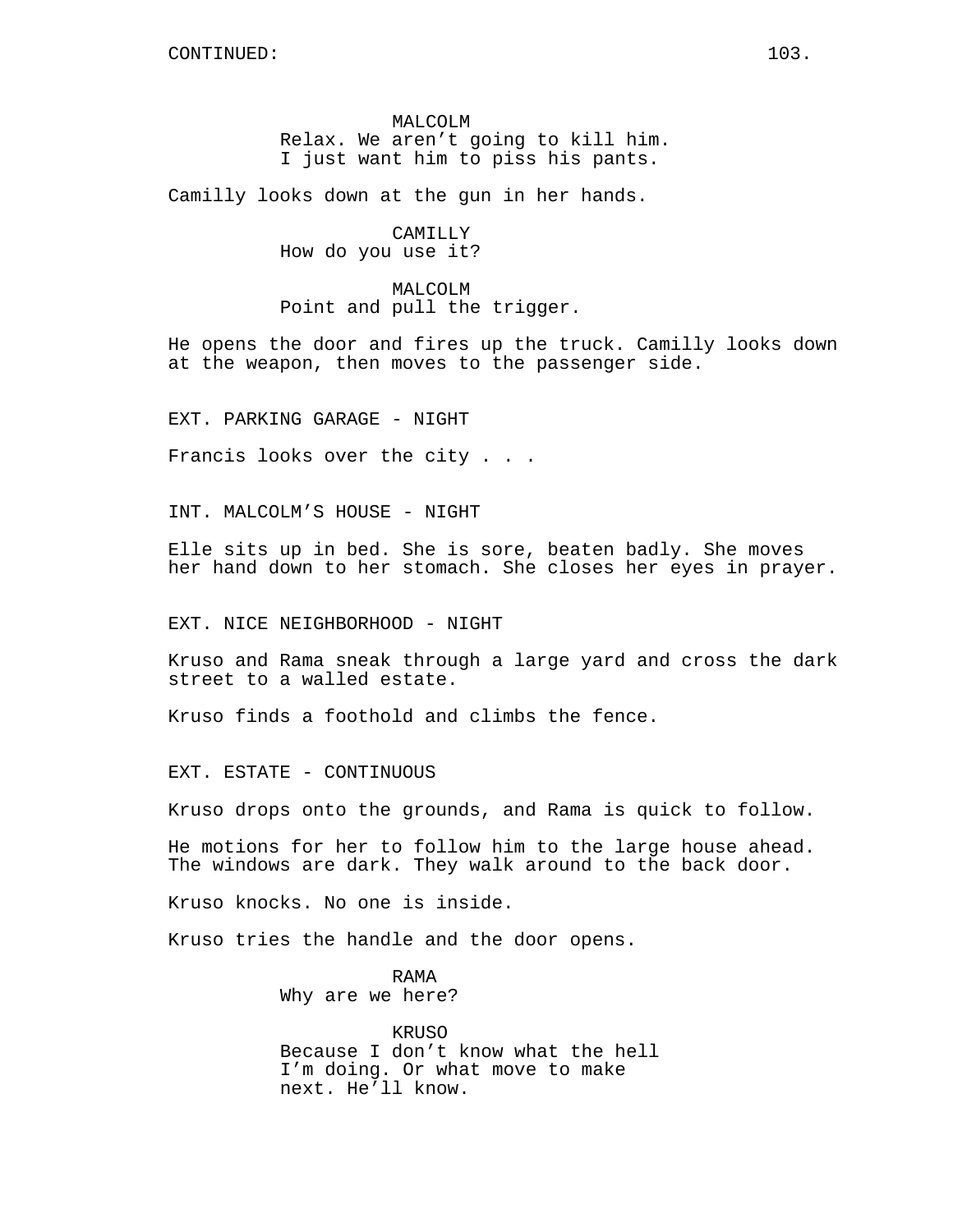MALCOLM
Relax. We aren't going to kill him. I just want him to piss his pants.

Camilly looks down at the gun in her hands.

CAMILLY
How do you use it?

MALCOLM
Point and pull the trigger.

He opens the door and fires up the truck. Camilly looks down at the weapon, then moves to the passenger side.

EXT. PARKING GARAGE - NIGHT

Francis looks over the city . . .

INT. MALCOLM'S HOUSE - NIGHT

Elle sits up in bed. She is sore, beaten badly. She moves her hand down to her stomach. She closes her eyes in prayer.

EXT. NICE NEIGHBORHOOD - NIGHT

Kruso and Rama sneak through a large yard and cross the dark street to a walled estate.

Kruso finds a foothold and climbs the fence.

EXT. ESTATE - CONTINUOUS

Kruso drops onto the grounds, and Rama is quick to follow.

He motions for her to follow him to the large house ahead. The windows are dark. They walk around to the back door.

Kruso knocks. No one is inside.

Kruso tries the handle and the door opens.

RAMA
Why are we here?

KRUSO
Because I don't know what the hell I'm doing. Or what move to make next. He'll know.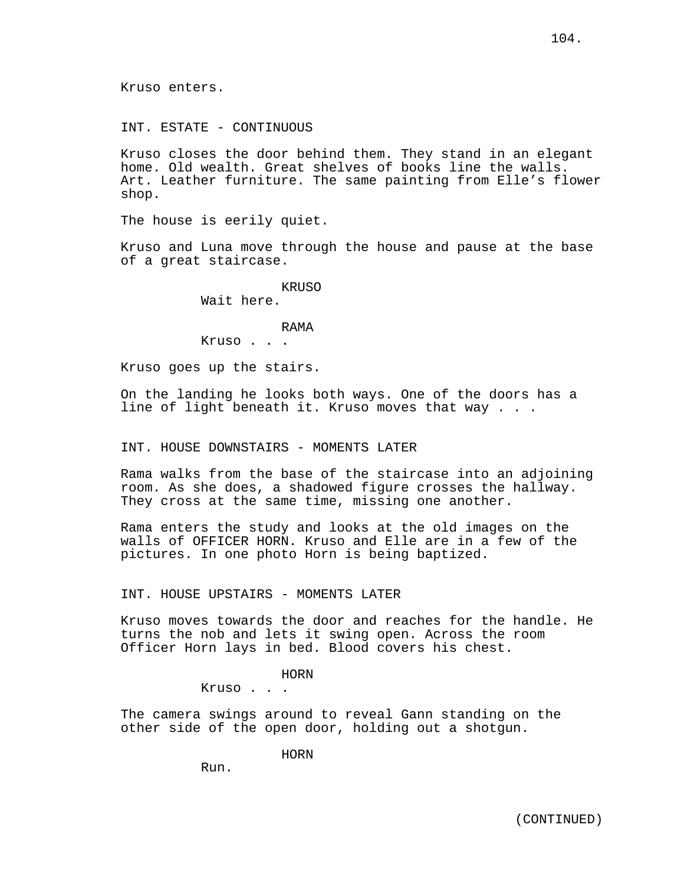Kruso enters.

INT. ESTATE - CONTINUOUS

Kruso closes the door behind them. They stand in an elegant home. Old wealth. Great shelves of books line the walls. Art. Leather furniture. The same painting from Elle’s flower shop.

The house is eerily quiet.

Kruso and Luna move through the house and pause at the base of a great staircase.

KRUSO
Wait here.

RAMA
Kruso . . .

Kruso goes up the stairs.

On the landing he looks both ways. One of the doors has a line of light beneath it. Kruso moves that way . . .

INT. HOUSE DOWNSTAIRS - MOMENTS LATER

Rama walks from the base of the staircase into an adjoining room. As she does, a shadowed figure crosses the hallway. They cross at the same time, missing one another.

Rama enters the study and looks at the old images on the walls of OFFICER HORN. Kruso and Elle are in a few of the pictures. In one photo Horn is being baptized.

INT. HOUSE UPSTAIRS - MOMENTS LATER

Kruso moves towards the door and reaches for the handle. He turns the nob and lets it swing open. Across the room Officer Horn lays in bed. Blood covers his chest.

HORN
Kruso . . .

The camera swings around to reveal Gann standing on the other side of the open door, holding out a shotgun.

HORN
Run.

(CONTINUED)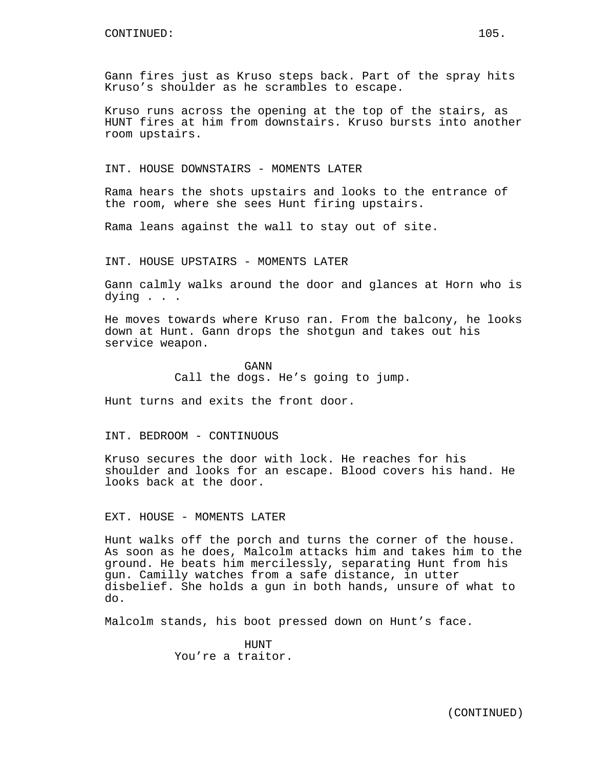CONTINUED:

Gann fires just as Kruso steps back. Part of the spray hits Kruso's shoulder as he scrambles to escape.

Kruso runs across the opening at the top of the stairs, as HUNT fires at him from downstairs. Kruso bursts into another room upstairs.

INT. HOUSE DOWNSTAIRS - MOMENTS LATER

Rama hears the shots upstairs and looks to the entrance of the room, where she sees Hunt firing upstairs.

Rama leans against the wall to stay out of site.

INT. HOUSE UPSTAIRS - MOMENTS LATER

Gann calmly walks around the door and glances at Horn who is dying . . .

He moves towards where Kruso ran. From the balcony, he looks down at Hunt. Gann drops the shotgun and takes out his service weapon.

GANN
Call the dogs. He's going to jump.

Hunt turns and exits the front door.

INT. BEDROOM - CONTINUOUS

Kruso secures the door with lock. He reaches for his shoulder and looks for an escape. Blood covers his hand. He looks back at the door.

EXT. HOUSE - MOMENTS LATER

Hunt walks off the porch and turns the corner of the house. As soon as he does, Malcolm attacks him and takes him to the ground. He beats him mercilessly, separating Hunt from his gun. Camilly watches from a safe distance, in utter disbelief. She holds a gun in both hands, unsure of what to do.

Malcolm stands, his boot pressed down on Hunt's face.

HUNT
You're a traitor.

(CONTINUED)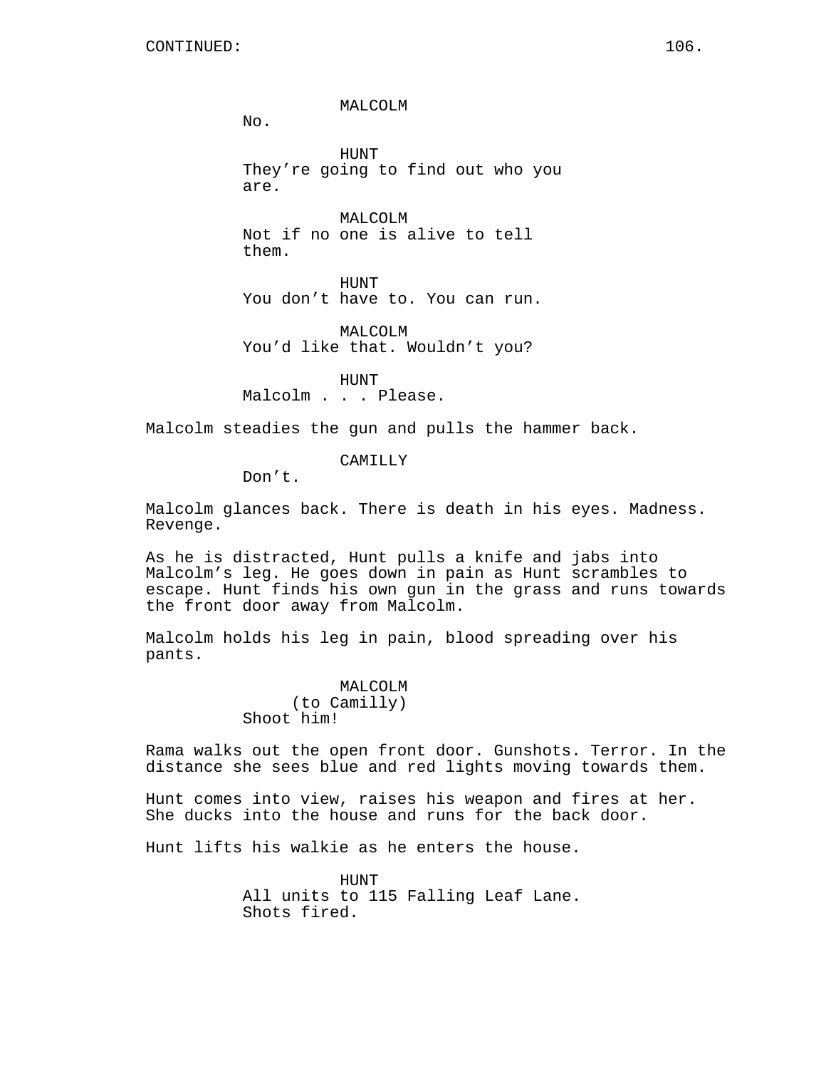MALCOLM

No.

HUNT

They're going to find out who you are.

MALCOLM

Not if no one is alive to tell them.

HUNT

You don't have to. You can run.

MALCOLM

You'd like that. Wouldn't you?

HUNT

Malcolm . . . Please.

Malcolm steadies the gun and pulls the hammer back.

CAMILLY

Don't.

Malcolm glances back. There is death in his eyes. Madness. Revenge.

As he is distracted, Hunt pulls a knife and jabs into Malcolm's leg. He goes down in pain as Hunt scrambles to escape. Hunt finds his own gun in the grass and runs towards the front door away from Malcolm.

Malcolm holds his leg in pain, blood spreading over his pants.

MALCOLM
(to Camilly)

Shoot him!

Rama walks out the open front door. Gunshots. Terror. In the distance she sees blue and red lights moving towards them.

Hunt comes into view, raises his weapon and fires at her. She ducks into the house and runs for the back door.

Hunt lifts his walkie as he enters the house.

HUNT

All units to 115 Falling Leaf Lane. Shots fired.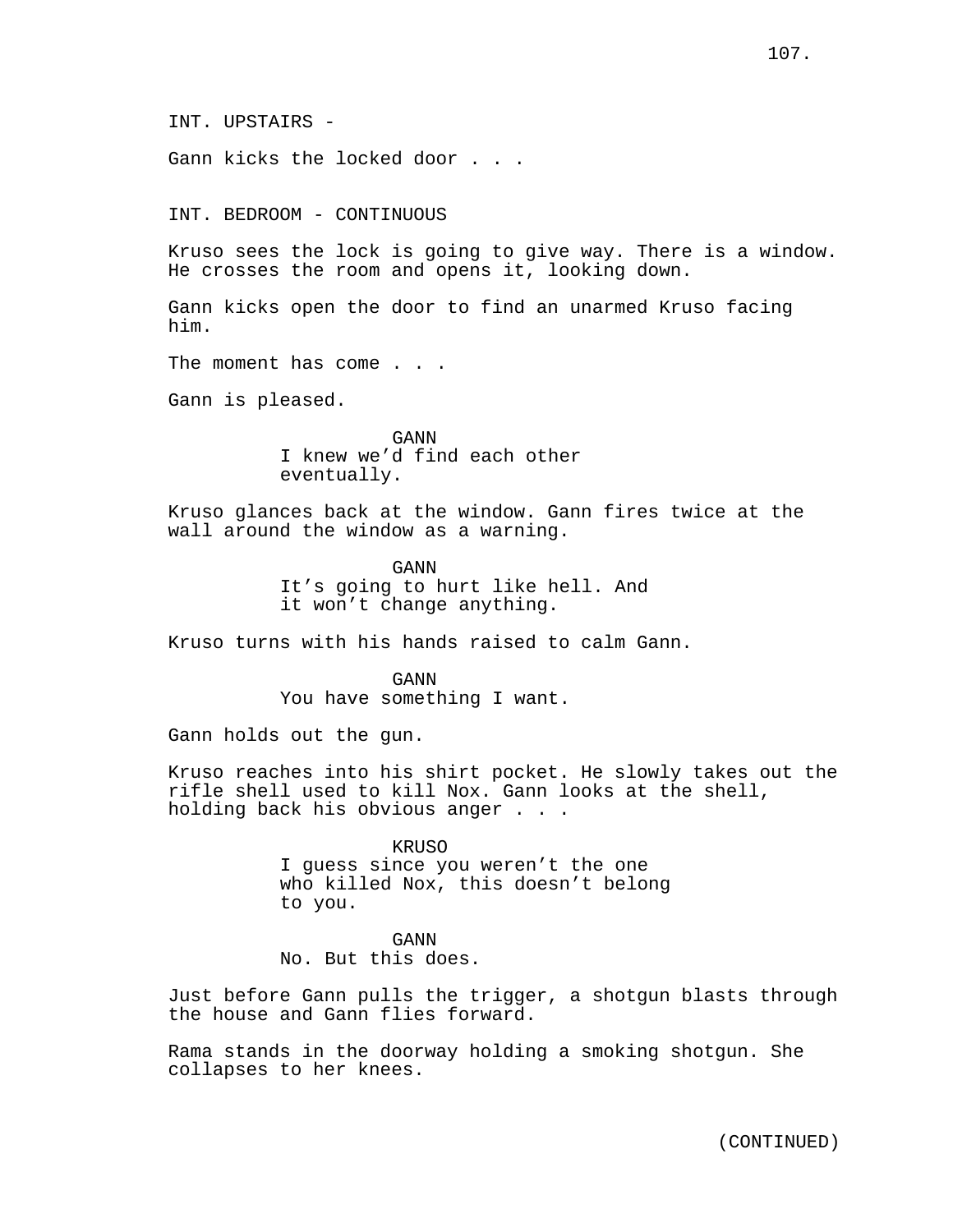INT. UPSTAIRS -

Gann kicks the locked door . . .

INT. BEDROOM - CONTINUOUS

Kruso sees the lock is going to give way. There is a window. He crosses the room and opens it, looking down.

Gann kicks open the door to find an unarmed Kruso facing him.

The moment has come . . .

Gann is pleased.

GANN
I knew we'd find each other eventually.

Kruso glances back at the window. Gann fires twice at the wall around the window as a warning.

GANN
It's going to hurt like hell. And it won't change anything.

Kruso turns with his hands raised to calm Gann.

GANN
You have something I want.

Gann holds out the gun.

Kruso reaches into his shirt pocket. He slowly takes out the rifle shell used to kill Nox. Gann looks at the shell, holding back his obvious anger . . .

KRUSO
I guess since you weren't the one who killed Nox, this doesn't belong to you.

GANN
No. But this does.

Just before Gann pulls the trigger, a shotgun blasts through the house and Gann flies forward.

Rama stands in the doorway holding a smoking shotgun. She collapses to her knees.

(CONTINUED)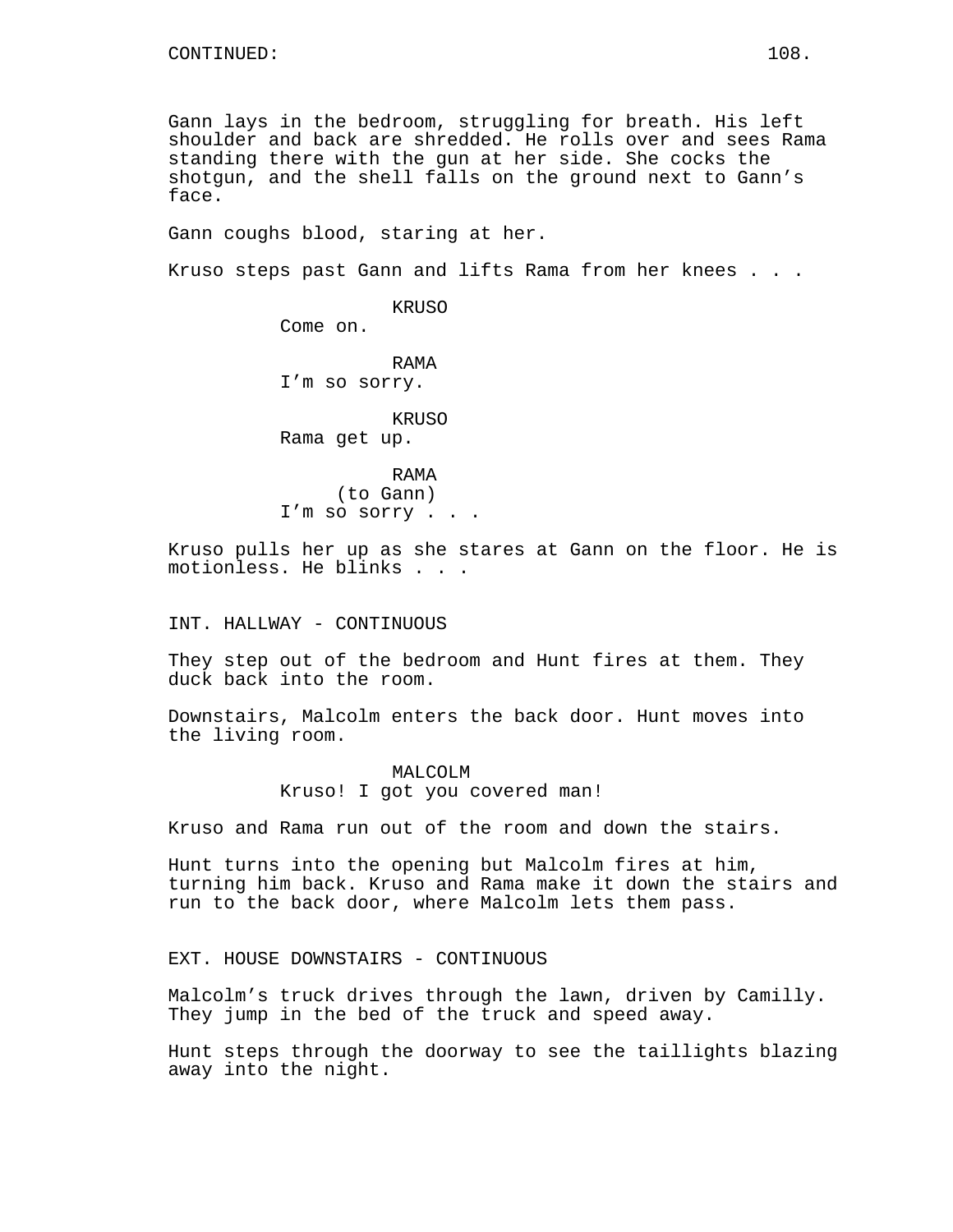CONTINUED:

Gann lays in the bedroom, struggling for breath. His left shoulder and back are shredded. He rolls over and sees Rama standing there with the gun at her side. She cocks the shotgun, and the shell falls on the ground next to Gann's face.

Gann coughs blood, staring at her.

Kruso steps past Gann and lifts Rama from her knees . . .

KRUSO
Come on.

RAMA
I'm so sorry.

KRUSO
Rama get up.

RAMA
(to Gann)
I'm so sorry . . .

Kruso pulls her up as she stares at Gann on the floor. He is motionless. He blinks . . .

INT. HALLWAY - CONTINUOUS

They step out of the bedroom and Hunt fires at them. They duck back into the room.

Downstairs, Malcolm enters the back door. Hunt moves into the living room.

MALCOLM
Kruso! I got you covered man!

Kruso and Rama run out of the room and down the stairs.

Hunt turns into the opening but Malcolm fires at him, turning him back. Kruso and Rama make it down the stairs and run to the back door, where Malcolm lets them pass.

EXT. HOUSE DOWNSTAIRS - CONTINUOUS

Malcolm's truck drives through the lawn, driven by Camilly. They jump in the bed of the truck and speed away.

Hunt steps through the doorway to see the taillights blazing away into the night.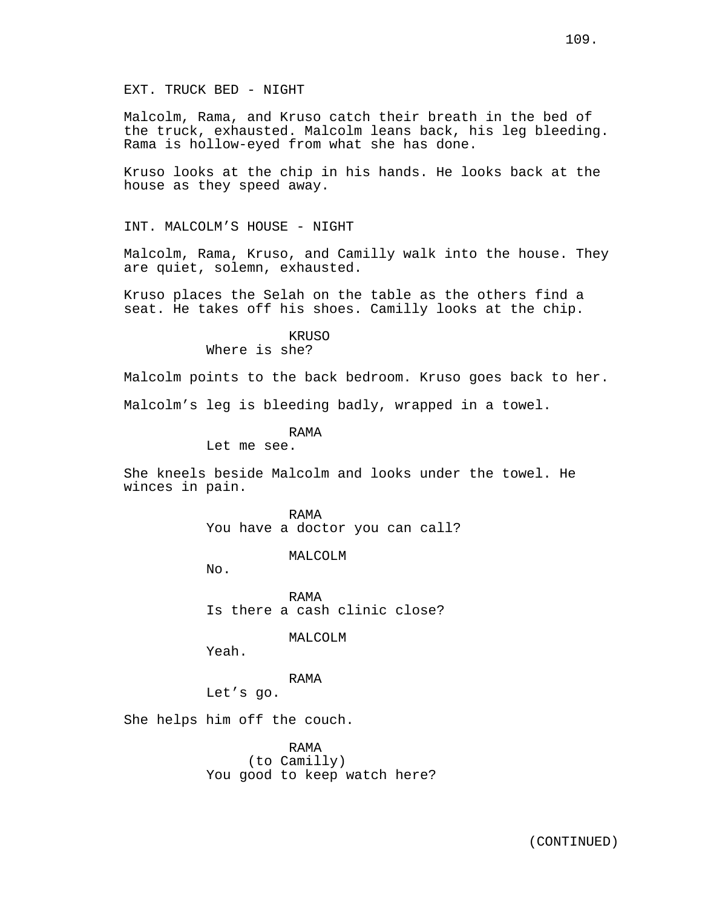EXT. TRUCK BED - NIGHT

Malcolm, Rama, and Kruso catch their breath in the bed of the truck, exhausted. Malcolm leans back, his leg bleeding. Rama is hollow-eyed from what she has done.

Kruso looks at the chip in his hands. He looks back at the house as they speed away.

INT. MALCOLM'S HOUSE - NIGHT

Malcolm, Rama, Kruso, and Camilly walk into the house. They are quiet, solemn, exhausted.

Kruso places the Selah on the table as the others find a seat. He takes off his shoes. Camilly looks at the chip.

KRUSO
Where is she?

Malcolm points to the back bedroom. Kruso goes back to her.

Malcolm's leg is bleeding badly, wrapped in a towel.

RAMA
Let me see.

She kneels beside Malcolm and looks under the towel. He winces in pain.

RAMA
You have a doctor you can call?

MALCOLM
No.

RAMA
Is there a cash clinic close?

MALCOLM
Yeah.

RAMA
Let's go.

She helps him off the couch.

RAMA
(to Camilly)
You good to keep watch here?

(CONTINUED)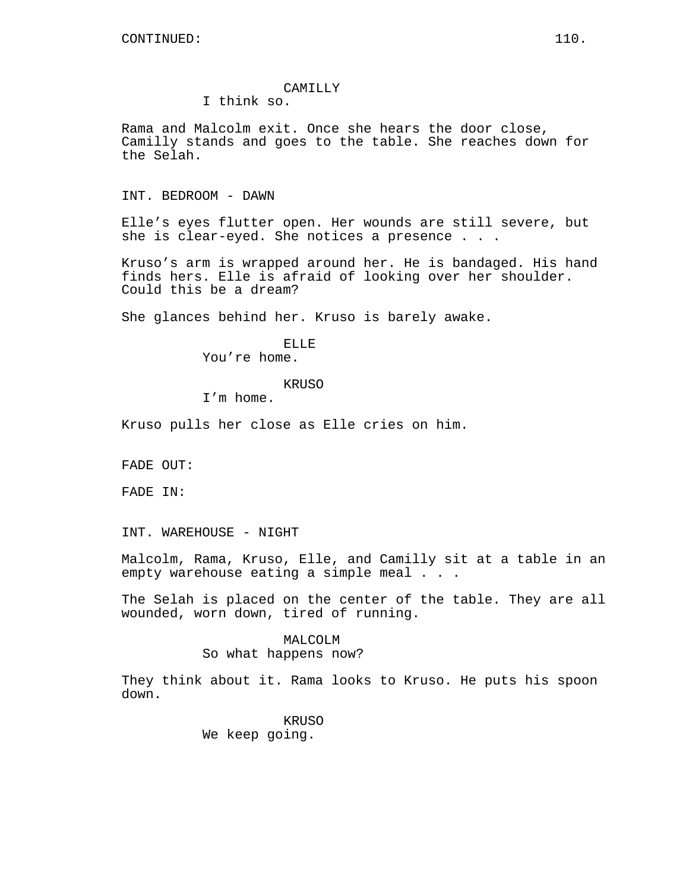CONTINUED:

CAMILLY
I think so.

Rama and Malcolm exit. Once she hears the door close, Camilly stands and goes to the table. She reaches down for the Selah.

INT. BEDROOM - DAWN

Elle's eyes flutter open. Her wounds are still severe, but she is clear-eyed. She notices a presence . . .

Kruso's arm is wrapped around her. He is bandaged. His hand finds hers. Elle is afraid of looking over her shoulder. Could this be a dream?

She glances behind her. Kruso is barely awake.

ELLE
You're home.

KRUSO
I'm home.

Kruso pulls her close as Elle cries on him.

FADE OUT:

FADE IN:

INT. WAREHOUSE - NIGHT

Malcolm, Rama, Kruso, Elle, and Camilly sit at a table in an empty warehouse eating a simple meal . . .

The Selah is placed on the center of the table. They are all wounded, worn down, tired of running.

MALCOLM
So what happens now?

They think about it. Rama looks to Kruso. He puts his spoon down.

KRUSO
We keep going.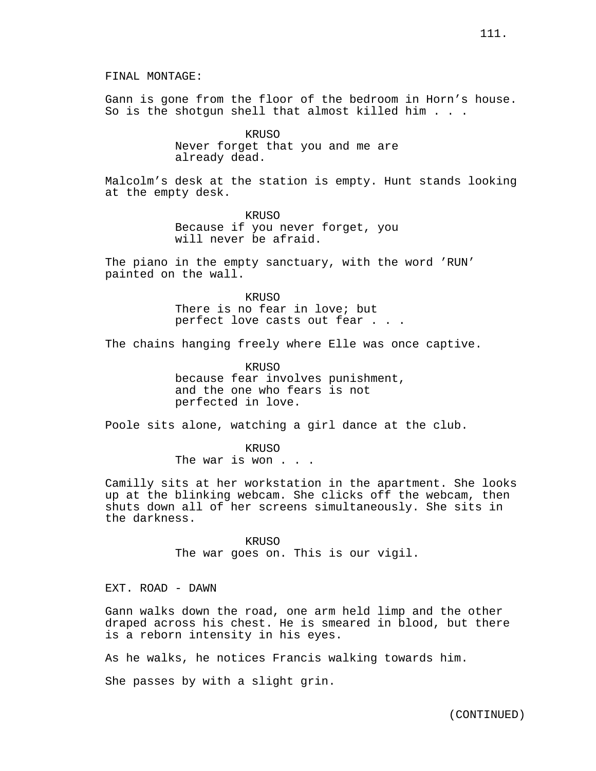FINAL MONTAGE:

Gann is gone from the floor of the bedroom in Horn's house. So is the shotgun shell that almost killed him . . .

KRUSO
Never forget that you and me are already dead.

Malcolm's desk at the station is empty. Hunt stands looking at the empty desk.

KRUSO
Because if you never forget, you will never be afraid.

The piano in the empty sanctuary, with the word 'RUN' painted on the wall.

KRUSO
There is no fear in love; but perfect love casts out fear . . .

The chains hanging freely where Elle was once captive.

KRUSO
because fear involves punishment, and the one who fears is not perfected in love.

Poole sits alone, watching a girl dance at the club.

KRUSO
The war is won . . .

Camilly sits at her workstation in the apartment. She looks up at the blinking webcam. She clicks off the webcam, then shuts down all of her screens simultaneously. She sits in the darkness.

KRUSO
The war goes on. This is our vigil.

EXT. ROAD - DAWN

Gann walks down the road, one arm held limp and the other draped across his chest. He is smeared in blood, but there is a reborn intensity in his eyes.

As he walks, he notices Francis walking towards him.

She passes by with a slight grin.

(CONTINUED)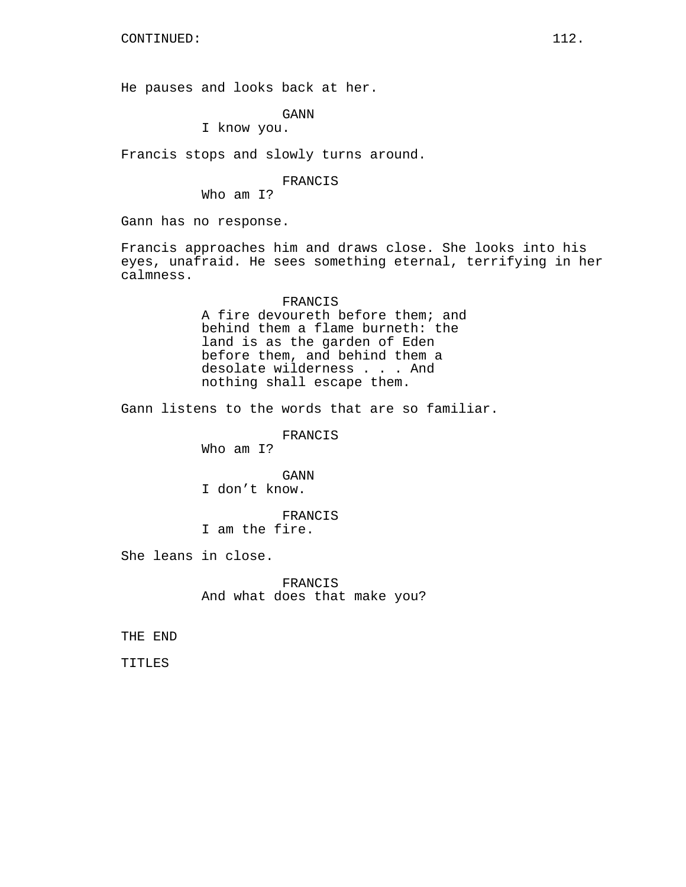CONTINUED:

He pauses and looks back at her.

GANN
I know you.

Francis stops and slowly turns around.

FRANCIS
Who am I?

Gann has no response.

Francis approaches him and draws close. She looks into his eyes, unafraid. He sees something eternal, terrifying in her calmness.

FRANCIS
A fire devoureth before them; and behind them a flame burneth: the land is as the garden of Eden before them, and behind them a desolate wilderness . . . And nothing shall escape them.

Gann listens to the words that are so familiar.

FRANCIS
Who am I?

GANN
I don't know.

FRANCIS
I am the fire.

She leans in close.

FRANCIS
And what does that make you?

THE END

TITLES